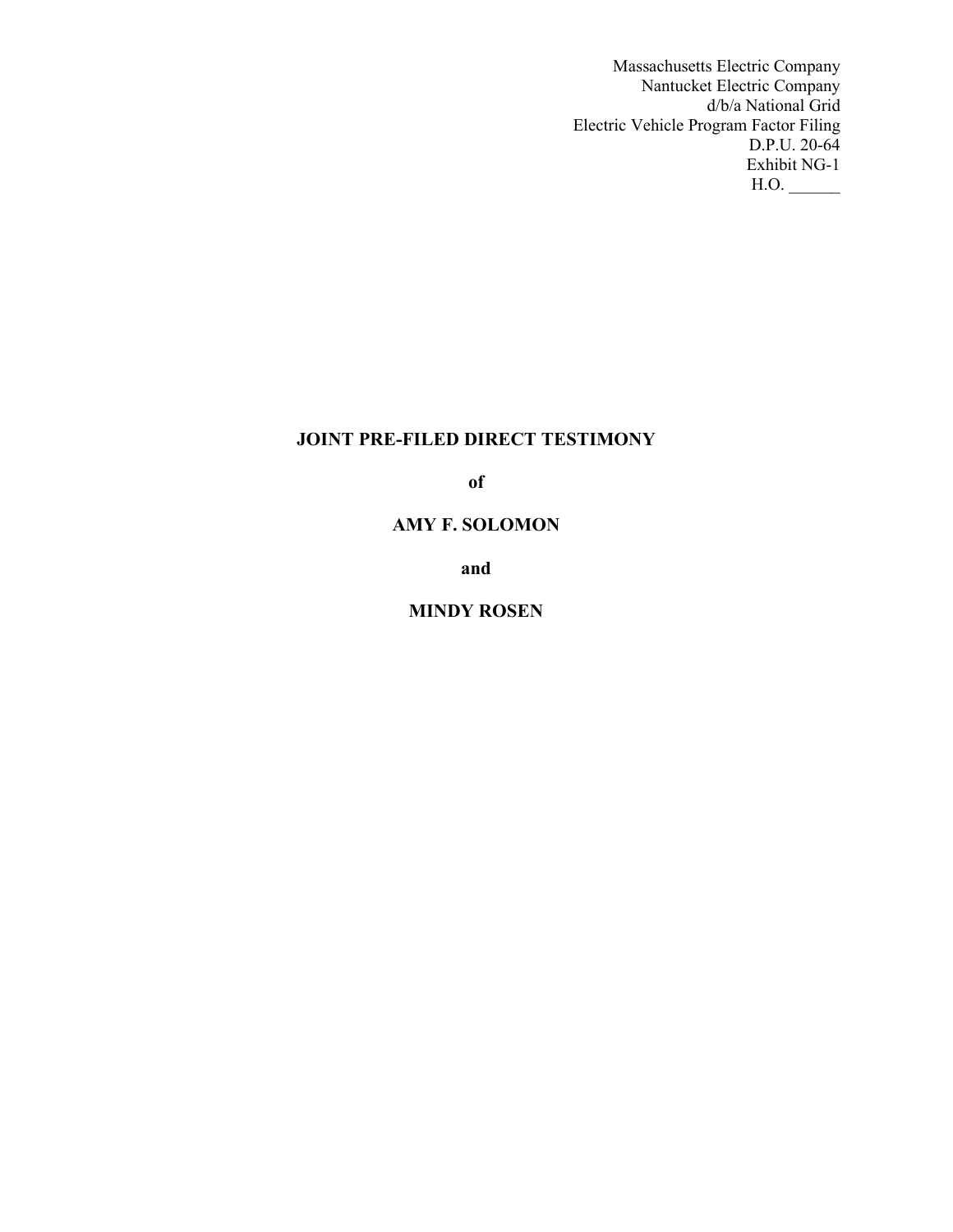Massachusetts Electric Company
Nantucket Electric Company
d/b/a National Grid
Electric Vehicle Program Factor Filing
D.P.U. 20-64
Exhibit NG-1
H.O. ______

**JOINT PRE-FILED DIRECT TESTIMONY**

**of**

**AMY F. SOLOMON**

**and**

**MINDY ROSEN**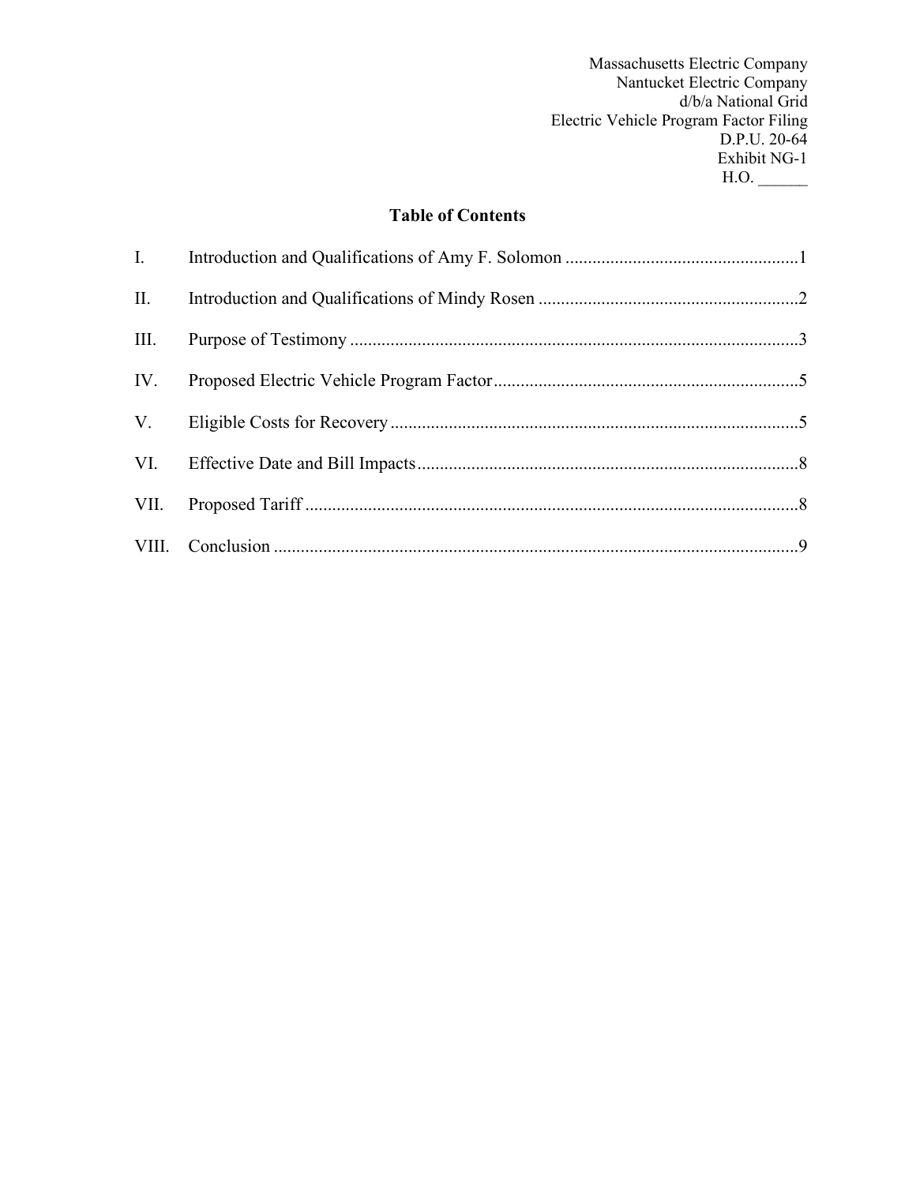Massachusetts Electric Company
Nantucket Electric Company
d/b/a National Grid
Electric Vehicle Program Factor Filing
D.P.U. 20-64
Exhibit NG-1
H.O. ______

## Table of Contents

| | | |
|---|---|---|
| I. | Introduction and Qualifications of Amy F. Solomon | 1 |
| II. | Introduction and Qualifications of Mindy Rosen | 2 |
| III. | Purpose of Testimony | 3 |
| IV. | Proposed Electric Vehicle Program Factor | 5 |
| V. | Eligible Costs for Recovery | 5 |
| VI. | Effective Date and Bill Impacts | 8 |
| VII. | Proposed Tariff | 8 |
| VIII. | Conclusion | 9 |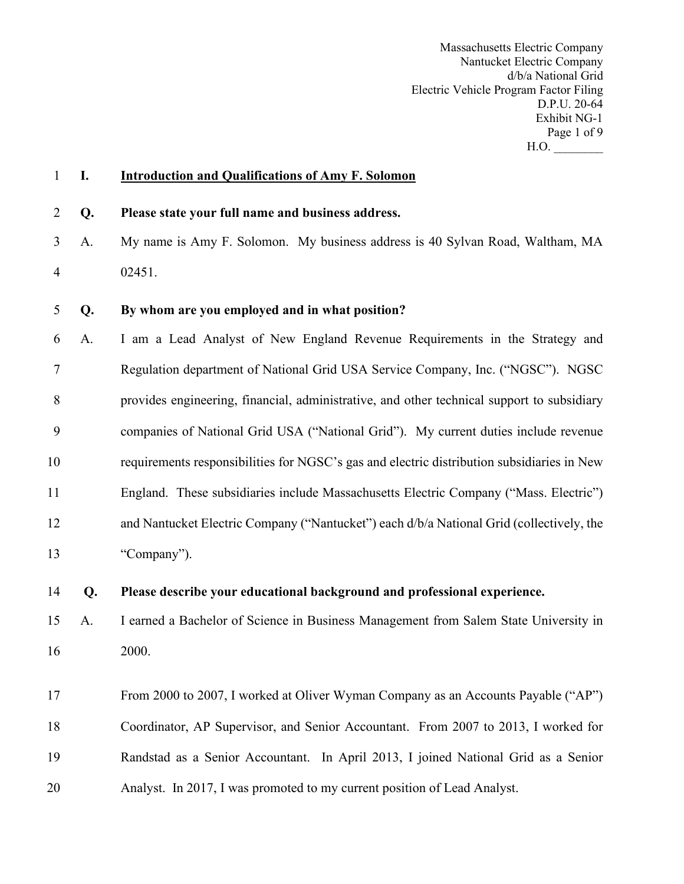## I. Introduction and Qualifications of Amy F. Solomon

**Q. Please state your full name and business address.**

A. My name is Amy F. Solomon. My business address is 40 Sylvan Road, Waltham, MA 02451.

**Q. By whom are you employed and in what position?**

A. I am a Lead Analyst of New England Revenue Requirements in the Strategy and Regulation department of National Grid USA Service Company, Inc. ("NGSC"). NGSC provides engineering, financial, administrative, and other technical support to subsidiary companies of National Grid USA ("National Grid"). My current duties include revenue requirements responsibilities for NGSC's gas and electric distribution subsidiaries in New England. These subsidiaries include Massachusetts Electric Company ("Mass. Electric") and Nantucket Electric Company ("Nantucket") each d/b/a National Grid (collectively, the "Company").

**Q. Please describe your educational background and professional experience.**

A. I earned a Bachelor of Science in Business Management from Salem State University in 2000.

From 2000 to 2007, I worked at Oliver Wyman Company as an Accounts Payable ("AP") Coordinator, AP Supervisor, and Senior Accountant. From 2007 to 2013, I worked for Randstad as a Senior Accountant. In April 2013, I joined National Grid as a Senior Analyst. In 2017, I was promoted to my current position of Lead Analyst.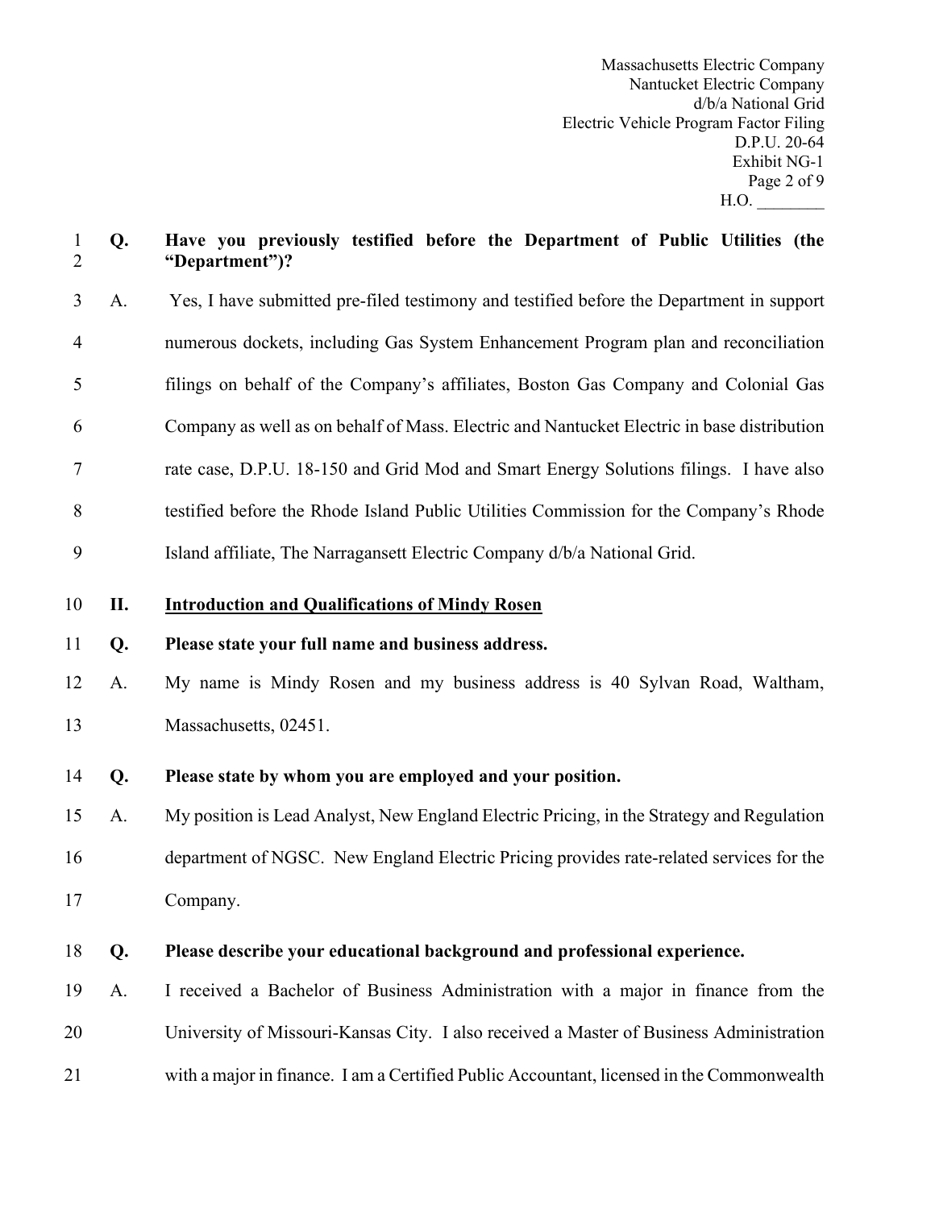**Q. Have you previously testified before the Department of Public Utilities (the "Department")?**

A. Yes, I have submitted pre-filed testimony and testified before the Department in support numerous dockets, including Gas System Enhancement Program plan and reconciliation filings on behalf of the Company's affiliates, Boston Gas Company and Colonial Gas Company as well as on behalf of Mass. Electric and Nantucket Electric in base distribution rate case, D.P.U. 18-150 and Grid Mod and Smart Energy Solutions filings. I have also testified before the Rhode Island Public Utilities Commission for the Company's Rhode Island affiliate, The Narragansett Electric Company d/b/a National Grid.

## II. Introduction and Qualifications of Mindy Rosen

**Q. Please state your full name and business address.**

A. My name is Mindy Rosen and my business address is 40 Sylvan Road, Waltham, Massachusetts, 02451.

**Q. Please state by whom you are employed and your position.**

A. My position is Lead Analyst, New England Electric Pricing, in the Strategy and Regulation department of NGSC. New England Electric Pricing provides rate-related services for the Company.

**Q. Please describe your educational background and professional experience.**

A. I received a Bachelor of Business Administration with a major in finance from the University of Missouri-Kansas City. I also received a Master of Business Administration with a major in finance. I am a Certified Public Accountant, licensed in the Commonwealth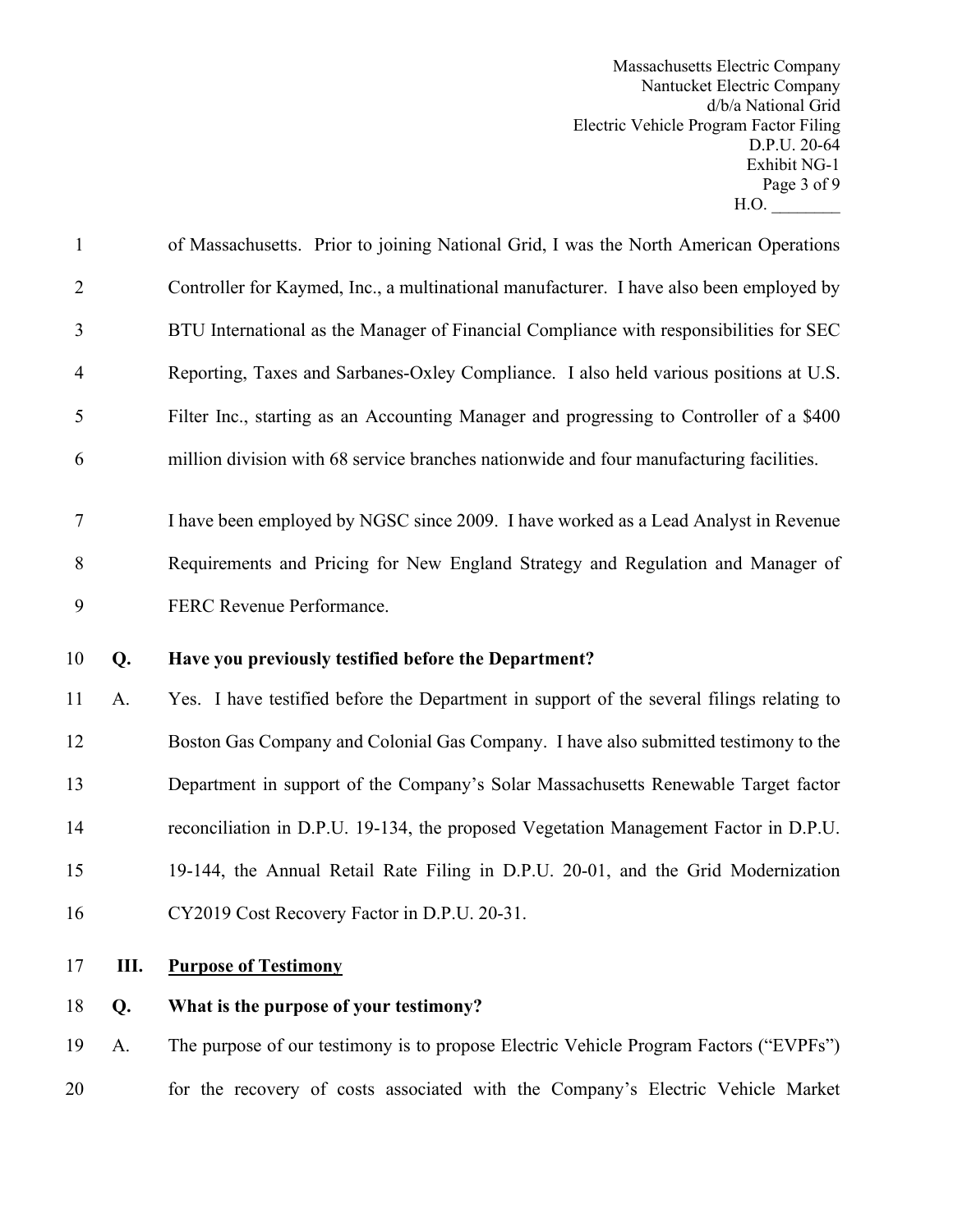of Massachusetts. Prior to joining National Grid, I was the North American Operations Controller for Kaymed, Inc., a multinational manufacturer. I have also been employed by BTU International as the Manager of Financial Compliance with responsibilities for SEC Reporting, Taxes and Sarbanes-Oxley Compliance. I also held various positions at U.S. Filter Inc., starting as an Accounting Manager and progressing to Controller of a $400 million division with 68 service branches nationwide and four manufacturing facilities.

I have been employed by NGSC since 2009. I have worked as a Lead Analyst in Revenue Requirements and Pricing for New England Strategy and Regulation and Manager of FERC Revenue Performance.

**Q. Have you previously testified before the Department?**

A. Yes. I have testified before the Department in support of the several filings relating to Boston Gas Company and Colonial Gas Company. I have also submitted testimony to the Department in support of the Company's Solar Massachusetts Renewable Target factor reconciliation in D.P.U. 19-134, the proposed Vegetation Management Factor in D.P.U. 19-144, the Annual Retail Rate Filing in D.P.U. 20-01, and the Grid Modernization CY2019 Cost Recovery Factor in D.P.U. 20-31.

## III. Purpose of Testimony

**Q. What is the purpose of your testimony?**

A. The purpose of our testimony is to propose Electric Vehicle Program Factors ("EVPFs") for the recovery of costs associated with the Company's Electric Vehicle Market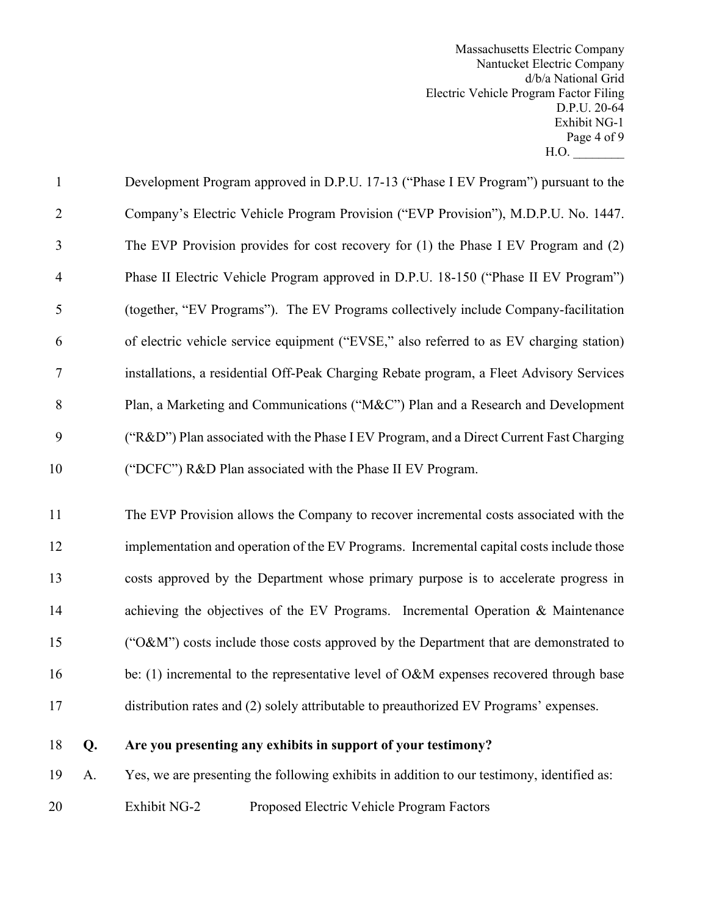Development Program approved in D.P.U. 17-13 ("Phase I EV Program") pursuant to the Company's Electric Vehicle Program Provision ("EVP Provision"), M.D.P.U. No. 1447. The EVP Provision provides for cost recovery for (1) the Phase I EV Program and (2) Phase II Electric Vehicle Program approved in D.P.U. 18-150 ("Phase II EV Program") (together, "EV Programs"). The EV Programs collectively include Company-facilitation of electric vehicle service equipment ("EVSE," also referred to as EV charging station) installations, a residential Off-Peak Charging Rebate program, a Fleet Advisory Services Plan, a Marketing and Communications ("M&C") Plan and a Research and Development ("R&D") Plan associated with the Phase I EV Program, and a Direct Current Fast Charging ("DCFC") R&D Plan associated with the Phase II EV Program.

The EVP Provision allows the Company to recover incremental costs associated with the implementation and operation of the EV Programs. Incremental capital costs include those costs approved by the Department whose primary purpose is to accelerate progress in achieving the objectives of the EV Programs. Incremental Operation & Maintenance ("O&M") costs include those costs approved by the Department that are demonstrated to be: (1) incremental to the representative level of O&M expenses recovered through base distribution rates and (2) solely attributable to preauthorized EV Programs' expenses.

**Q. Are you presenting any exhibits in support of your testimony?**

A. Yes, we are presenting the following exhibits in addition to our testimony, identified as:

Exhibit NG-2 Proposed Electric Vehicle Program Factors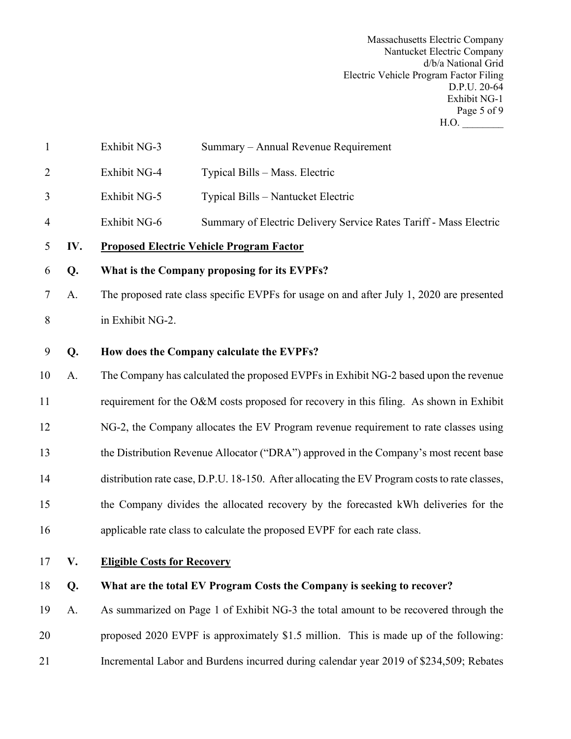| | |
|---|---|
| Exhibit NG-3 | Summary – Annual Revenue Requirement |
| Exhibit NG-4 | Typical Bills – Mass. Electric |
| Exhibit NG-5 | Typical Bills – Nantucket Electric |
| Exhibit NG-6 | Summary of Electric Delivery Service Rates Tariff - Mass Electric |

## IV. Proposed Electric Vehicle Program Factor

**Q. What is the Company proposing for its EVPFs?**

A. The proposed rate class specific EVPFs for usage on and after July 1, 2020 are presented in Exhibit NG-2.

**Q. How does the Company calculate the EVPFs?**

A. The Company has calculated the proposed EVPFs in Exhibit NG-2 based upon the revenue requirement for the O&M costs proposed for recovery in this filing. As shown in Exhibit NG-2, the Company allocates the EV Program revenue requirement to rate classes using the Distribution Revenue Allocator ("DRA") approved in the Company's most recent base distribution rate case, D.P.U. 18-150. After allocating the EV Program costs to rate classes, the Company divides the allocated recovery by the forecasted kWh deliveries for the applicable rate class to calculate the proposed EVPF for each rate class.

## V. Eligible Costs for Recovery

**Q. What are the total EV Program Costs the Company is seeking to recover?**

A. As summarized on Page 1 of Exhibit NG-3 the total amount to be recovered through the proposed 2020 EVPF is approximately $1.5 million. This is made up of the following: Incremental Labor and Burdens incurred during calendar year 2019 of $234,509; Rebates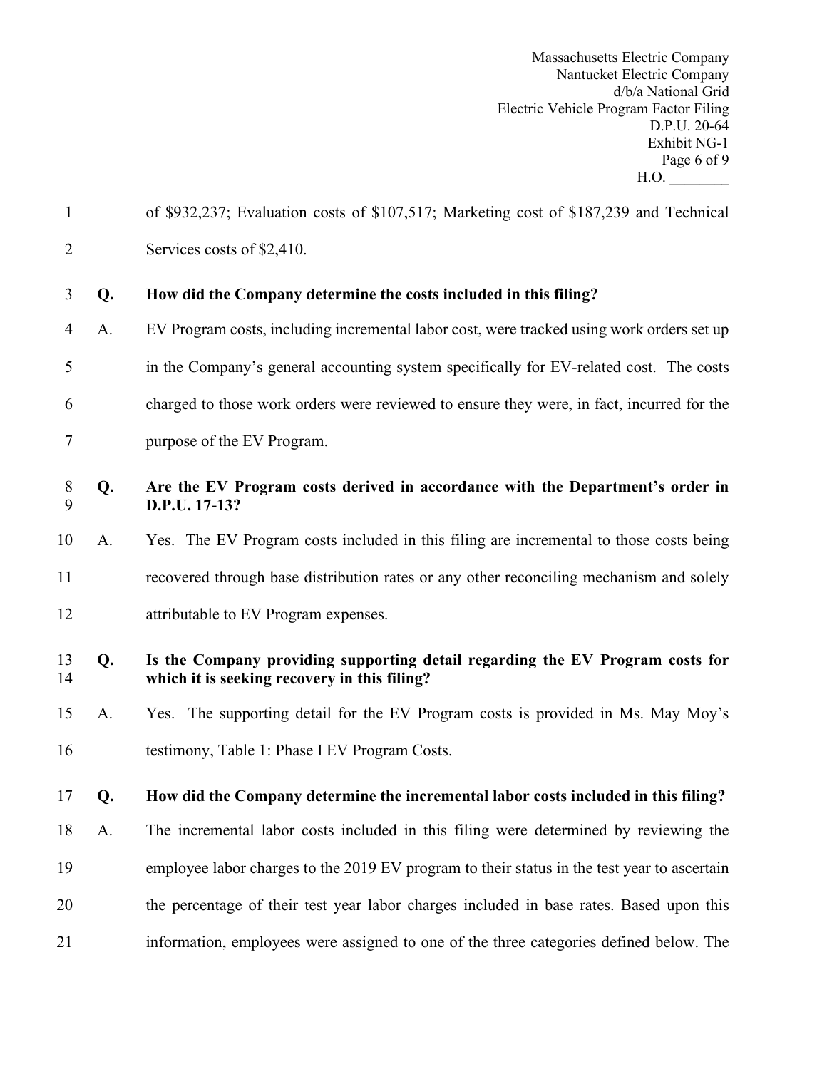of $932,237; Evaluation costs of $107,517; Marketing cost of $187,239 and Technical Services costs of $2,410.

**Q. How did the Company determine the costs included in this filing?**

A. EV Program costs, including incremental labor cost, were tracked using work orders set up in the Company's general accounting system specifically for EV-related cost. The costs charged to those work orders were reviewed to ensure they were, in fact, incurred for the purpose of the EV Program.

**Q. Are the EV Program costs derived in accordance with the Department's order in D.P.U. 17-13?**

A. Yes. The EV Program costs included in this filing are incremental to those costs being recovered through base distribution rates or any other reconciling mechanism and solely attributable to EV Program expenses.

**Q. Is the Company providing supporting detail regarding the EV Program costs for which it is seeking recovery in this filing?**

A. Yes. The supporting detail for the EV Program costs is provided in Ms. May Moy's testimony, Table 1: Phase I EV Program Costs.

**Q. How did the Company determine the incremental labor costs included in this filing?**

A. The incremental labor costs included in this filing were determined by reviewing the employee labor charges to the 2019 EV program to their status in the test year to ascertain the percentage of their test year labor charges included in base rates. Based upon this information, employees were assigned to one of the three categories defined below. The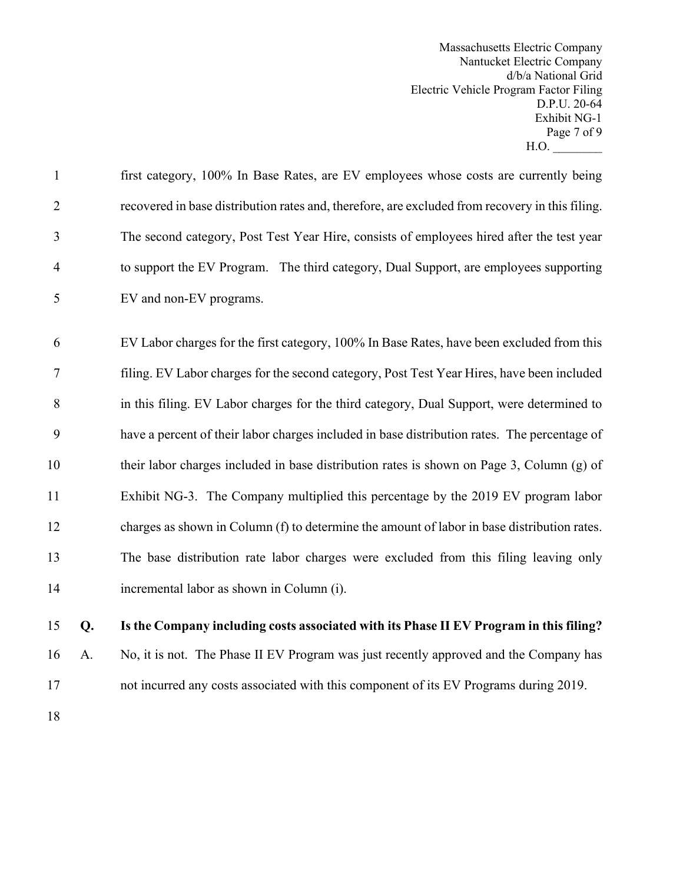first category, 100% In Base Rates, are EV employees whose costs are currently being recovered in base distribution rates and, therefore, are excluded from recovery in this filing. The second category, Post Test Year Hire, consists of employees hired after the test year to support the EV Program. The third category, Dual Support, are employees supporting EV and non-EV programs.

EV Labor charges for the first category, 100% In Base Rates, have been excluded from this filing. EV Labor charges for the second category, Post Test Year Hires, have been included in this filing. EV Labor charges for the third category, Dual Support, were determined to have a percent of their labor charges included in base distribution rates. The percentage of their labor charges included in base distribution rates is shown on Page 3, Column (g) of Exhibit NG-3. The Company multiplied this percentage by the 2019 EV program labor charges as shown in Column (f) to determine the amount of labor in base distribution rates. The base distribution rate labor charges were excluded from this filing leaving only incremental labor as shown in Column (i).

**Q. Is the Company including costs associated with its Phase II EV Program in this filing?**

A. No, it is not. The Phase II EV Program was just recently approved and the Company has not incurred any costs associated with this component of its EV Programs during 2019.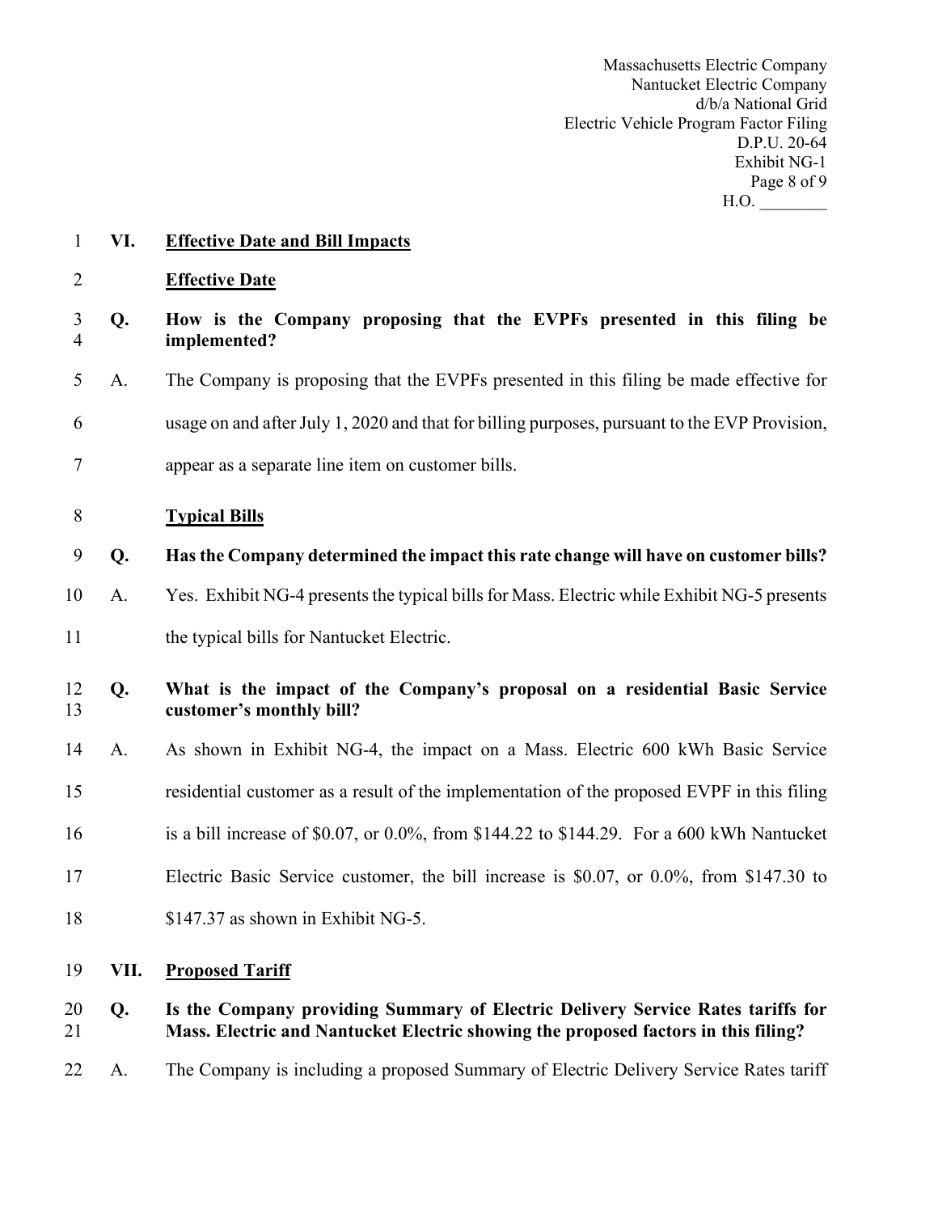**VI. Effective Date and Bill Impacts**

**Effective Date**

**Q. How is the Company proposing that the EVPFs presented in this filing be implemented?**

A. The Company is proposing that the EVPFs presented in this filing be made effective for usage on and after July 1, 2020 and that for billing purposes, pursuant to the EVP Provision, appear as a separate line item on customer bills.

**Typical Bills**

**Q. Has the Company determined the impact this rate change will have on customer bills?**

A. Yes. Exhibit NG-4 presents the typical bills for Mass. Electric while Exhibit NG-5 presents the typical bills for Nantucket Electric.

**Q. What is the impact of the Company's proposal on a residential Basic Service customer's monthly bill?**

A. As shown in Exhibit NG-4, the impact on a Mass. Electric 600 kWh Basic Service residential customer as a result of the implementation of the proposed EVPF in this filing is a bill increase of $0.07, or 0.0%, from $144.22 to $144.29. For a 600 kWh Nantucket Electric Basic Service customer, the bill increase is $0.07, or 0.0%, from $147.30 to $147.37 as shown in Exhibit NG-5.

**VII. Proposed Tariff**

**Q. Is the Company providing Summary of Electric Delivery Service Rates tariffs for Mass. Electric and Nantucket Electric showing the proposed factors in this filing?**

A. The Company is including a proposed Summary of Electric Delivery Service Rates tariff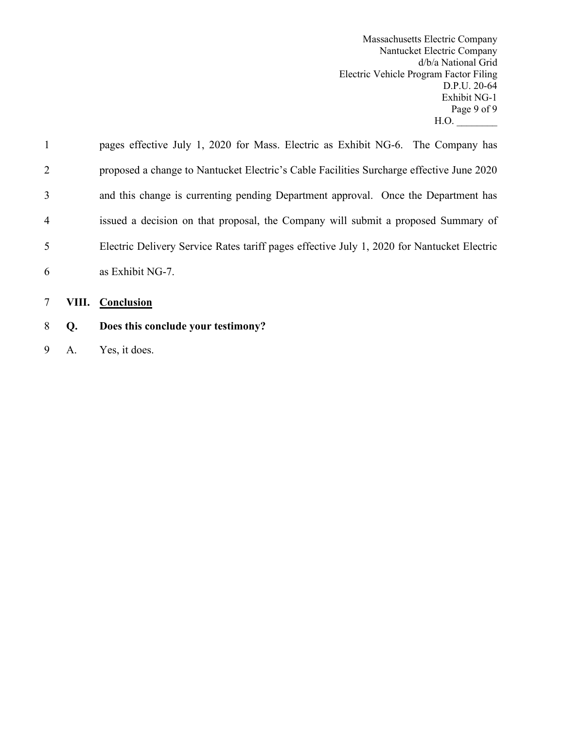pages effective July 1, 2020 for Mass. Electric as Exhibit NG-6. The Company has proposed a change to Nantucket Electric's Cable Facilities Surcharge effective June 2020 and this change is currenting pending Department approval. Once the Department has issued a decision on that proposal, the Company will submit a proposed Summary of Electric Delivery Service Rates tariff pages effective July 1, 2020 for Nantucket Electric as Exhibit NG-7.

## VIII. Conclusion

**Q. Does this conclude your testimony?**

A. Yes, it does.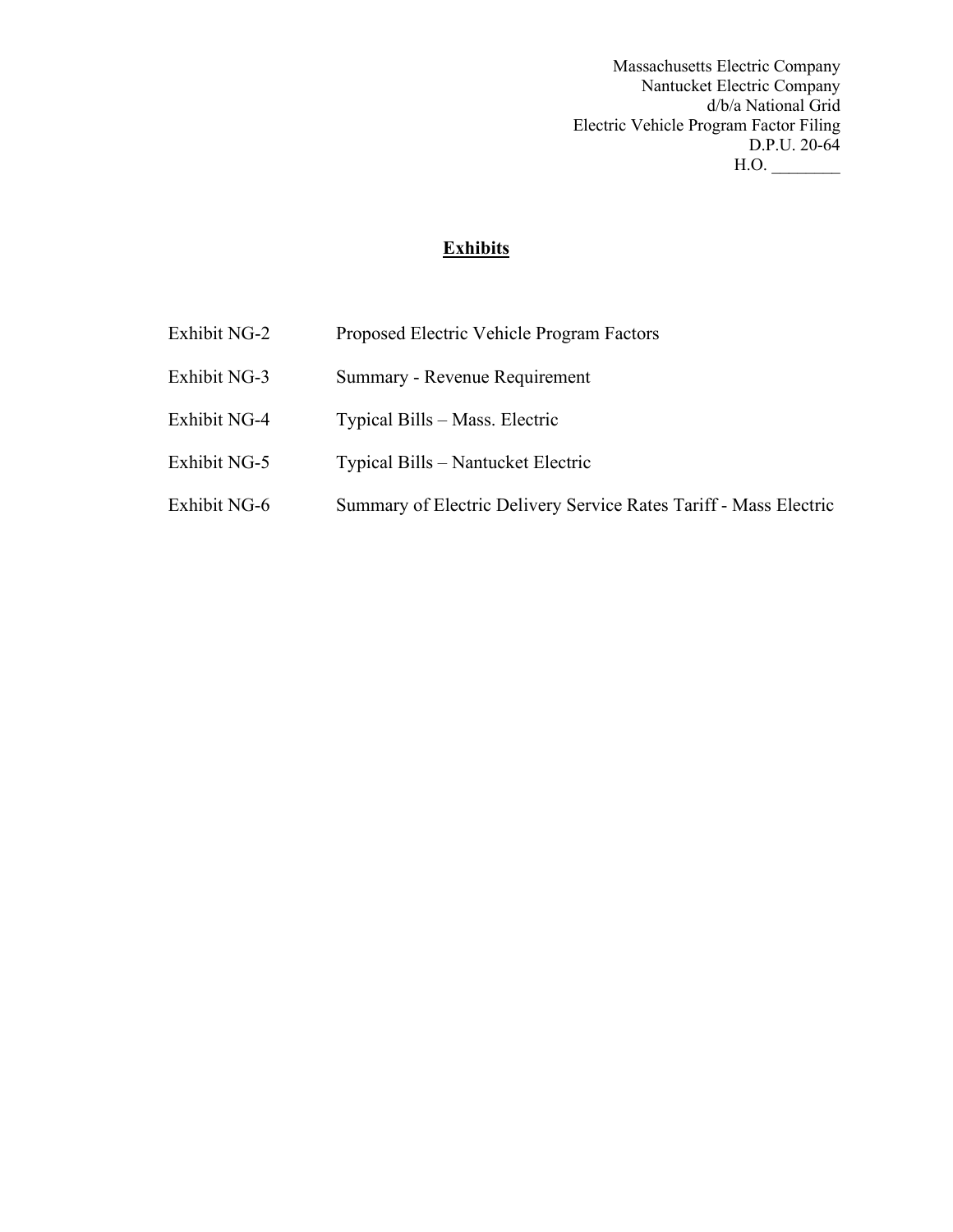Massachusetts Electric Company
Nantucket Electric Company
d/b/a National Grid
Electric Vehicle Program Factor Filing
D.P.U. 20-64
H.O. ________

# Exhibits

| | |
|---|---|
| Exhibit NG-2 | Proposed Electric Vehicle Program Factors |
| Exhibit NG-3 | Summary - Revenue Requirement |
| Exhibit NG-4 | Typical Bills – Mass. Electric |
| Exhibit NG-5 | Typical Bills – Nantucket Electric |
| Exhibit NG-6 | Summary of Electric Delivery Service Rates Tariff - Mass Electric |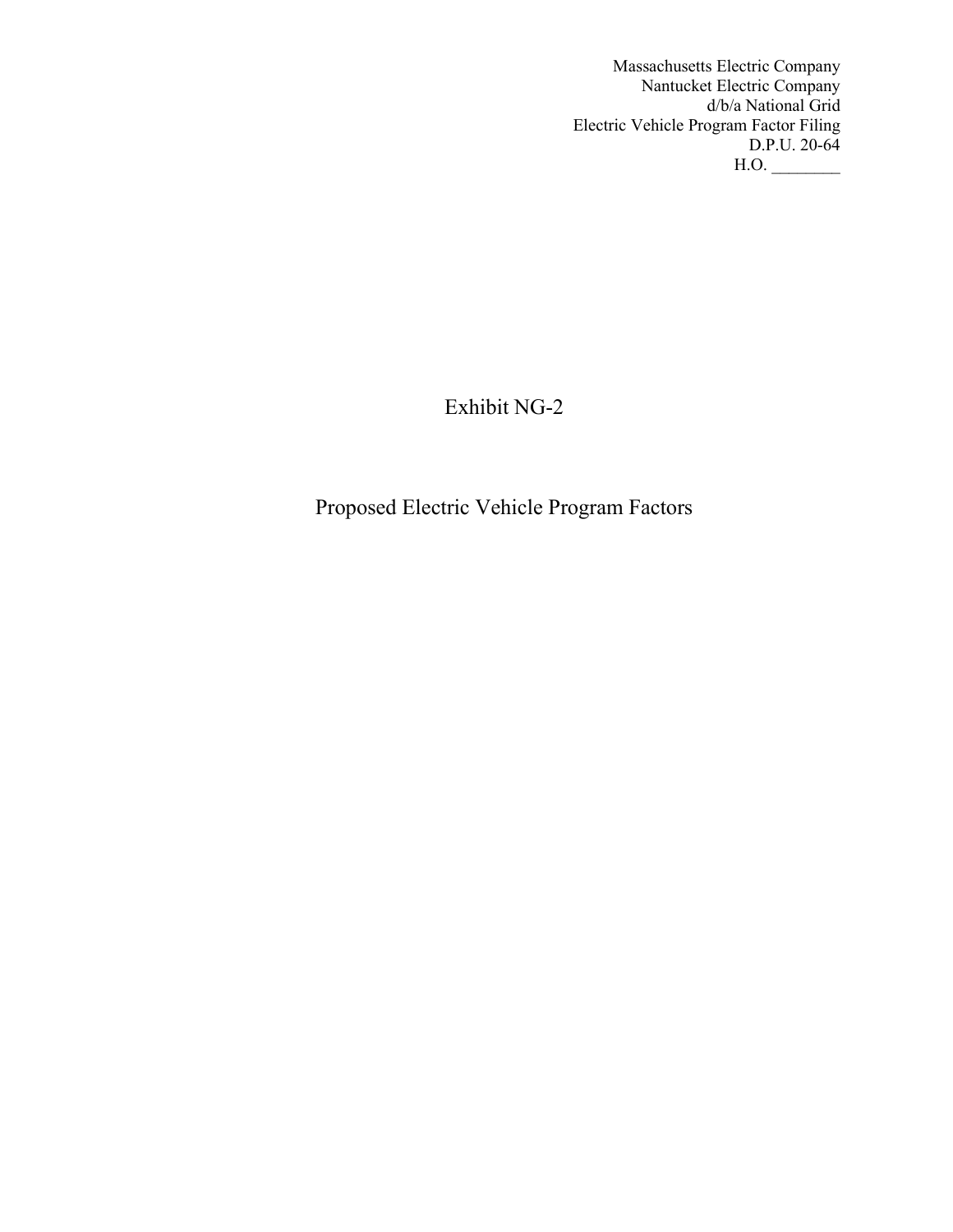Massachusetts Electric Company
Nantucket Electric Company
d/b/a National Grid
Electric Vehicle Program Factor Filing
D.P.U. 20-64
H.O. ________

# Exhibit NG-2

## Proposed Electric Vehicle Program Factors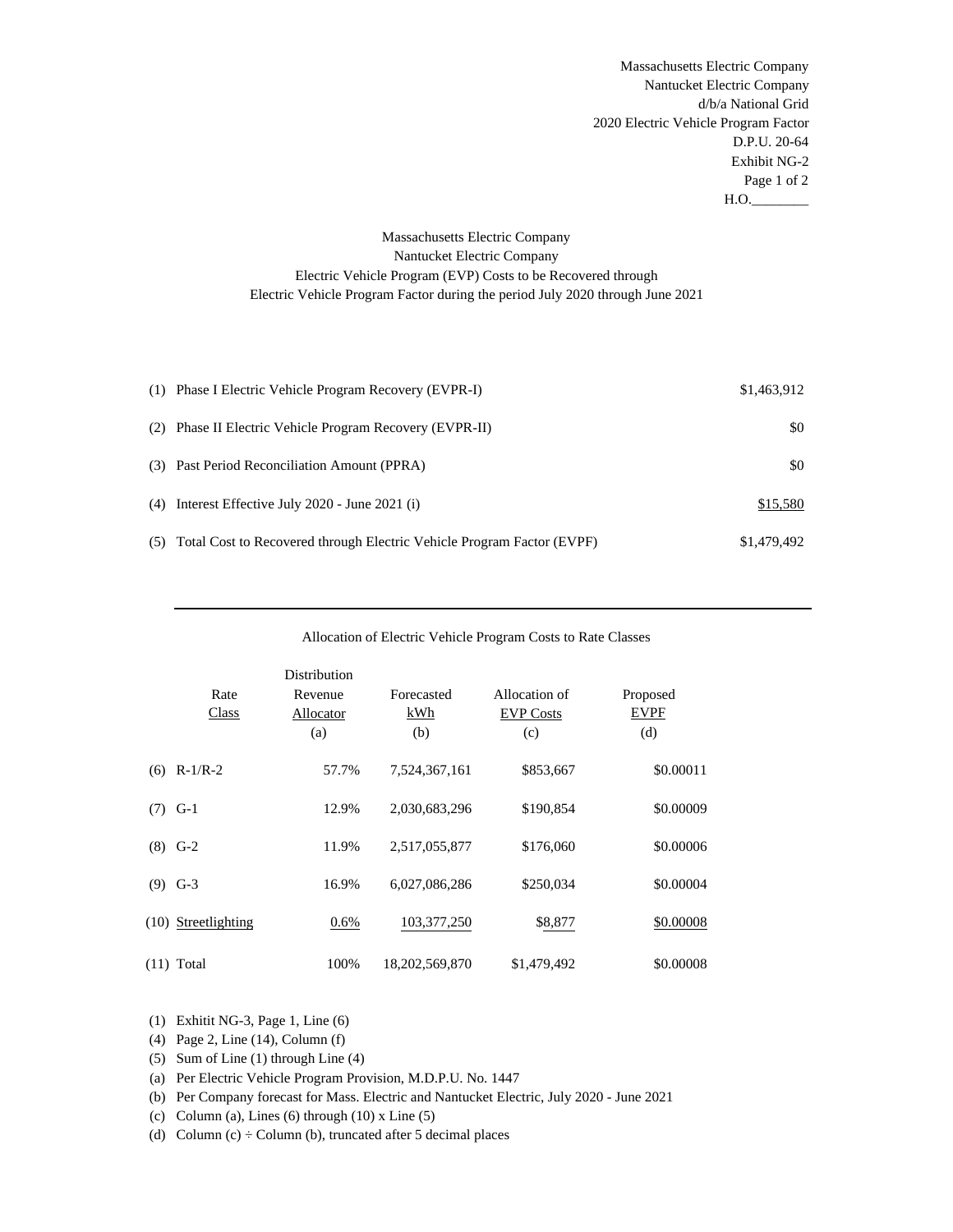Massachusetts Electric Company
Nantucket Electric Company
d/b/a National Grid
2020 Electric Vehicle Program Factor
D.P.U. 20-64
Exhibit NG-2
Page 1 of 2
H.O.________

Massachusetts Electric Company
Nantucket Electric Company
Electric Vehicle Program (EVP) Costs to be Recovered through
Electric Vehicle Program Factor during the period July 2020 through June 2021

| | | |
|---|---|---|
| (1) | Phase I Electric Vehicle Program Recovery (EVPR-I) | $1,463,912 |
| (2) | Phase II Electric Vehicle Program Recovery (EVPR-II) | $0 |
| (3) | Past Period Reconciliation Amount (PPRA) | $0 |
| (4) | Interest Effective July 2020 - June 2021 (i) | $15,580 |
| (5) | Total Cost to Recovered through Electric Vehicle Program Factor (EVPF) | $1,479,492 |

Allocation of Electric Vehicle Program Costs to Rate Classes

| | Rate Class | Distribution Revenue Allocator (a) | Forecasted kWh (b) | Allocation of EVP Costs (c) | Proposed EVPF (d) |
|---|---|---|---|---|---|
| (6) | R-1/R-2 | 57.7% | 7,524,367,161 | $853,667 | $0.00011 |
| (7) | G-1 | 12.9% | 2,030,683,296 | $190,854 | $0.00009 |
| (8) | G-2 | 11.9% | 2,517,055,877 | $176,060 | $0.00006 |
| (9) | G-3 | 16.9% | 6,027,086,286 | $250,034 | $0.00004 |
| (10) | Streetlighting | 0.6% | 103,377,250 | $8,877 | $0.00008 |
| (11) | Total | 100% | 18,202,569,870 | $1,479,492 | $0.00008 |

(1) Exhitit NG-3, Page 1, Line (6)
(4) Page 2, Line (14), Column (f)
(5) Sum of Line (1) through Line (4)
(a) Per Electric Vehicle Program Provision, M.D.P.U. No. 1447
(b) Per Company forecast for Mass. Electric and Nantucket Electric, July 2020 - June 2021
(c) Column (a), Lines (6) through (10) x Line (5)
(d) Column (c) ÷ Column (b), truncated after 5 decimal places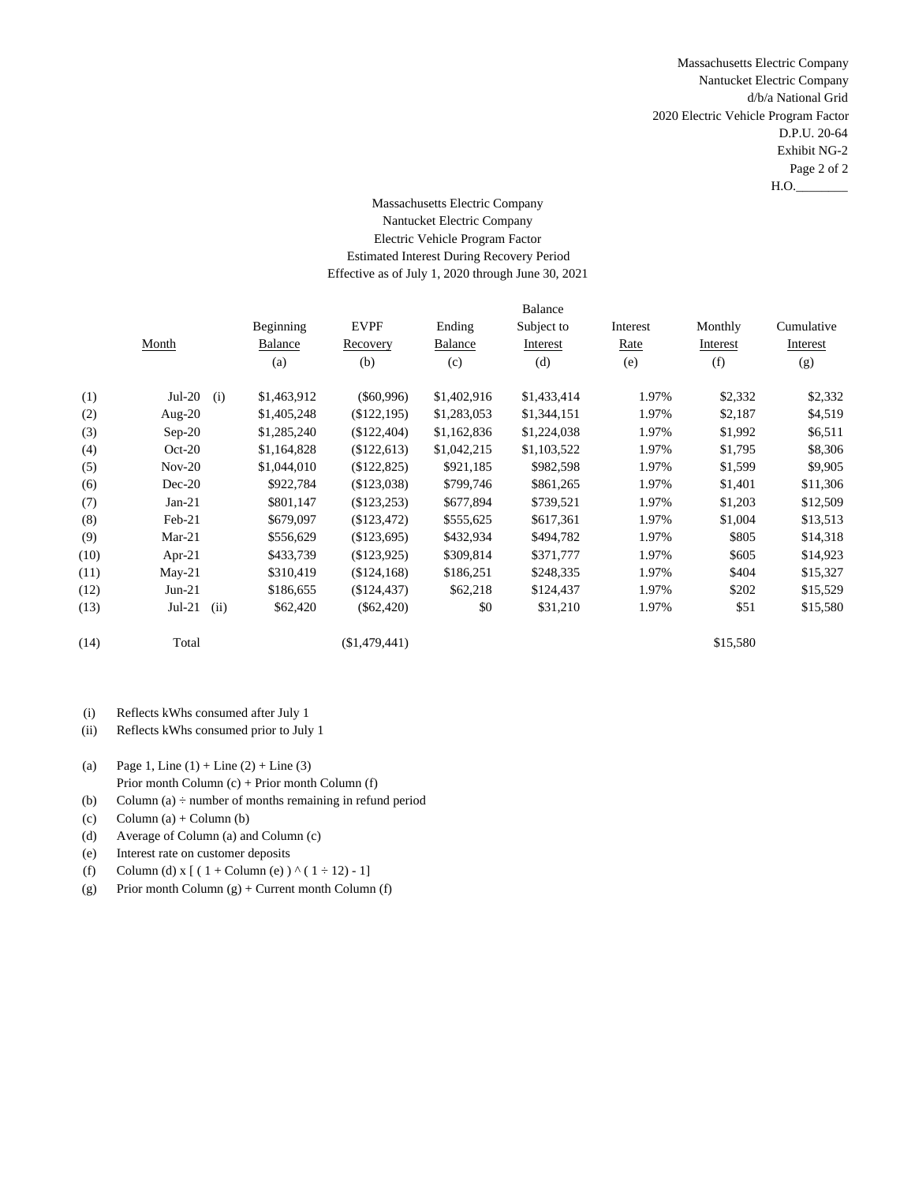Massachusetts Electric Company
Nantucket Electric Company
d/b/a National Grid
2020 Electric Vehicle Program Factor
D.P.U. 20-64
Exhibit NG-2
Page 2 of 2
H.O.________

Massachusetts Electric Company
Nantucket Electric Company
Electric Vehicle Program Factor
Estimated Interest During Recovery Period
Effective as of July 1, 2020 through June 30, 2021

| | Month | | Beginning Balance (a) | EVPF Recovery (b) | Ending Balance (c) | Balance Subject to Interest (d) | Interest Rate (e) | Monthly Interest (f) | Cumulative Interest (g) |
|---|---|---|---|---|---|---|---|---|---|
| (1) | Jul-20 | (i) | $1,463,912 | ($60,996) | $1,402,916 | $1,433,414 | 1.97% | $2,332 | $2,332 |
| (2) | Aug-20 | | $1,405,248 | ($122,195) | $1,283,053 | $1,344,151 | 1.97% | $2,187 | $4,519 |
| (3) | Sep-20 | | $1,285,240 | ($122,404) | $1,162,836 | $1,224,038 | 1.97% | $1,992 | $6,511 |
| (4) | Oct-20 | | $1,164,828 | ($122,613) | $1,042,215 | $1,103,522 | 1.97% | $1,795 | $8,306 |
| (5) | Nov-20 | | $1,044,010 | ($122,825) | $921,185 | $982,598 | 1.97% | $1,599 | $9,905 |
| (6) | Dec-20 | | $922,784 | ($123,038) | $799,746 | $861,265 | 1.97% | $1,401 | $11,306 |
| (7) | Jan-21 | | $801,147 | ($123,253) | $677,894 | $739,521 | 1.97% | $1,203 | $12,509 |
| (8) | Feb-21 | | $679,097 | ($123,472) | $555,625 | $617,361 | 1.97% | $1,004 | $13,513 |
| (9) | Mar-21 | | $556,629 | ($123,695) | $432,934 | $494,782 | 1.97% | $805 | $14,318 |
| (10) | Apr-21 | | $433,739 | ($123,925) | $309,814 | $371,777 | 1.97% | $605 | $14,923 |
| (11) | May-21 | | $310,419 | ($124,168) | $186,251 | $248,335 | 1.97% | $404 | $15,327 |
| (12) | Jun-21 | | $186,655 | ($124,437) | $62,218 | $124,437 | 1.97% | $202 | $15,529 |
| (13) | Jul-21 | (ii) | $62,420 | ($62,420) | $0 | $31,210 | 1.97% | $51 | $15,580 |
| (14) | Total | | | ($1,479,441) | | | | $15,580 | |

(i) Reflects kWhs consumed after July 1
(ii) Reflects kWhs consumed prior to July 1

(a) Page 1, Line (1) + Line (2) + Line (3)
Prior month Column (c) + Prior month Column (f)
(b) Column (a) ÷ number of months remaining in refund period
(c) Column (a) + Column (b)
(d) Average of Column (a) and Column (c)
(e) Interest rate on customer deposits
(f) Column (d) x [ ( 1 + Column (e) ) ^ ( 1 ÷ 12) - 1]
(g) Prior month Column (g) + Current month Column (f)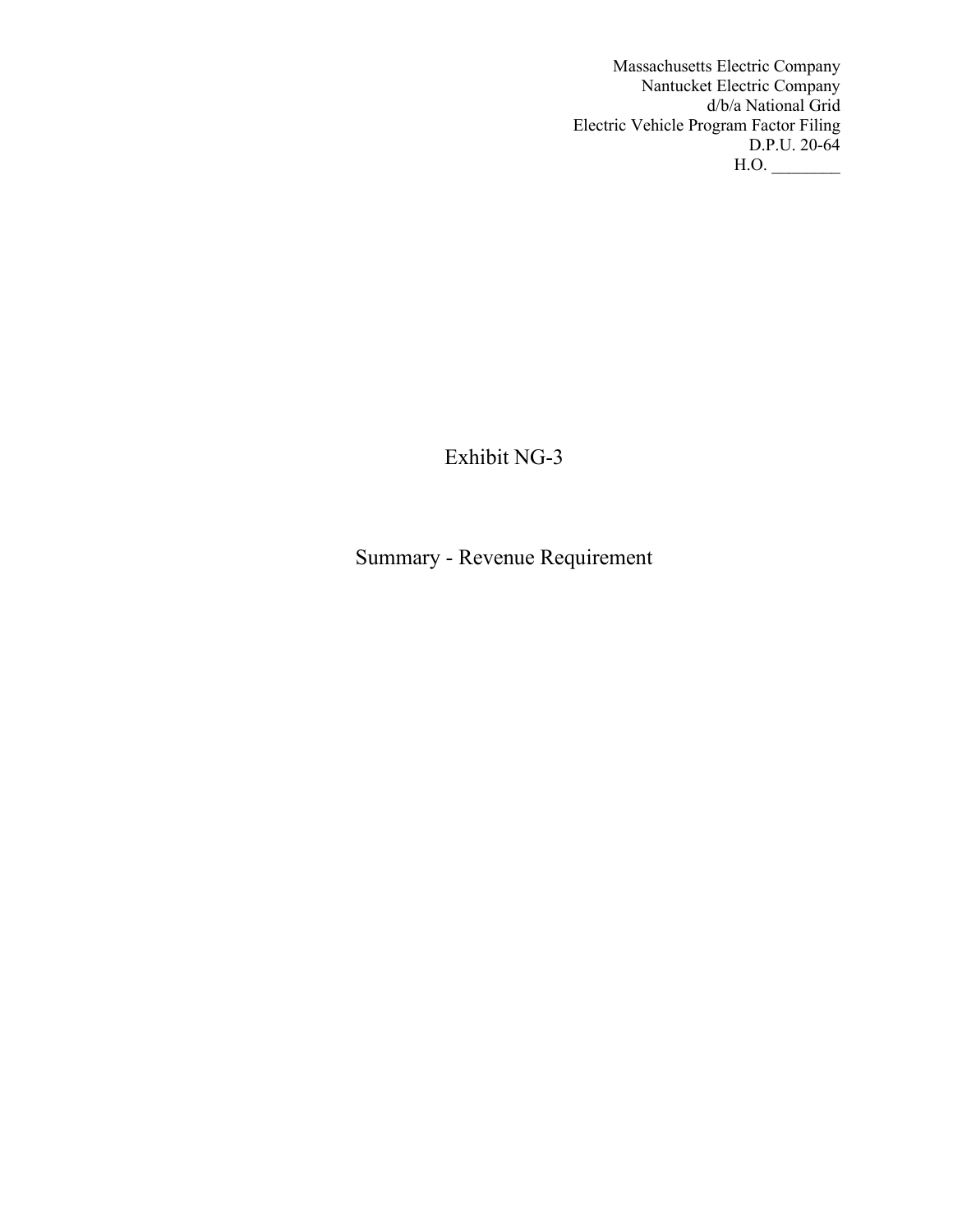Massachusetts Electric Company
Nantucket Electric Company
d/b/a National Grid
Electric Vehicle Program Factor Filing
D.P.U. 20-64
H.O. ________

# Exhibit NG-3

## Summary - Revenue Requirement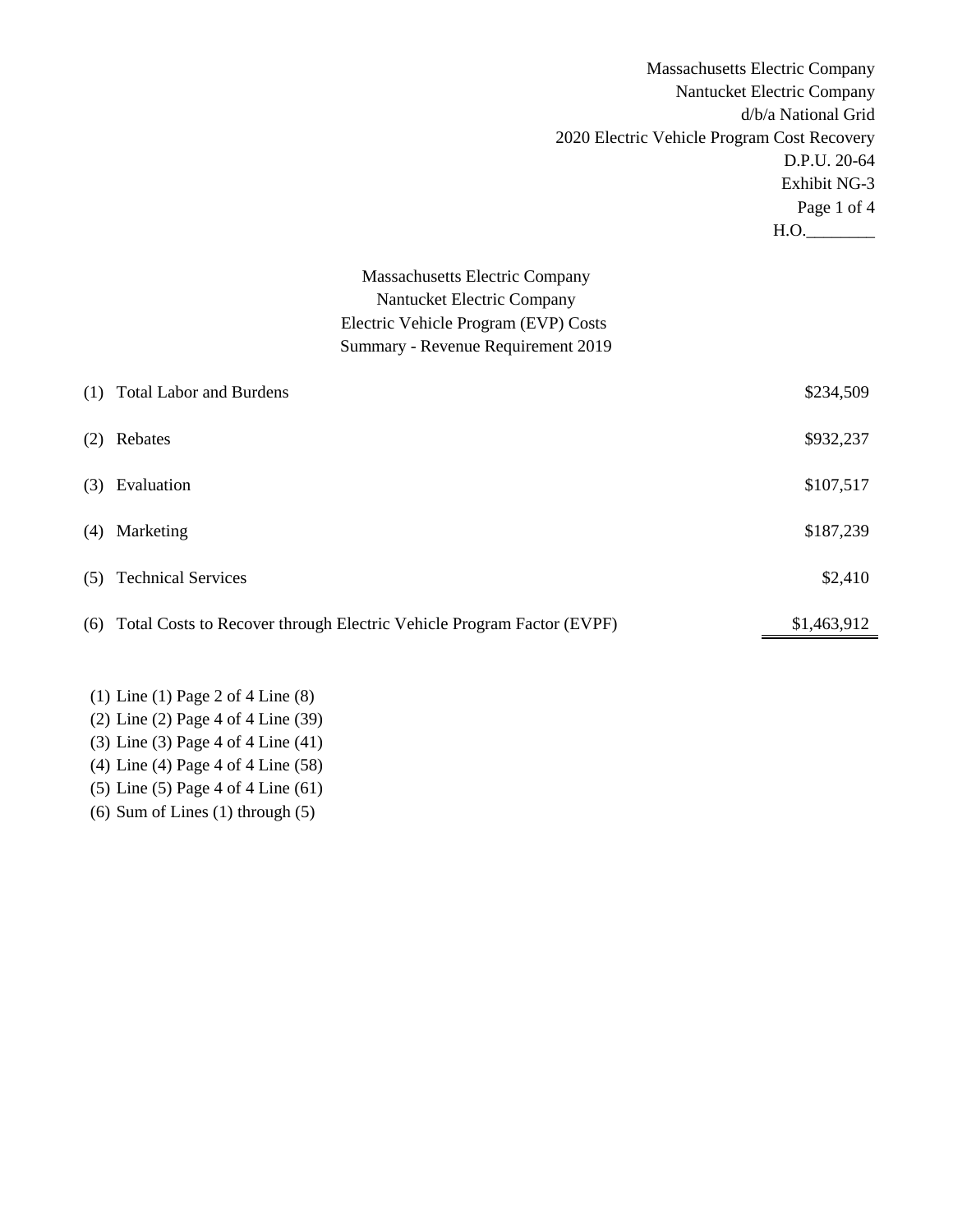Massachusetts Electric Company
Nantucket Electric Company
d/b/a National Grid
2020 Electric Vehicle Program Cost Recovery
D.P.U. 20-64
Exhibit NG-3
H.O.________

## Massachusetts Electric Company
## Nantucket Electric Company
## Electric Vehicle Program (EVP) Costs
## Summary - Revenue Requirement 2019

| | | |
|---|---|---|
| (1) | Total Labor and Burdens | $234,509 |
| (2) | Rebates | $932,237 |
| (3) | Evaluation | $107,517 |
| (4) | Marketing | $187,239 |
| (5) | Technical Services | $2,410 |
| (6) | Total Costs to Recover through Electric Vehicle Program Factor (EVPF) | $1,463,912 |

(1) Line (1) Page 2 of 4 Line (8)
(2) Line (2) Page 4 of 4 Line (39)
(3) Line (3) Page 4 of 4 Line (41)
(4) Line (4) Page 4 of 4 Line (58)
(5) Line (5) Page 4 of 4 Line (61)
(6) Sum of Lines (1) through (5)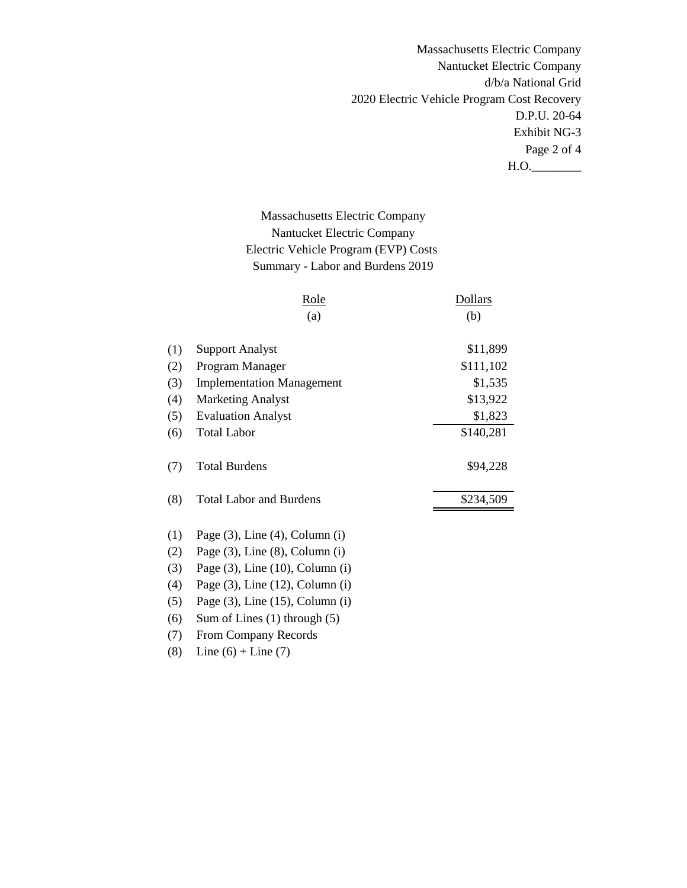Massachusetts Electric Company
Nantucket Electric Company
d/b/a National Grid
2020 Electric Vehicle Program Cost Recovery
D.P.U. 20-64
Exhibit NG-3
Page 2 of 4
H.O.________

## Massachusetts Electric Company
## Nantucket Electric Company
## Electric Vehicle Program (EVP) Costs
## Summary - Labor and Burdens 2019

| | Role | Dollars |
|---|---|---|
| | (a) | (b) |
| (1) | Support Analyst | $11,899 |
| (2) | Program Manager | $111,102 |
| (3) | Implementation Management | $1,535 |
| (4) | Marketing Analyst | $13,922 |
| (5) | Evaluation Analyst | $1,823 |
| (6) | Total Labor | $140,281 |
| (7) | Total Burdens | $94,228 |
| (8) | Total Labor and Burdens | $234,509 |

(1) Page (3), Line (4), Column (i)
(2) Page (3), Line (8), Column (i)
(3) Page (3), Line (10), Column (i)
(4) Page (3), Line (12), Column (i)
(5) Page (3), Line (15), Column (i)
(6) Sum of Lines (1) through (5)
(7) From Company Records
(8) Line (6) + Line (7)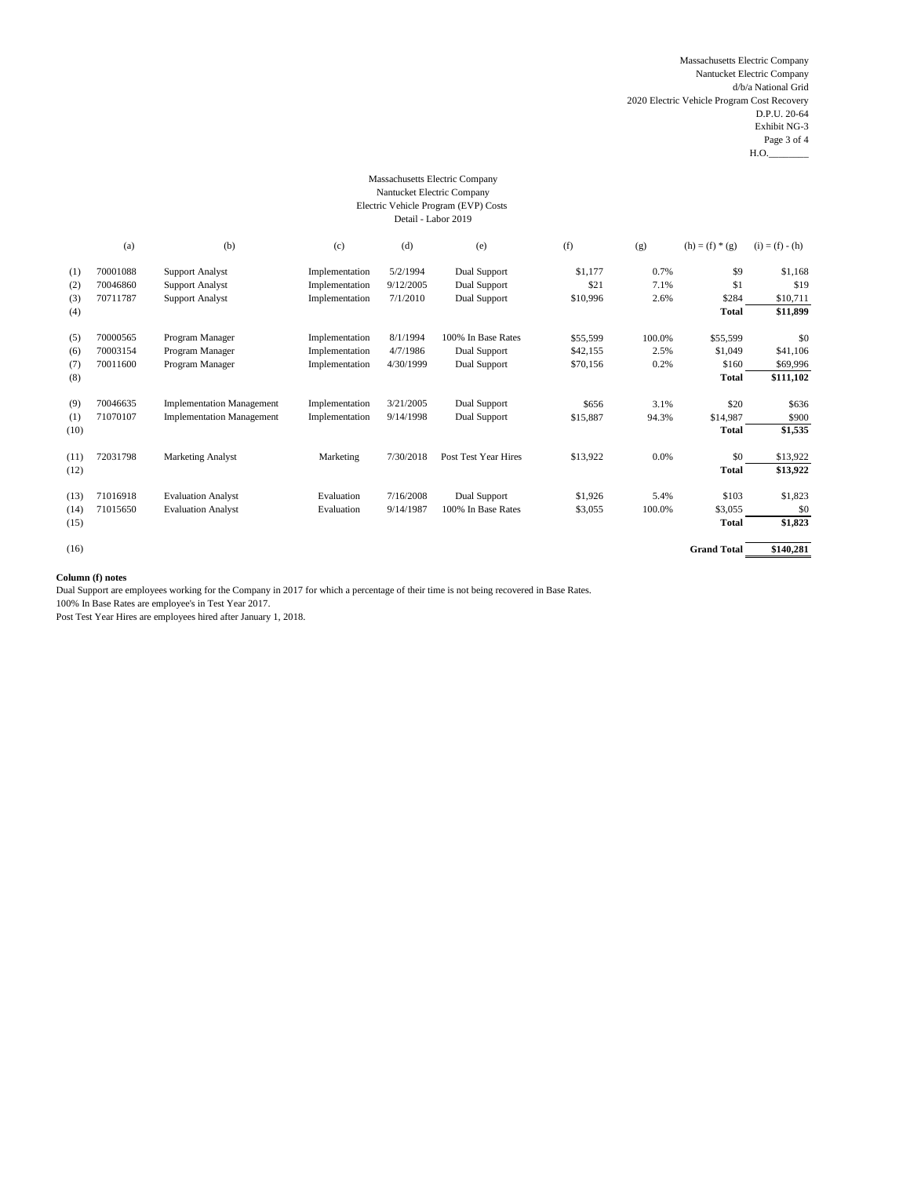Massachusetts Electric Company
Nantucket Electric Company
d/b/a National Grid
2020 Electric Vehicle Program Cost Recovery
D.P.U. 20-64
Exhibit NG-3
Page 3 of 4
H.O.________

Massachusetts Electric Company
Nantucket Electric Company
Electric Vehicle Program (EVP) Costs
Detail - Labor 2019

| | (a) | (b) | (c) | (d) | (e) | (f) | (g) | (h) = (f) * (g) | (i) = (f) - (h) |
|---|---|---|---|---|---|---|---|---|---|
| (1) | 70001088 | Support Analyst | Implementation | 5/2/1994 | Dual Support | $1,177 | 0.7% | $9 | $1,168 |
| (2) | 70046860 | Support Analyst | Implementation | 9/12/2005 | Dual Support | $21 | 7.1% | $1 | $19 |
| (3) | 70711787 | Support Analyst | Implementation | 7/1/2010 | Dual Support | $10,996 | 2.6% | $284 | $10,711 |
| (4) | | | | | | | | **Total** | **$11,899** |
| (5) | 70000565 | Program Manager | Implementation | 8/1/1994 | 100% In Base Rates | $55,599 | 100.0% | $55,599 | $0 |
| (6) | 70003154 | Program Manager | Implementation | 4/7/1986 | Dual Support | $42,155 | 2.5% | $1,049 | $41,106 |
| (7) | 70011600 | Program Manager | Implementation | 4/30/1999 | Dual Support | $70,156 | 0.2% | $160 | $69,996 |
| (8) | | | | | | | | **Total** | **$111,102** |
| (9) | 70046635 | Implementation Management | Implementation | 3/21/2005 | Dual Support | $656 | 3.1% | $20 | $636 |
| (1) | 71070107 | Implementation Management | Implementation | 9/14/1998 | Dual Support | $15,887 | 94.3% | $14,987 | $900 |
| (10) | | | | | | | | **Total** | **$1,535** |
| (11) | 72031798 | Marketing Analyst | Marketing | 7/30/2018 | Post Test Year Hires | $13,922 | 0.0% | $0 | $13,922 |
| (12) | | | | | | | | **Total** | **$13,922** |
| (13) | 71016918 | Evaluation Analyst | Evaluation | 7/16/2008 | Dual Support | $1,926 | 5.4% | $103 | $1,823 |
| (14) | 71015650 | Evaluation Analyst | Evaluation | 9/14/1987 | 100% In Base Rates | $3,055 | 100.0% | $3,055 | $0 |
| (15) | | | | | | | | **Total** | **$1,823** |
| (16) | | | | | | | | **Grand Total** | **$140,281** |

**Column (f) notes**

Dual Support are employees working for the Company in 2017 for which a percentage of their time is not being recovered in Base Rates.
100% In Base Rates are employee's in Test Year 2017.
Post Test Year Hires are employees hired after January 1, 2018.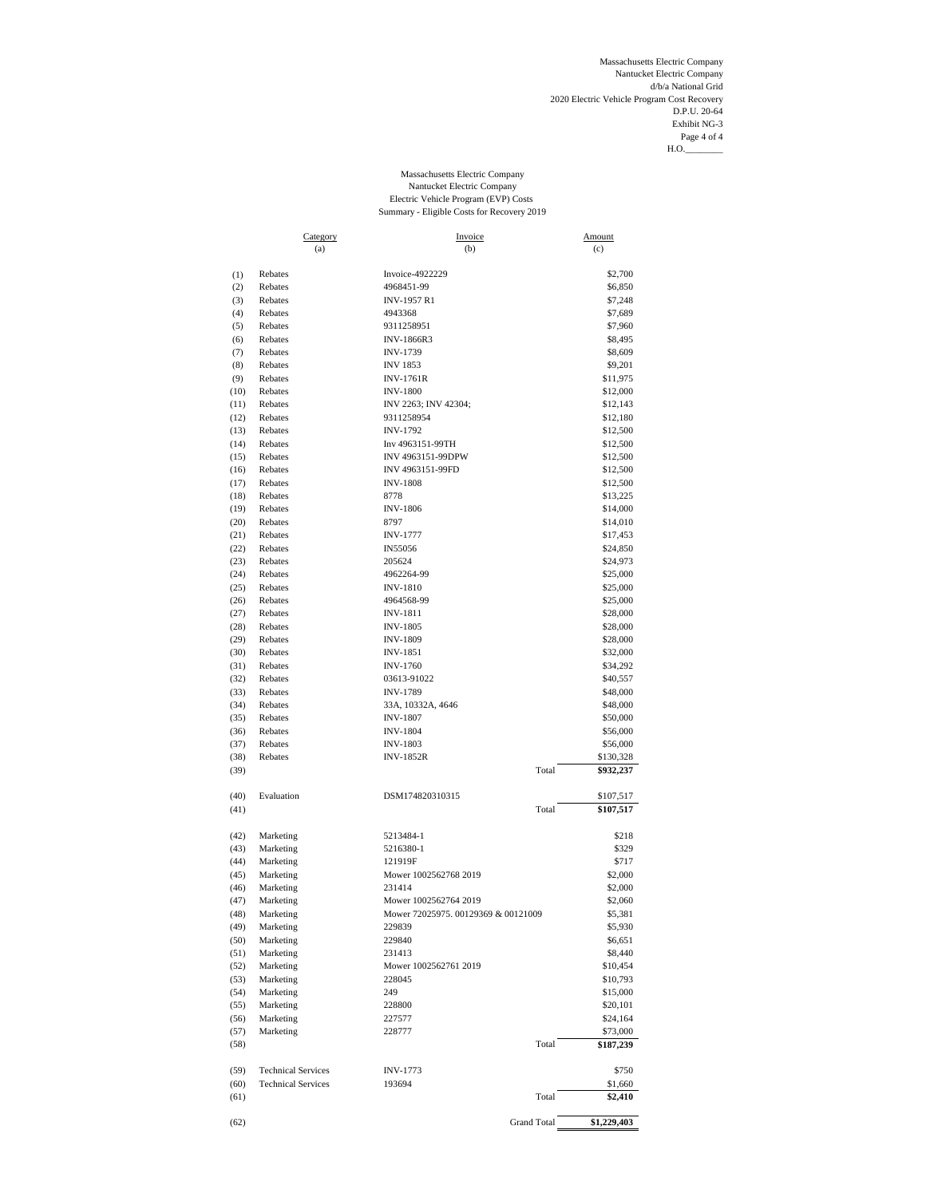Massachusetts Electric Company
Nantucket Electric Company
d/b/a National Grid
2020 Electric Vehicle Program Cost Recovery
D.P.U. 20-64
Exhibit NG-3
Page 4 of 4
H.O.________

Massachusetts Electric Company
Nantucket Electric Company
Electric Vehicle Program (EVP) Costs
Summary - Eligible Costs for Recovery 2019

| | Category<br>(a) | Invoice<br>(b) | | Amount<br>(c) |
|---|---|---|---|---|
| (1) | Rebates | Invoice-4922229 | | $2,700 |
| (2) | Rebates | 4968451-99 | | $6,850 |
| (3) | Rebates | INV-1957 R1 | | $7,248 |
| (4) | Rebates | 4943368 | | $7,689 |
| (5) | Rebates | 9311258951 | | $7,960 |
| (6) | Rebates | INV-1866R3 | | $8,495 |
| (7) | Rebates | INV-1739 | | $8,609 |
| (8) | Rebates | INV 1853 | | $9,201 |
| (9) | Rebates | INV-1761R | | $11,975 |
| (10) | Rebates | INV-1800 | | $12,000 |
| (11) | Rebates | INV 2263; INV 42304; | | $12,143 |
| (12) | Rebates | 9311258954 | | $12,180 |
| (13) | Rebates | INV-1792 | | $12,500 |
| (14) | Rebates | Inv 4963151-99TH | | $12,500 |
| (15) | Rebates | INV 4963151-99DPW | | $12,500 |
| (16) | Rebates | INV 4963151-99FD | | $12,500 |
| (17) | Rebates | INV-1808 | | $12,500 |
| (18) | Rebates | 8778 | | $13,225 |
| (19) | Rebates | INV-1806 | | $14,000 |
| (20) | Rebates | 8797 | | $14,010 |
| (21) | Rebates | INV-1777 | | $17,453 |
| (22) | Rebates | IN55056 | | $24,850 |
| (23) | Rebates | 205624 | | $24,973 |
| (24) | Rebates | 4962264-99 | | $25,000 |
| (25) | Rebates | INV-1810 | | $25,000 |
| (26) | Rebates | 4964568-99 | | $25,000 |
| (27) | Rebates | INV-1811 | | $28,000 |
| (28) | Rebates | INV-1805 | | $28,000 |
| (29) | Rebates | INV-1809 | | $28,000 |
| (30) | Rebates | INV-1851 | | $32,000 |
| (31) | Rebates | INV-1760 | | $34,292 |
| (32) | Rebates | 03613-91022 | | $40,557 |
| (33) | Rebates | INV-1789 | | $48,000 |
| (34) | Rebates | 33A, 10332A, 4646 | | $48,000 |
| (35) | Rebates | INV-1807 | | $50,000 |
| (36) | Rebates | INV-1804 | | $56,000 |
| (37) | Rebates | INV-1803 | | $56,000 |
| (38) | Rebates | INV-1852R | | $130,328 |
| (39) | | | Total | **$932,237** |
| | | | | |
| (40) | Evaluation | DSM174820310315 | | $107,517 |
| (41) | | | Total | **$107,517** |
| | | | | |
| (42) | Marketing | 5213484-1 | | $218 |
| (43) | Marketing | 5216380-1 | | $329 |
| (44) | Marketing | 121919F | | $717 |
| (45) | Marketing | Mower 1002562768 2019 | | $2,000 |
| (46) | Marketing | 231414 | | $2,000 |
| (47) | Marketing | Mower 1002562764 2019 | | $2,060 |
| (48) | Marketing | Mower 72025975. 00129369 & 00121009 | | $5,381 |
| (49) | Marketing | 229839 | | $5,930 |
| (50) | Marketing | 229840 | | $6,651 |
| (51) | Marketing | 231413 | | $8,440 |
| (52) | Marketing | Mower 1002562761 2019 | | $10,454 |
| (53) | Marketing | 228045 | | $10,793 |
| (54) | Marketing | 249 | | $15,000 |
| (55) | Marketing | 228800 | | $20,101 |
| (56) | Marketing | 227577 | | $24,164 |
| (57) | Marketing | 228777 | | $73,000 |
| (58) | | | Total | **$187,239** |
| | | | | |
| (59) | Technical Services | INV-1773 | | $750 |
| (60) | Technical Services | 193694 | | $1,660 |
| (61) | | | Total | **$2,410** |
| | | | | |
| (62) | | | Grand Total | **$1,229,403** |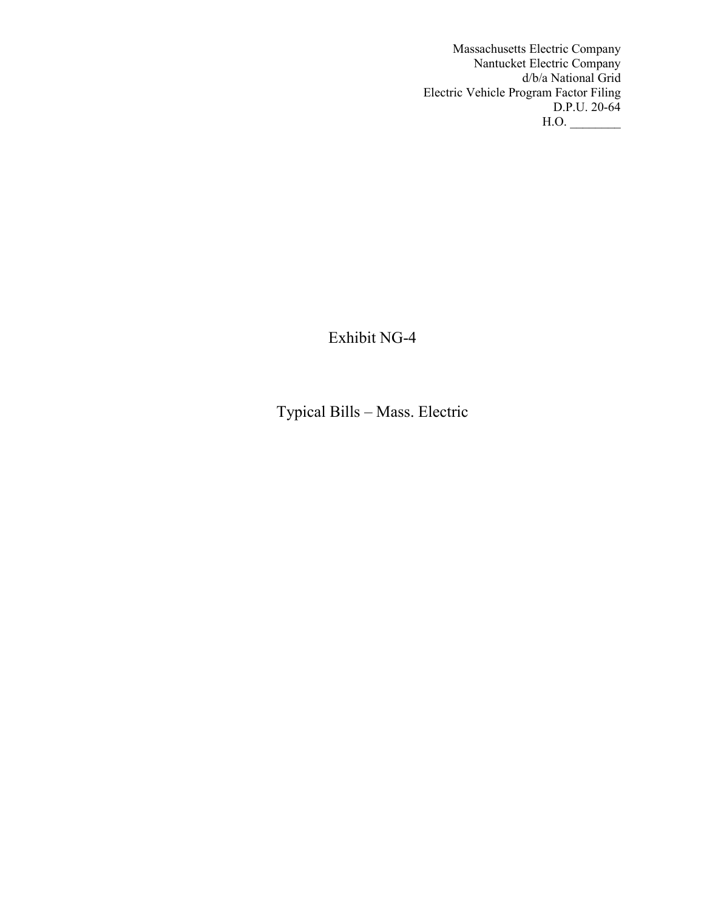Massachusetts Electric Company
Nantucket Electric Company
d/b/a National Grid
Electric Vehicle Program Factor Filing
D.P.U. 20-64
H.O. ________

# Exhibit NG-4

## Typical Bills – Mass. Electric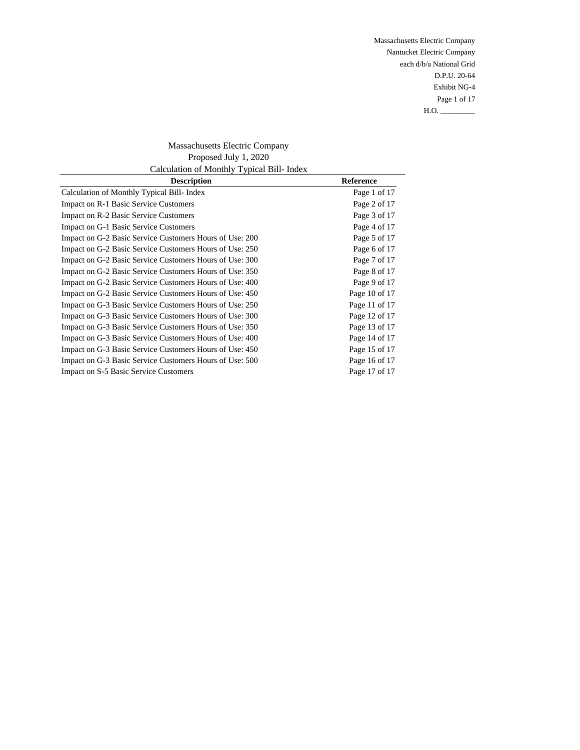Massachusetts Electric Company
Nantucket Electric Company
each d/b/a National Grid
D.P.U. 20-64
Exhibit NG-4
H.O. _________

Massachusetts Electric Company
Proposed July 1, 2020
Calculation of Monthly Typical Bill- Index

| Description | Reference |
|---|---|
| Calculation of Monthly Typical Bill- Index | Page 1 of 17 |
| Impact on R-1 Basic Service Customers | Page 2 of 17 |
| Impact on R-2 Basic Service Customers | Page 3 of 17 |
| Impact on G-1 Basic Service Customers | Page 4 of 17 |
| Impact on G-2 Basic Service Customers Hours of Use: 200 | Page 5 of 17 |
| Impact on G-2 Basic Service Customers Hours of Use: 250 | Page 6 of 17 |
| Impact on G-2 Basic Service Customers Hours of Use: 300 | Page 7 of 17 |
| Impact on G-2 Basic Service Customers Hours of Use: 350 | Page 8 of 17 |
| Impact on G-2 Basic Service Customers Hours of Use: 400 | Page 9 of 17 |
| Impact on G-2 Basic Service Customers Hours of Use: 450 | Page 10 of 17 |
| Impact on G-3 Basic Service Customers Hours of Use: 250 | Page 11 of 17 |
| Impact on G-3 Basic Service Customers Hours of Use: 300 | Page 12 of 17 |
| Impact on G-3 Basic Service Customers Hours of Use: 350 | Page 13 of 17 |
| Impact on G-3 Basic Service Customers Hours of Use: 400 | Page 14 of 17 |
| Impact on G-3 Basic Service Customers Hours of Use: 450 | Page 15 of 17 |
| Impact on G-3 Basic Service Customers Hours of Use: 500 | Page 16 of 17 |
| Impact on S-5 Basic Service Customers | Page 17 of 17 |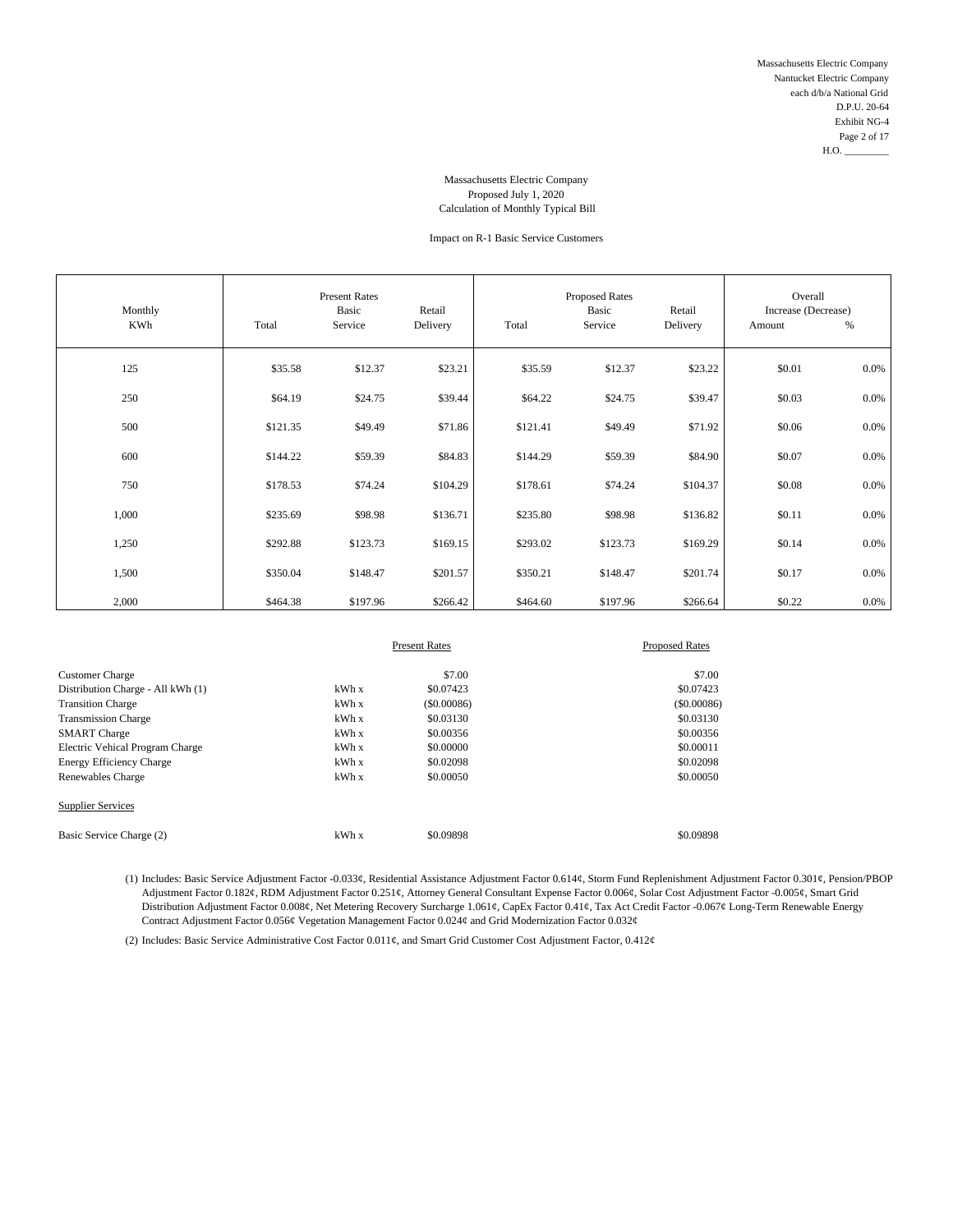Massachusetts Electric Company
Nantucket Electric Company
each d/b/a National Grid
D.P.U. 20-64
Exhibit NG-4
Page 2 of 17
H.O. _________

Massachusetts Electric Company
Proposed July 1, 2020
Calculation of Monthly Typical Bill

Impact on R-1 Basic Service Customers

| Monthly KWh | Present Rates Total | Present Rates Basic Service | Present Rates Retail Delivery | Proposed Rates Total | Proposed Rates Basic Service | Proposed Rates Retail Delivery | Overall Increase (Decrease) Amount | Overall Increase (Decrease) % |
|---|---|---|---|---|---|---|---|---|
| 125 | $35.58 | $12.37 | $23.21 | $35.59 | $12.37 | $23.22 | $0.01 | 0.0% |
| 250 | $64.19 | $24.75 | $39.44 | $64.22 | $24.75 | $39.47 | $0.03 | 0.0% |
| 500 | $121.35 | $49.49 | $71.86 | $121.41 | $49.49 | $71.92 | $0.06 | 0.0% |
| 600 | $144.22 | $59.39 | $84.83 | $144.29 | $59.39 | $84.90 | $0.07 | 0.0% |
| 750 | $178.53 | $74.24 | $104.29 | $178.61 | $74.24 | $104.37 | $0.08 | 0.0% |
| 1,000 | $235.69 | $98.98 | $136.71 | $235.80 | $98.98 | $136.82 | $0.11 | 0.0% |
| 1,250 | $292.88 | $123.73 | $169.15 | $293.02 | $123.73 | $169.29 | $0.14 | 0.0% |
| 1,500 | $350.04 | $148.47 | $201.57 | $350.21 | $148.47 | $201.74 | $0.17 | 0.0% |
| 2,000 | $464.38 | $197.96 | $266.42 | $464.60 | $197.96 | $266.64 | $0.22 | 0.0% |

| | | Present Rates | Proposed Rates |
|---|---|---|---|
| Customer Charge | | $7.00 | $7.00 |
| Distribution Charge - All kWh (1) | kWh x | $0.07423 | $0.07423 |
| Transition Charge | kWh x | ($0.00086) | ($0.00086) |
| Transmission Charge | kWh x | $0.03130 | $0.03130 |
| SMART Charge | kWh x | $0.00356 | $0.00356 |
| Electric Vehical Program Charge | kWh x | $0.00000 | $0.00011 |
| Energy Efficiency Charge | kWh x | $0.02098 | $0.02098 |
| Renewables Charge | kWh x | $0.00050 | $0.00050 |
| Supplier Services | | | |
| Basic Service Charge (2) | kWh x | $0.09898 | $0.09898 |

(1) Includes: Basic Service Adjustment Factor -0.033¢, Residential Assistance Adjustment Factor 0.614¢, Storm Fund Replenishment Adjustment Factor 0.301¢, Pension/PBOP Adjustment Factor 0.182¢, RDM Adjustment Factor 0.251¢, Attorney General Consultant Expense Factor 0.006¢, Solar Cost Adjustment Factor -0.005¢, Smart Grid Distribution Adjustment Factor 0.008¢, Net Metering Recovery Surcharge 1.061¢, CapEx Factor 0.41¢, Tax Act Credit Factor -0.067¢ Long-Term Renewable Energy Contract Adjustment Factor 0.056¢ Vegetation Management Factor 0.024¢ and Grid Modernization Factor 0.032¢

(2) Includes: Basic Service Administrative Cost Factor 0.011¢, and Smart Grid Customer Cost Adjustment Factor, 0.412¢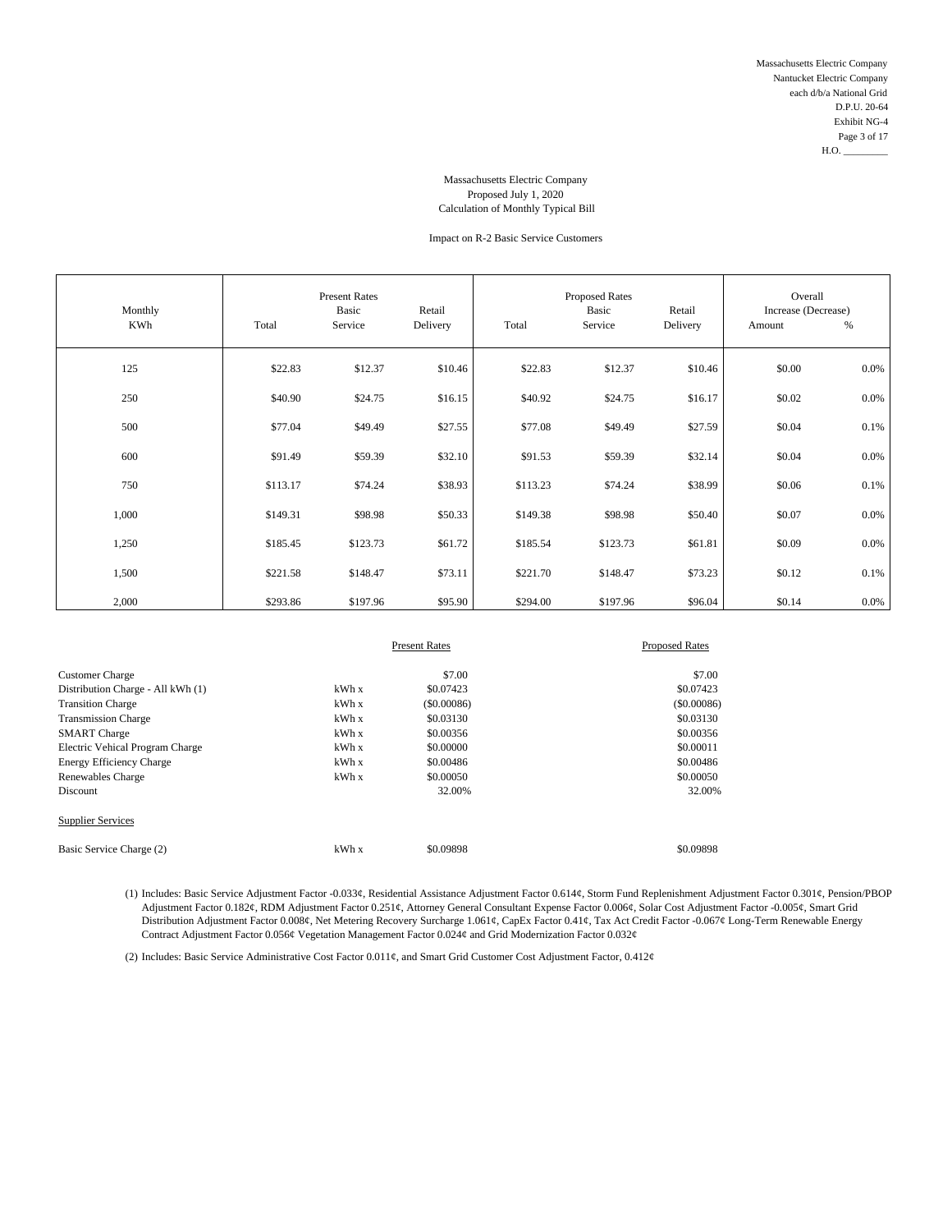Massachusetts Electric Company
Nantucket Electric Company
each d/b/a National Grid
D.P.U. 20-64
Exhibit NG-4
Page 3 of 17
H.O. _________

Massachusetts Electric Company
Proposed July 1, 2020
Calculation of Monthly Typical Bill

Impact on R-2 Basic Service Customers

| Monthly KWh | Present Rates Total | Present Rates Basic Service | Present Rates Retail Delivery | Proposed Rates Total | Proposed Rates Basic Service | Proposed Rates Retail Delivery | Overall Increase (Decrease) Amount | Overall Increase (Decrease) % |
|---|---|---|---|---|---|---|---|---|
| 125 | $22.83 | $12.37 | $10.46 | $22.83 | $12.37 | $10.46 | $0.00 | 0.0% |
| 250 | $40.90 | $24.75 | $16.15 | $40.92 | $24.75 | $16.17 | $0.02 | 0.0% |
| 500 | $77.04 | $49.49 | $27.55 | $77.08 | $49.49 | $27.59 | $0.04 | 0.1% |
| 600 | $91.49 | $59.39 | $32.10 | $91.53 | $59.39 | $32.14 | $0.04 | 0.0% |
| 750 | $113.17 | $74.24 | $38.93 | $113.23 | $74.24 | $38.99 | $0.06 | 0.1% |
| 1,000 | $149.31 | $98.98 | $50.33 | $149.38 | $98.98 | $50.40 | $0.07 | 0.0% |
| 1,250 | $185.45 | $123.73 | $61.72 | $185.54 | $123.73 | $61.81 | $0.09 | 0.0% |
| 1,500 | $221.58 | $148.47 | $73.11 | $221.70 | $148.47 | $73.23 | $0.12 | 0.1% |
| 2,000 | $293.86 | $197.96 | $95.90 | $294.00 | $197.96 | $96.04 | $0.14 | 0.0% |

| | | Present Rates | Proposed Rates |
|---|---|---|---|
| Customer Charge | | $7.00 | $7.00 |
| Distribution Charge - All kWh (1) | kWh x | $0.07423 | $0.07423 |
| Transition Charge | kWh x | ($0.00086) | ($0.00086) |
| Transmission Charge | kWh x | $0.03130 | $0.03130 |
| SMART Charge | kWh x | $0.00356 | $0.00356 |
| Electric Vehical Program Charge | kWh x | $0.00000 | $0.00011 |
| Energy Efficiency Charge | kWh x | $0.00486 | $0.00486 |
| Renewables Charge | kWh x | $0.00050 | $0.00050 |
| Discount | | 32.00% | 32.00% |
| Supplier Services | | | |
| Basic Service Charge (2) | kWh x | $0.09898 | $0.09898 |

(1) Includes: Basic Service Adjustment Factor -0.033¢, Residential Assistance Adjustment Factor 0.614¢, Storm Fund Replenishment Adjustment Factor 0.301¢, Pension/PBOP Adjustment Factor 0.182¢, RDM Adjustment Factor 0.251¢, Attorney General Consultant Expense Factor 0.006¢, Solar Cost Adjustment Factor -0.005¢, Smart Grid Distribution Adjustment Factor 0.008¢, Net Metering Recovery Surcharge 1.061¢, CapEx Factor 0.41¢, Tax Act Credit Factor -0.067¢ Long-Term Renewable Energy Contract Adjustment Factor 0.056¢ Vegetation Management Factor 0.024¢ and Grid Modernization Factor 0.032¢

(2) Includes: Basic Service Administrative Cost Factor 0.011¢, and Smart Grid Customer Cost Adjustment Factor, 0.412¢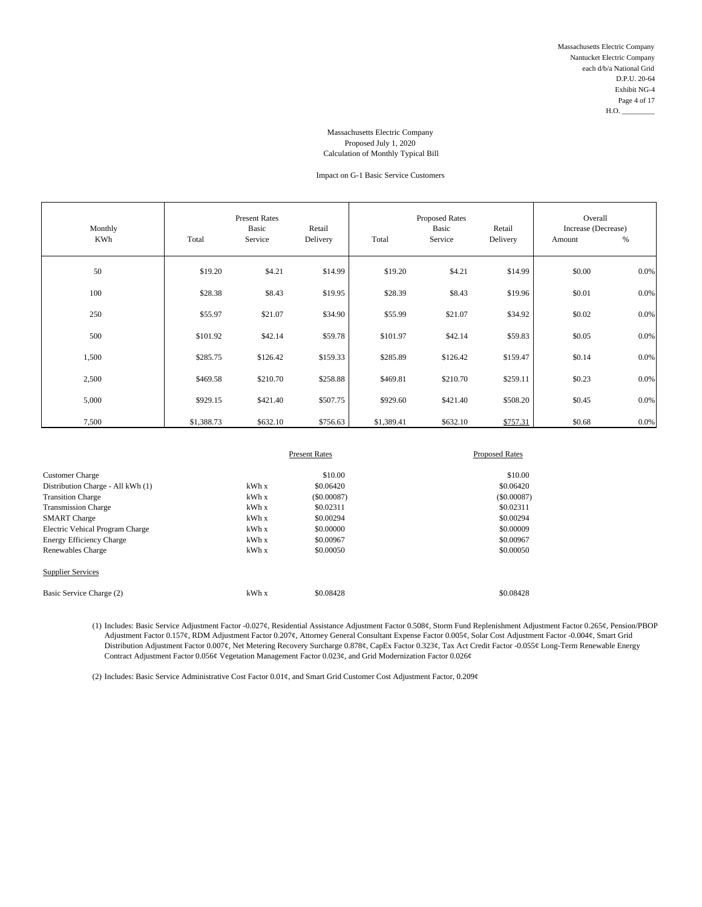Massachusetts Electric Company
Nantucket Electric Company
each d/b/a National Grid
D.P.U. 20-64
Exhibit NG-4
H.O. _________

Massachusetts Electric Company
Proposed July 1, 2020
Calculation of Monthly Typical Bill

Impact on G-1 Basic Service Customers

| Monthly KWh | Present Rates Total | Present Rates Basic Service | Present Rates Retail Delivery | Proposed Rates Total | Proposed Rates Basic Service | Proposed Rates Retail Delivery | Overall Increase (Decrease) Amount | Overall Increase (Decrease) % |
|---|---|---|---|---|---|---|---|---|
| 50 | $19.20 | $4.21 | $14.99 | $19.20 | $4.21 | $14.99 | $0.00 | 0.0% |
| 100 | $28.38 | $8.43 | $19.95 | $28.39 | $8.43 | $19.96 | $0.01 | 0.0% |
| 250 | $55.97 | $21.07 | $34.90 | $55.99 | $21.07 | $34.92 | $0.02 | 0.0% |
| 500 | $101.92 | $42.14 | $59.78 | $101.97 | $42.14 | $59.83 | $0.05 | 0.0% |
| 1,500 | $285.75 | $126.42 | $159.33 | $285.89 | $126.42 | $159.47 | $0.14 | 0.0% |
| 2,500 | $469.58 | $210.70 | $258.88 | $469.81 | $210.70 | $259.11 | $0.23 | 0.0% |
| 5,000 | $929.15 | $421.40 | $507.75 | $929.60 | $421.40 | $508.20 | $0.45 | 0.0% |
| 7,500 | $1,388.73 | $632.10 | $756.63 | $1,389.41 | $632.10 | $757.31 | $0.68 | 0.0% |

| | | Present Rates | Proposed Rates |
|---|---|---|---|
| Customer Charge | | $10.00 | $10.00 |
| Distribution Charge - All kWh (1) | kWh x | $0.06420 | $0.06420 |
| Transition Charge | kWh x | ($0.00087) | ($0.00087) |
| Transmission Charge | kWh x | $0.02311 | $0.02311 |
| SMART Charge | kWh x | $0.00294 | $0.00294 |
| Electric Vehical Program Charge | kWh x | $0.00000 | $0.00009 |
| Energy Efficiency Charge | kWh x | $0.00967 | $0.00967 |
| Renewables Charge | kWh x | $0.00050 | $0.00050 |
| Supplier Services | | | |
| Basic Service Charge (2) | kWh x | $0.08428 | $0.08428 |

(1) Includes: Basic Service Adjustment Factor -0.027¢, Residential Assistance Adjustment Factor 0.508¢, Storm Fund Replenishment Adjustment Factor 0.265¢, Pension/PBOP Adjustment Factor 0.157¢, RDM Adjustment Factor 0.207¢, Attorney General Consultant Expense Factor 0.005¢, Solar Cost Adjustment Factor -0.004¢, Smart Grid Distribution Adjustment Factor 0.007¢, Net Metering Recovery Surcharge 0.878¢, CapEx Factor 0.323¢, Tax Act Credit Factor -0.055¢ Long-Term Renewable Energy Contract Adjustment Factor 0.056¢ Vegetation Management Factor 0.023¢, and Grid Modernization Factor 0.026¢

(2) Includes: Basic Service Administrative Cost Factor 0.01¢, and Smart Grid Customer Cost Adjustment Factor, 0.209¢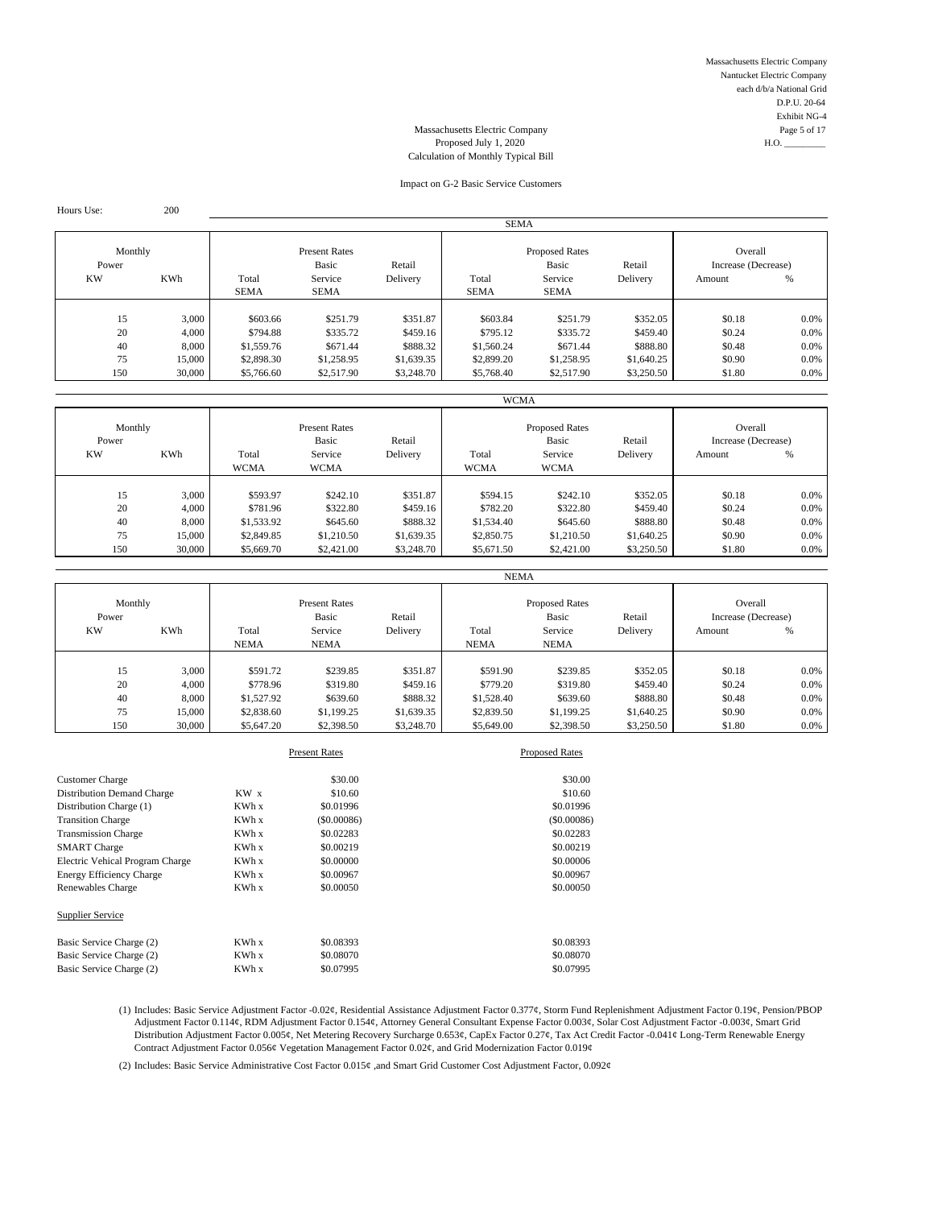Massachusetts Electric Company
Nantucket Electric Company
each d/b/a National Grid
D.P.U. 20-64
Exhibit NG-4
Page 5 of 17
H.O. _________

Massachusetts Electric Company
Proposed July 1, 2020
Calculation of Monthly Typical Bill

Impact on G-2 Basic Service Customers

Hours Use: 200

**SEMA**

| Monthly Power KW | KWh | Present Rates Total SEMA | Present Rates Basic Service SEMA | Present Rates Retail Delivery | Proposed Rates Total SEMA | Proposed Rates Basic Service SEMA | Proposed Rates Retail Delivery | Overall Increase (Decrease) Amount | % |
|---|---|---|---|---|---|---|---|---|---|
| 15 | 3,000 | $603.66 | $251.79 | $351.87 | $603.84 | $251.79 | $352.05 | $0.18 | 0.0% |
| 20 | 4,000 | $794.88 | $335.72 | $459.16 | $795.12 | $335.72 | $459.40 | $0.24 | 0.0% |
| 40 | 8,000 | $1,559.76 | $671.44 | $888.32 | $1,560.24 | $671.44 | $888.80 | $0.48 | 0.0% |
| 75 | 15,000 | $2,898.30 | $1,258.95 | $1,639.35 | $2,899.20 | $1,258.95 | $1,640.25 | $0.90 | 0.0% |
| 150 | 30,000 | $5,766.60 | $2,517.90 | $3,248.70 | $5,768.40 | $2,517.90 | $3,250.50 | $1.80 | 0.0% |

**WCMA**

| Monthly Power KW | KWh | Present Rates Total WCMA | Present Rates Basic Service WCMA | Present Rates Retail Delivery | Proposed Rates Total WCMA | Proposed Rates Basic Service WCMA | Proposed Rates Retail Delivery | Overall Increase (Decrease) Amount | % |
|---|---|---|---|---|---|---|---|---|---|
| 15 | 3,000 | $593.97 | $242.10 | $351.87 | $594.15 | $242.10 | $352.05 | $0.18 | 0.0% |
| 20 | 4,000 | $781.96 | $322.80 | $459.16 | $782.20 | $322.80 | $459.40 | $0.24 | 0.0% |
| 40 | 8,000 | $1,533.92 | $645.60 | $888.32 | $1,534.40 | $645.60 | $888.80 | $0.48 | 0.0% |
| 75 | 15,000 | $2,849.85 | $1,210.50 | $1,639.35 | $2,850.75 | $1,210.50 | $1,640.25 | $0.90 | 0.0% |
| 150 | 30,000 | $5,669.70 | $2,421.00 | $3,248.70 | $5,671.50 | $2,421.00 | $3,250.50 | $1.80 | 0.0% |

**NEMA**

| Monthly Power KW | KWh | Present Rates Total NEMA | Present Rates Basic Service NEMA | Present Rates Retail Delivery | Proposed Rates Total NEMA | Proposed Rates Basic Service NEMA | Proposed Rates Retail Delivery | Overall Increase (Decrease) Amount | % |
|---|---|---|---|---|---|---|---|---|---|
| 15 | 3,000 | $591.72 | $239.85 | $351.87 | $591.90 | $239.85 | $352.05 | $0.18 | 0.0% |
| 20 | 4,000 | $778.96 | $319.80 | $459.16 | $779.20 | $319.80 | $459.40 | $0.24 | 0.0% |
| 40 | 8,000 | $1,527.92 | $639.60 | $888.32 | $1,528.40 | $639.60 | $888.80 | $0.48 | 0.0% |
| 75 | 15,000 | $2,838.60 | $1,199.25 | $1,639.35 | $2,839.50 | $1,199.25 | $1,640.25 | $0.90 | 0.0% |
| 150 | 30,000 | $5,647.20 | $2,398.50 | $3,248.70 | $5,649.00 | $2,398.50 | $3,250.50 | $1.80 | 0.0% |

| | | Present Rates | Proposed Rates |
|---|---|---|---|
| Customer Charge | | $30.00 | $30.00 |
| Distribution Demand Charge | KW x | $10.60 | $10.60 |
| Distribution Charge (1) | KWh x | $0.01996 | $0.01996 |
| Transition Charge | KWh x | ($0.00086) | ($0.00086) |
| Transmission Charge | KWh x | $0.02283 | $0.02283 |
| SMART Charge | KWh x | $0.00219 | $0.00219 |
| Electric Vehical Program Charge | KWh x | $0.00000 | $0.00006 |
| Energy Efficiency Charge | KWh x | $0.00967 | $0.00967 |
| Renewables Charge | KWh x | $0.00050 | $0.00050 |
| Supplier Service | | | |
| Basic Service Charge (2) | KWh x | $0.08393 | $0.08393 |
| Basic Service Charge (2) | KWh x | $0.08070 | $0.08070 |
| Basic Service Charge (2) | KWh x | $0.07995 | $0.07995 |

(1) Includes: Basic Service Adjustment Factor -0.02¢, Residential Assistance Adjustment Factor 0.377¢, Storm Fund Replenishment Adjustment Factor 0.19¢, Pension/PBOP Adjustment Factor 0.114¢, RDM Adjustment Factor 0.154¢, Attorney General Consultant Expense Factor 0.003¢, Solar Cost Adjustment Factor -0.003¢, Smart Grid Distribution Adjustment Factor 0.005¢, Net Metering Recovery Surcharge 0.653¢, CapEx Factor 0.27¢, Tax Act Credit Factor -0.041¢ Long-Term Renewable Energy Contract Adjustment Factor 0.056¢ Vegetation Management Factor 0.02¢, and Grid Modernization Factor 0.019¢

(2) Includes: Basic Service Administrative Cost Factor 0.015¢ ,and Smart Grid Customer Cost Adjustment Factor, 0.092¢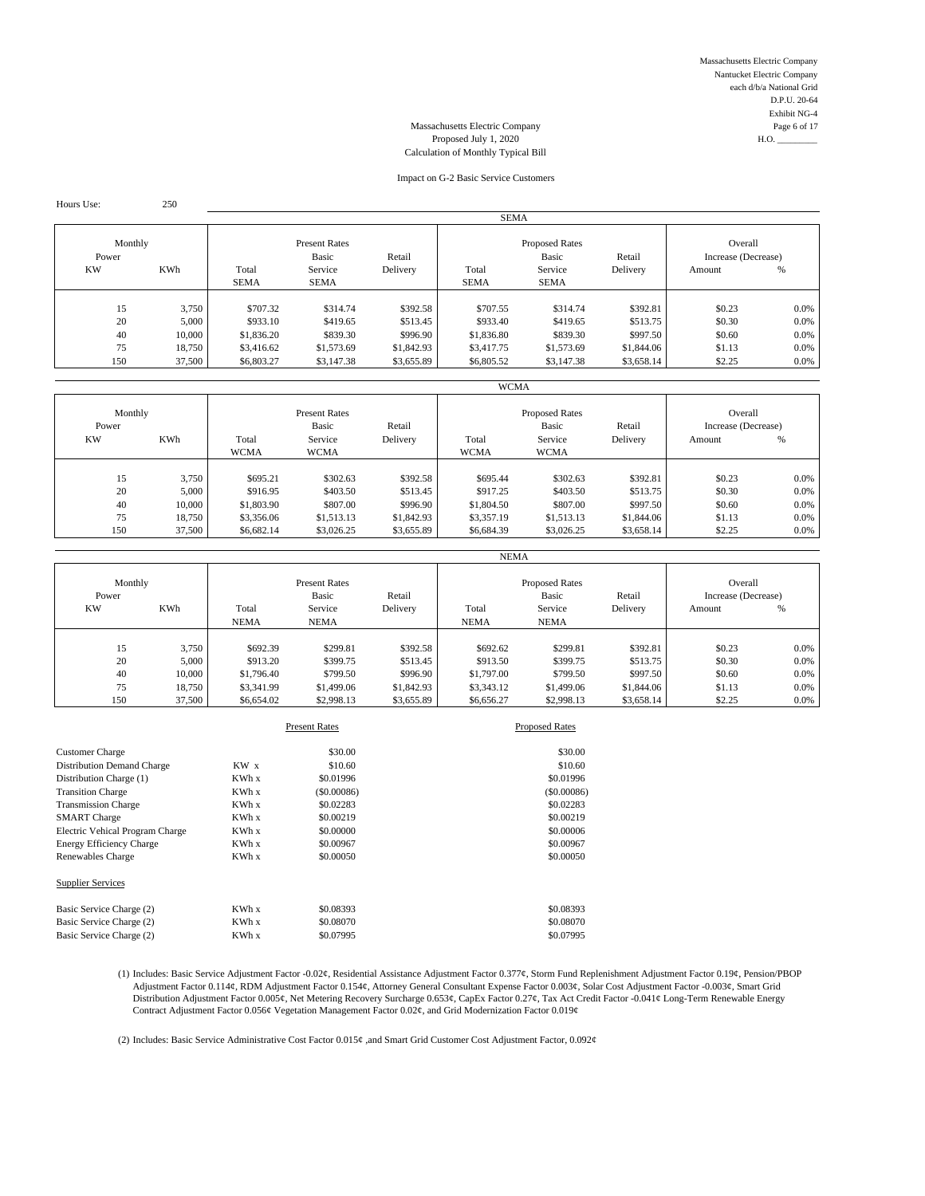Massachusetts Electric Company
Nantucket Electric Company
each d/b/a National Grid
D.P.U. 20-64
Exhibit NG-4
Page 6 of 17
H.O. _________

Massachusetts Electric Company
Proposed July 1, 2020
Calculation of Monthly Typical Bill

Impact on G-2 Basic Service Customers

Hours Use: 250

**SEMA**

| Monthly Power KW | KWh | Present Rates Total SEMA | Present Rates Basic Service SEMA | Present Rates Retail Delivery | Proposed Rates Total SEMA | Proposed Rates Basic Service SEMA | Proposed Rates Retail Delivery | Overall Increase (Decrease) Amount | % |
|---|---|---|---|---|---|---|---|---|---|
| 15 | 3,750 | $707.32 | $314.74 | $392.58 | $707.55 | $314.74 | $392.81 | $0.23 | 0.0% |
| 20 | 5,000 | $933.10 | $419.65 | $513.45 | $933.40 | $419.65 | $513.75 | $0.30 | 0.0% |
| 40 | 10,000 | $1,836.20 | $839.30 | $996.90 | $1,836.80 | $839.30 | $997.50 | $0.60 | 0.0% |
| 75 | 18,750 | $3,416.62 | $1,573.69 | $1,842.93 | $3,417.75 | $1,573.69 | $1,844.06 | $1.13 | 0.0% |
| 150 | 37,500 | $6,803.27 | $3,147.38 | $3,655.89 | $6,805.52 | $3,147.38 | $3,658.14 | $2.25 | 0.0% |

**WCMA**

| Monthly Power KW | KWh | Present Rates Total WCMA | Present Rates Basic Service WCMA | Present Rates Retail Delivery | Proposed Rates Total WCMA | Proposed Rates Basic Service WCMA | Proposed Rates Retail Delivery | Overall Increase (Decrease) Amount | % |
|---|---|---|---|---|---|---|---|---|---|
| 15 | 3,750 | $695.21 | $302.63 | $392.58 | $695.44 | $302.63 | $392.81 | $0.23 | 0.0% |
| 20 | 5,000 | $916.95 | $403.50 | $513.45 | $917.25 | $403.50 | $513.75 | $0.30 | 0.0% |
| 40 | 10,000 | $1,803.90 | $807.00 | $996.90 | $1,804.50 | $807.00 | $997.50 | $0.60 | 0.0% |
| 75 | 18,750 | $3,356.06 | $1,513.13 | $1,842.93 | $3,357.19 | $1,513.13 | $1,844.06 | $1.13 | 0.0% |
| 150 | 37,500 | $6,682.14 | $3,026.25 | $3,655.89 | $6,684.39 | $3,026.25 | $3,658.14 | $2.25 | 0.0% |

**NEMA**

| Monthly Power KW | KWh | Present Rates Total NEMA | Present Rates Basic Service NEMA | Present Rates Retail Delivery | Proposed Rates Total NEMA | Proposed Rates Basic Service NEMA | Proposed Rates Retail Delivery | Overall Increase (Decrease) Amount | % |
|---|---|---|---|---|---|---|---|---|---|
| 15 | 3,750 | $692.39 | $299.81 | $392.58 | $692.62 | $299.81 | $392.81 | $0.23 | 0.0% |
| 20 | 5,000 | $913.20 | $399.75 | $513.45 | $913.50 | $399.75 | $513.75 | $0.30 | 0.0% |
| 40 | 10,000 | $1,796.40 | $799.50 | $996.90 | $1,797.00 | $799.50 | $997.50 | $0.60 | 0.0% |
| 75 | 18,750 | $3,341.99 | $1,499.06 | $1,842.93 | $3,343.12 | $1,499.06 | $1,844.06 | $1.13 | 0.0% |
| 150 | 37,500 | $6,654.02 | $2,998.13 | $3,655.89 | $6,656.27 | $2,998.13 | $3,658.14 | $2.25 | 0.0% |

| | | Present Rates | Proposed Rates |
|---|---|---|---|
| Customer Charge | | $30.00 | $30.00 |
| Distribution Demand Charge | KW x | $10.60 | $10.60 |
| Distribution Charge (1) | KWh x | $0.01996 | $0.01996 |
| Transition Charge | KWh x | ($0.00086) | ($0.00086) |
| Transmission Charge | KWh x | $0.02283 | $0.02283 |
| SMART Charge | KWh x | $0.00219 | $0.00219 |
| Electric Vehical Program Charge | KWh x | $0.00000 | $0.00006 |
| Energy Efficiency Charge | KWh x | $0.00967 | $0.00967 |
| Renewables Charge | KWh x | $0.00050 | $0.00050 |
| Supplier Services | | | |
| Basic Service Charge (2) | KWh x | $0.08393 | $0.08393 |
| Basic Service Charge (2) | KWh x | $0.08070 | $0.08070 |
| Basic Service Charge (2) | KWh x | $0.07995 | $0.07995 |

(1) Includes: Basic Service Adjustment Factor -0.02¢, Residential Assistance Adjustment Factor 0.377¢, Storm Fund Replenishment Adjustment Factor 0.19¢, Pension/PBOP Adjustment Factor 0.114¢, RDM Adjustment Factor 0.154¢, Attorney General Consultant Expense Factor 0.003¢, Solar Cost Adjustment Factor -0.003¢, Smart Grid Distribution Adjustment Factor 0.005¢, Net Metering Recovery Surcharge 0.653¢, CapEx Factor 0.27¢, Tax Act Credit Factor -0.041¢ Long-Term Renewable Energy Contract Adjustment Factor 0.056¢ Vegetation Management Factor 0.02¢, and Grid Modernization Factor 0.019¢

(2) Includes: Basic Service Administrative Cost Factor 0.015¢ ,and Smart Grid Customer Cost Adjustment Factor, 0.092¢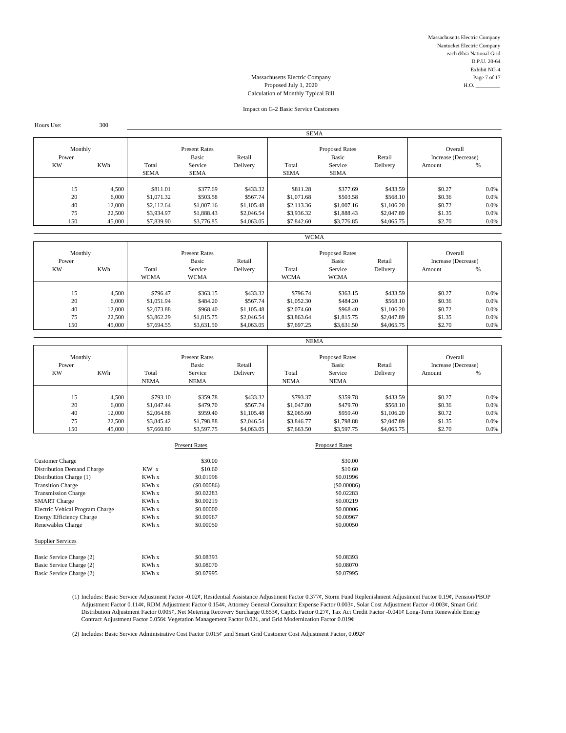Massachusetts Electric Company
Nantucket Electric Company
each d/b/a National Grid
D.P.U. 20-64
Exhibit NG-4
H.O. _________

Massachusetts Electric Company
Proposed July 1, 2020
Calculation of Monthly Typical Bill

Impact on G-2 Basic Service Customers

Hours Use: 300

**SEMA**

| Monthly Power KW | KWh | Present Rates Total SEMA | Present Rates Basic Service SEMA | Present Rates Retail Delivery | Proposed Rates Total SEMA | Proposed Rates Basic Service SEMA | Proposed Rates Retail Delivery | Overall Increase (Decrease) Amount | % |
|---|---|---|---|---|---|---|---|---|---|
| 15 | 4,500 | $811.01 | $377.69 | $433.32 | $811.28 | $377.69 | $433.59 | $0.27 | 0.0% |
| 20 | 6,000 | $1,071.32 | $503.58 | $567.74 | $1,071.68 | $503.58 | $568.10 | $0.36 | 0.0% |
| 40 | 12,000 | $2,112.64 | $1,007.16 | $1,105.48 | $2,113.36 | $1,007.16 | $1,106.20 | $0.72 | 0.0% |
| 75 | 22,500 | $3,934.97 | $1,888.43 | $2,046.54 | $3,936.32 | $1,888.43 | $2,047.89 | $1.35 | 0.0% |
| 150 | 45,000 | $7,839.90 | $3,776.85 | $4,063.05 | $7,842.60 | $3,776.85 | $4,065.75 | $2.70 | 0.0% |

**WCMA**

| Monthly Power KW | KWh | Present Rates Total WCMA | Present Rates Basic Service WCMA | Present Rates Retail Delivery | Proposed Rates Total WCMA | Proposed Rates Basic Service WCMA | Proposed Rates Retail Delivery | Overall Increase (Decrease) Amount | % |
|---|---|---|---|---|---|---|---|---|---|
| 15 | 4,500 | $796.47 | $363.15 | $433.32 | $796.74 | $363.15 | $433.59 | $0.27 | 0.0% |
| 20 | 6,000 | $1,051.94 | $484.20 | $567.74 | $1,052.30 | $484.20 | $568.10 | $0.36 | 0.0% |
| 40 | 12,000 | $2,073.88 | $968.40 | $1,105.48 | $2,074.60 | $968.40 | $1,106.20 | $0.72 | 0.0% |
| 75 | 22,500 | $3,862.29 | $1,815.75 | $2,046.54 | $3,863.64 | $1,815.75 | $2,047.89 | $1.35 | 0.0% |
| 150 | 45,000 | $7,694.55 | $3,631.50 | $4,063.05 | $7,697.25 | $3,631.50 | $4,065.75 | $2.70 | 0.0% |

**NEMA**

| Monthly Power KW | KWh | Present Rates Total NEMA | Present Rates Basic Service NEMA | Present Rates Retail Delivery | Proposed Rates Total NEMA | Proposed Rates Basic Service NEMA | Proposed Rates Retail Delivery | Overall Increase (Decrease) Amount | % |
|---|---|---|---|---|---|---|---|---|---|
| 15 | 4,500 | $793.10 | $359.78 | $433.32 | $793.37 | $359.78 | $433.59 | $0.27 | 0.0% |
| 20 | 6,000 | $1,047.44 | $479.70 | $567.74 | $1,047.80 | $479.70 | $568.10 | $0.36 | 0.0% |
| 40 | 12,000 | $2,064.88 | $959.40 | $1,105.48 | $2,065.60 | $959.40 | $1,106.20 | $0.72 | 0.0% |
| 75 | 22,500 | $3,845.42 | $1,798.88 | $2,046.54 | $3,846.77 | $1,798.88 | $2,047.89 | $1.35 | 0.0% |
| 150 | 45,000 | $7,660.80 | $3,597.75 | $4,063.05 | $7,663.50 | $3,597.75 | $4,065.75 | $2.70 | 0.0% |

| | | Present Rates | Proposed Rates |
|---|---|---|---|
| Customer Charge | | $30.00 | $30.00 |
| Distribution Demand Charge | KW x | $10.60 | $10.60 |
| Distribution Charge (1) | KWh x | $0.01996 | $0.01996 |
| Transition Charge | KWh x | ($0.00086) | ($0.00086) |
| Transmission Charge | KWh x | $0.02283 | $0.02283 |
| SMART Charge | KWh x | $0.00219 | $0.00219 |
| Electric Vehical Program Charge | KWh x | $0.00000 | $0.00006 |
| Energy Efficiency Charge | KWh x | $0.00967 | $0.00967 |
| Renewables Charge | KWh x | $0.00050 | $0.00050 |
| Supplier Services | | | |
| Basic Service Charge (2) | KWh x | $0.08393 | $0.08393 |
| Basic Service Charge (2) | KWh x | $0.08070 | $0.08070 |
| Basic Service Charge (2) | KWh x | $0.07995 | $0.07995 |

(1) Includes: Basic Service Adjustment Factor -0.02¢, Residential Assistance Adjustment Factor 0.377¢, Storm Fund Replenishment Adjustment Factor 0.19¢, Pension/PBOP Adjustment Factor 0.114¢, RDM Adjustment Factor 0.154¢, Attorney General Consultant Expense Factor 0.003¢, Solar Cost Adjustment Factor -0.003¢, Smart Grid Distribution Adjustment Factor 0.005¢, Net Metering Recovery Surcharge 0.653¢, CapEx Factor 0.27¢, Tax Act Credit Factor -0.041¢ Long-Term Renewable Energy Contract Adjustment Factor 0.056¢ Vegetation Management Factor 0.02¢, and Grid Modernization Factor 0.019¢

(2) Includes: Basic Service Administrative Cost Factor 0.015¢ ,and Smart Grid Customer Cost Adjustment Factor, 0.092¢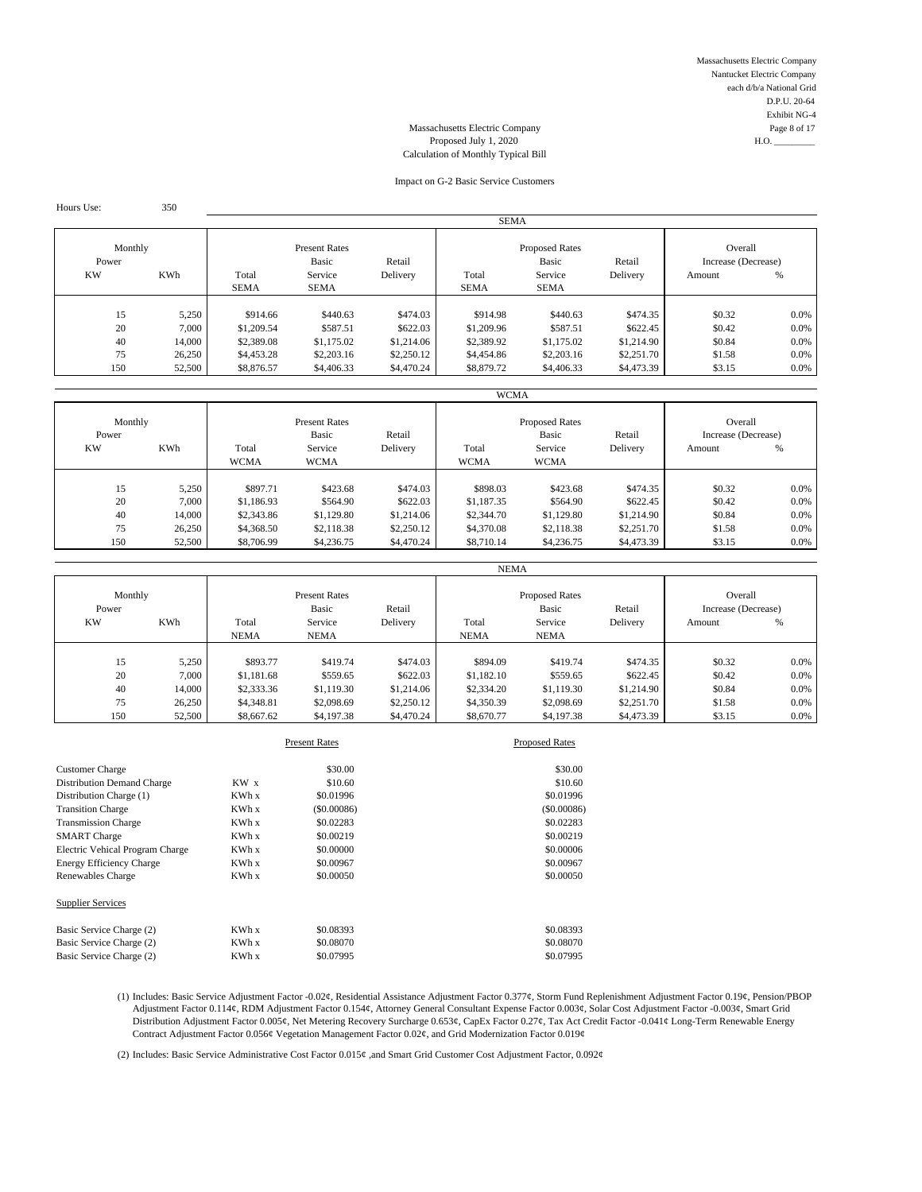Massachusetts Electric Company
Nantucket Electric Company
each d/b/a National Grid
D.P.U. 20-64
Exhibit NG-4
H.O. _________

Massachusetts Electric Company
Proposed July 1, 2020
Calculation of Monthly Typical Bill

Impact on G-2 Basic Service Customers

Hours Use: 350

**SEMA**

| Monthly Power KW | KWh | Present Rates Total SEMA | Present Rates Basic Service SEMA | Present Rates Retail Delivery | Proposed Rates Total SEMA | Proposed Rates Basic Service SEMA | Proposed Rates Retail Delivery | Overall Increase (Decrease) Amount | % |
|---|---|---|---|---|---|---|---|---|---|
| 15 | 5,250 | $914.66 | $440.63 | $474.03 | $914.98 | $440.63 | $474.35 | $0.32 | 0.0% |
| 20 | 7,000 | $1,209.54 | $587.51 | $622.03 | $1,209.96 | $587.51 | $622.45 | $0.42 | 0.0% |
| 40 | 14,000 | $2,389.08 | $1,175.02 | $1,214.06 | $2,389.92 | $1,175.02 | $1,214.90 | $0.84 | 0.0% |
| 75 | 26,250 | $4,453.28 | $2,203.16 | $2,250.12 | $4,454.86 | $2,203.16 | $2,251.70 | $1.58 | 0.0% |
| 150 | 52,500 | $8,876.57 | $4,406.33 | $4,470.24 | $8,879.72 | $4,406.33 | $4,473.39 | $3.15 | 0.0% |

**WCMA**

| Monthly Power KW | KWh | Present Rates Total WCMA | Present Rates Basic Service WCMA | Present Rates Retail Delivery | Proposed Rates Total WCMA | Proposed Rates Basic Service WCMA | Proposed Rates Retail Delivery | Overall Increase (Decrease) Amount | % |
|---|---|---|---|---|---|---|---|---|---|
| 15 | 5,250 | $897.71 | $423.68 | $474.03 | $898.03 | $423.68 | $474.35 | $0.32 | 0.0% |
| 20 | 7,000 | $1,186.93 | $564.90 | $622.03 | $1,187.35 | $564.90 | $622.45 | $0.42 | 0.0% |
| 40 | 14,000 | $2,343.86 | $1,129.80 | $1,214.06 | $2,344.70 | $1,129.80 | $1,214.90 | $0.84 | 0.0% |
| 75 | 26,250 | $4,368.50 | $2,118.38 | $2,250.12 | $4,370.08 | $2,118.38 | $2,251.70 | $1.58 | 0.0% |
| 150 | 52,500 | $8,706.99 | $4,236.75 | $4,470.24 | $8,710.14 | $4,236.75 | $4,473.39 | $3.15 | 0.0% |

**NEMA**

| Monthly Power KW | KWh | Present Rates Total NEMA | Present Rates Basic Service NEMA | Present Rates Retail Delivery | Proposed Rates Total NEMA | Proposed Rates Basic Service NEMA | Proposed Rates Retail Delivery | Overall Increase (Decrease) Amount | % |
|---|---|---|---|---|---|---|---|---|---|
| 15 | 5,250 | $893.77 | $419.74 | $474.03 | $894.09 | $419.74 | $474.35 | $0.32 | 0.0% |
| 20 | 7,000 | $1,181.68 | $559.65 | $622.03 | $1,182.10 | $559.65 | $622.45 | $0.42 | 0.0% |
| 40 | 14,000 | $2,333.36 | $1,119.30 | $1,214.06 | $2,334.20 | $1,119.30 | $1,214.90 | $0.84 | 0.0% |
| 75 | 26,250 | $4,348.81 | $2,098.69 | $2,250.12 | $4,350.39 | $2,098.69 | $2,251.70 | $1.58 | 0.0% |
| 150 | 52,500 | $8,667.62 | $4,197.38 | $4,470.24 | $8,670.77 | $4,197.38 | $4,473.39 | $3.15 | 0.0% |

| | | Present Rates | Proposed Rates |
|---|---|---|---|
| Customer Charge | | $30.00 | $30.00 |
| Distribution Demand Charge | KW x | $10.60 | $10.60 |
| Distribution Charge (1) | KWh x | $0.01996 | $0.01996 |
| Transition Charge | KWh x | ($0.00086) | ($0.00086) |
| Transmission Charge | KWh x | $0.02283 | $0.02283 |
| SMART Charge | KWh x | $0.00219 | $0.00219 |
| Electric Vehical Program Charge | KWh x | $0.00000 | $0.00006 |
| Energy Efficiency Charge | KWh x | $0.00967 | $0.00967 |
| Renewables Charge | KWh x | $0.00050 | $0.00050 |
| **Supplier Services** | | | |
| Basic Service Charge (2) | KWh x | $0.08393 | $0.08393 |
| Basic Service Charge (2) | KWh x | $0.08070 | $0.08070 |
| Basic Service Charge (2) | KWh x | $0.07995 | $0.07995 |

(1) Includes: Basic Service Adjustment Factor -0.02¢, Residential Assistance Adjustment Factor 0.377¢, Storm Fund Replenishment Adjustment Factor 0.19¢, Pension/PBOP Adjustment Factor 0.114¢, RDM Adjustment Factor 0.154¢, Attorney General Consultant Expense Factor 0.003¢, Solar Cost Adjustment Factor -0.003¢, Smart Grid Distribution Adjustment Factor 0.005¢, Net Metering Recovery Surcharge 0.653¢, CapEx Factor 0.27¢, Tax Act Credit Factor -0.041¢ Long-Term Renewable Energy Contract Adjustment Factor 0.056¢ Vegetation Management Factor 0.02¢, and Grid Modernization Factor 0.019¢

(2) Includes: Basic Service Administrative Cost Factor 0.015¢ ,and Smart Grid Customer Cost Adjustment Factor, 0.092¢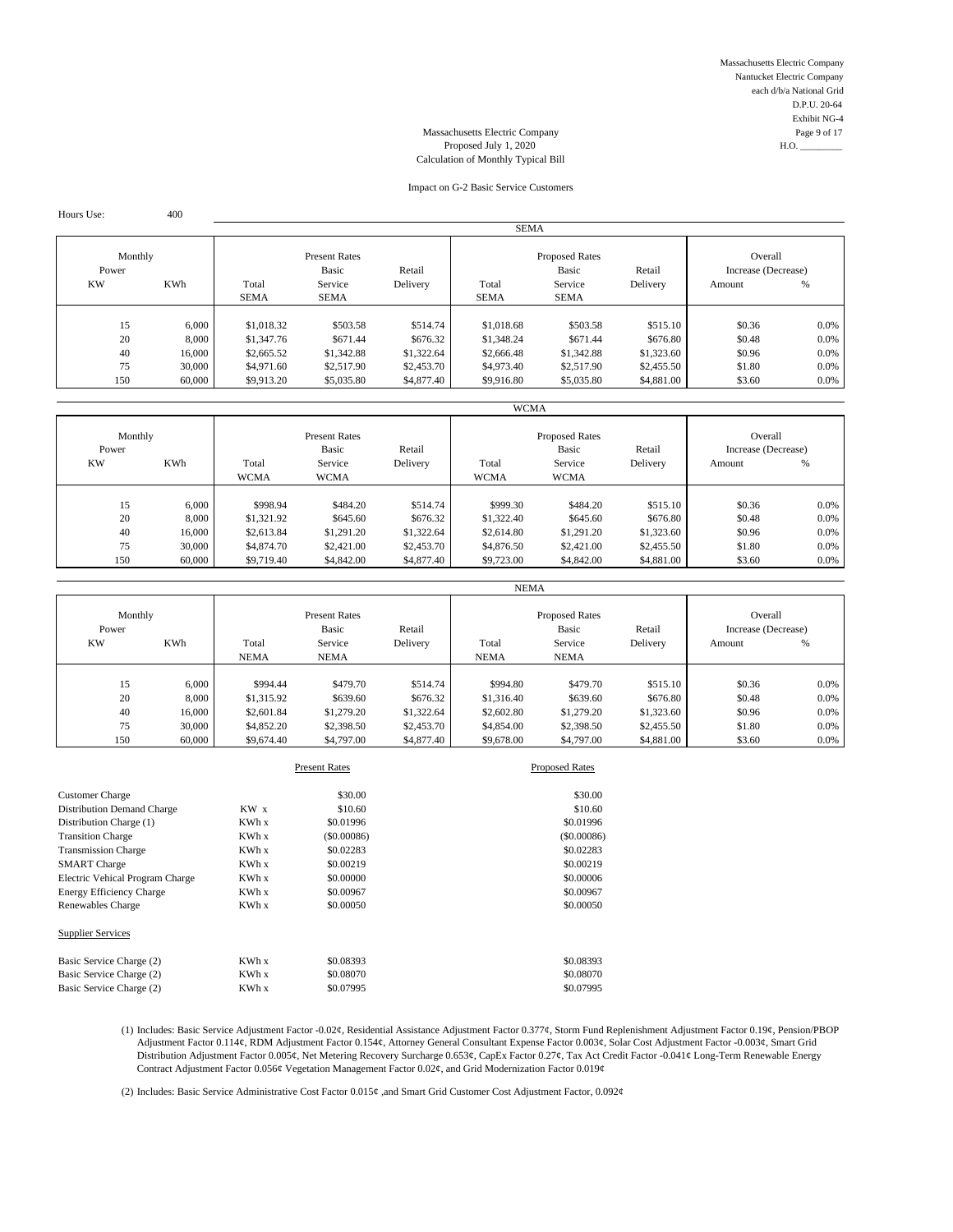Massachusetts Electric Company
Nantucket Electric Company
each d/b/a National Grid
D.P.U. 20-64
Exhibit NG-4
Page 9 of 17
H.O. _________

Massachusetts Electric Company
Proposed July 1, 2020
Calculation of Monthly Typical Bill

Impact on G-2 Basic Service Customers

Hours Use: 400

**SEMA**

| Monthly Power KW | KWh | Present Rates Total SEMA | Present Rates Basic Service SEMA | Present Rates Retail Delivery | Proposed Rates Total SEMA | Proposed Rates Basic Service SEMA | Proposed Rates Retail Delivery | Overall Increase (Decrease) Amount | % |
|---|---|---|---|---|---|---|---|---|---|
| 15 | 6,000 | $1,018.32 | $503.58 | $514.74 | $1,018.68 | $503.58 | $515.10 | $0.36 | 0.0% |
| 20 | 8,000 | $1,347.76 | $671.44 | $676.32 | $1,348.24 | $671.44 | $676.80 | $0.48 | 0.0% |
| 40 | 16,000 | $2,665.52 | $1,342.88 | $1,322.64 | $2,666.48 | $1,342.88 | $1,323.60 | $0.96 | 0.0% |
| 75 | 30,000 | $4,971.60 | $2,517.90 | $2,453.70 | $4,973.40 | $2,517.90 | $2,455.50 | $1.80 | 0.0% |
| 150 | 60,000 | $9,913.20 | $5,035.80 | $4,877.40 | $9,916.80 | $5,035.80 | $4,881.00 | $3.60 | 0.0% |

**WCMA**

| Monthly Power KW | KWh | Present Rates Total WCMA | Present Rates Basic Service WCMA | Present Rates Retail Delivery | Proposed Rates Total WCMA | Proposed Rates Basic Service WCMA | Proposed Rates Retail Delivery | Overall Increase (Decrease) Amount | % |
|---|---|---|---|---|---|---|---|---|---|
| 15 | 6,000 | $998.94 | $484.20 | $514.74 | $999.30 | $484.20 | $515.10 | $0.36 | 0.0% |
| 20 | 8,000 | $1,321.92 | $645.60 | $676.32 | $1,322.40 | $645.60 | $676.80 | $0.48 | 0.0% |
| 40 | 16,000 | $2,613.84 | $1,291.20 | $1,322.64 | $2,614.80 | $1,291.20 | $1,323.60 | $0.96 | 0.0% |
| 75 | 30,000 | $4,874.70 | $2,421.00 | $2,453.70 | $4,876.50 | $2,421.00 | $2,455.50 | $1.80 | 0.0% |
| 150 | 60,000 | $9,719.40 | $4,842.00 | $4,877.40 | $9,723.00 | $4,842.00 | $4,881.00 | $3.60 | 0.0% |

**NEMA**

| Monthly Power KW | KWh | Present Rates Total NEMA | Present Rates Basic Service NEMA | Present Rates Retail Delivery | Proposed Rates Total NEMA | Proposed Rates Basic Service NEMA | Proposed Rates Retail Delivery | Overall Increase (Decrease) Amount | % |
|---|---|---|---|---|---|---|---|---|---|
| 15 | 6,000 | $994.44 | $479.70 | $514.74 | $994.80 | $479.70 | $515.10 | $0.36 | 0.0% |
| 20 | 8,000 | $1,315.92 | $639.60 | $676.32 | $1,316.40 | $639.60 | $676.80 | $0.48 | 0.0% |
| 40 | 16,000 | $2,601.84 | $1,279.20 | $1,322.64 | $2,602.80 | $1,279.20 | $1,323.60 | $0.96 | 0.0% |
| 75 | 30,000 | $4,852.20 | $2,398.50 | $2,453.70 | $4,854.00 | $2,398.50 | $2,455.50 | $1.80 | 0.0% |
| 150 | 60,000 | $9,674.40 | $4,797.00 | $4,877.40 | $9,678.00 | $4,797.00 | $4,881.00 | $3.60 | 0.0% |

| | | Present Rates | Proposed Rates |
|---|---|---|---|
| Customer Charge | | $30.00 | $30.00 |
| Distribution Demand Charge | KW x | $10.60 | $10.60 |
| Distribution Charge (1) | KWh x | $0.01996 | $0.01996 |
| Transition Charge | KWh x | ($0.00086) | ($0.00086) |
| Transmission Charge | KWh x | $0.02283 | $0.02283 |
| SMART Charge | KWh x | $0.00219 | $0.00219 |
| Electric Vehical Program Charge | KWh x | $0.00000 | $0.00006 |
| Energy Efficiency Charge | KWh x | $0.00967 | $0.00967 |
| Renewables Charge | KWh x | $0.00050 | $0.00050 |
| Supplier Services | | | |
| Basic Service Charge (2) | KWh x | $0.08393 | $0.08393 |
| Basic Service Charge (2) | KWh x | $0.08070 | $0.08070 |
| Basic Service Charge (2) | KWh x | $0.07995 | $0.07995 |

(1) Includes: Basic Service Adjustment Factor -0.02¢, Residential Assistance Adjustment Factor 0.377¢, Storm Fund Replenishment Adjustment Factor 0.19¢, Pension/PBOP Adjustment Factor 0.114¢, RDM Adjustment Factor 0.154¢, Attorney General Consultant Expense Factor 0.003¢, Solar Cost Adjustment Factor -0.003¢, Smart Grid Distribution Adjustment Factor 0.005¢, Net Metering Recovery Surcharge 0.653¢, CapEx Factor 0.27¢, Tax Act Credit Factor -0.041¢ Long-Term Renewable Energy Contract Adjustment Factor 0.056¢ Vegetation Management Factor 0.02¢, and Grid Modernization Factor 0.019¢

(2) Includes: Basic Service Administrative Cost Factor 0.015¢ ,and Smart Grid Customer Cost Adjustment Factor, 0.092¢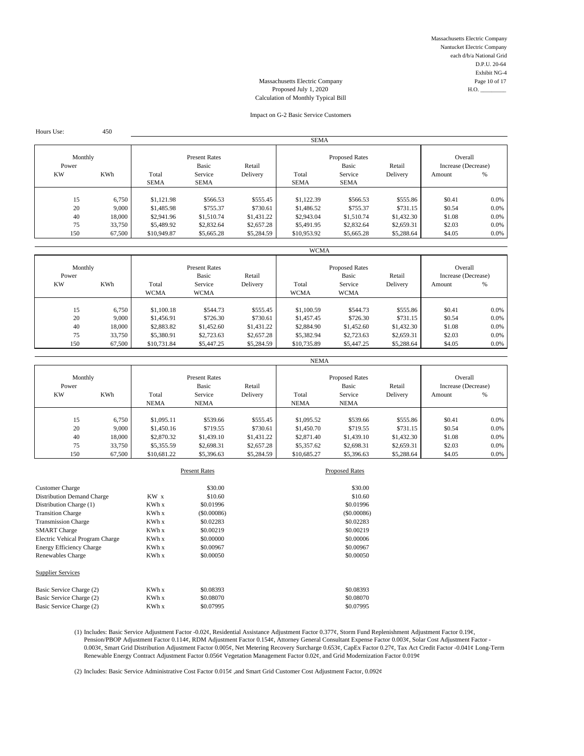Massachusetts Electric Company
Nantucket Electric Company
each d/b/a National Grid
D.P.U. 20-64
Exhibit NG-4
H.O. _________

Massachusetts Electric Company
Proposed July 1, 2020
Calculation of Monthly Typical Bill

Impact on G-2 Basic Service Customers

Hours Use: 450

**SEMA**

| Monthly Power KW | KWh | Present Rates Total SEMA | Present Rates Basic Service SEMA | Present Rates Retail Delivery | Proposed Rates Total SEMA | Proposed Rates Basic Service SEMA | Proposed Rates Retail Delivery | Overall Increase (Decrease) Amount | % |
|---|---|---|---|---|---|---|---|---|---|
| 15 | 6,750 | $1,121.98 | $566.53 | $555.45 | $1,122.39 | $566.53 | $555.86 | $0.41 | 0.0% |
| 20 | 9,000 | $1,485.98 | $755.37 | $730.61 | $1,486.52 | $755.37 | $731.15 | $0.54 | 0.0% |
| 40 | 18,000 | $2,941.96 | $1,510.74 | $1,431.22 | $2,943.04 | $1,510.74 | $1,432.30 | $1.08 | 0.0% |
| 75 | 33,750 | $5,489.92 | $2,832.64 | $2,657.28 | $5,491.95 | $2,832.64 | $2,659.31 | $2.03 | 0.0% |
| 150 | 67,500 | $10,949.87 | $5,665.28 | $5,284.59 | $10,953.92 | $5,665.28 | $5,288.64 | $4.05 | 0.0% |

**WCMA**

| Monthly Power KW | KWh | Present Rates Total WCMA | Present Rates Basic Service WCMA | Present Rates Retail Delivery | Proposed Rates Total WCMA | Proposed Rates Basic Service WCMA | Proposed Rates Retail Delivery | Overall Increase (Decrease) Amount | % |
|---|---|---|---|---|---|---|---|---|---|
| 15 | 6,750 | $1,100.18 | $544.73 | $555.45 | $1,100.59 | $544.73 | $555.86 | $0.41 | 0.0% |
| 20 | 9,000 | $1,456.91 | $726.30 | $730.61 | $1,457.45 | $726.30 | $731.15 | $0.54 | 0.0% |
| 40 | 18,000 | $2,883.82 | $1,452.60 | $1,431.22 | $2,884.90 | $1,452.60 | $1,432.30 | $1.08 | 0.0% |
| 75 | 33,750 | $5,380.91 | $2,723.63 | $2,657.28 | $5,382.94 | $2,723.63 | $2,659.31 | $2.03 | 0.0% |
| 150 | 67,500 | $10,731.84 | $5,447.25 | $5,284.59 | $10,735.89 | $5,447.25 | $5,288.64 | $4.05 | 0.0% |

**NEMA**

| Monthly Power KW | KWh | Present Rates Total NEMA | Present Rates Basic Service NEMA | Present Rates Retail Delivery | Proposed Rates Total NEMA | Proposed Rates Basic Service NEMA | Proposed Rates Retail Delivery | Overall Increase (Decrease) Amount | % |
|---|---|---|---|---|---|---|---|---|---|
| 15 | 6,750 | $1,095.11 | $539.66 | $555.45 | $1,095.52 | $539.66 | $555.86 | $0.41 | 0.0% |
| 20 | 9,000 | $1,450.16 | $719.55 | $730.61 | $1,450.70 | $719.55 | $731.15 | $0.54 | 0.0% |
| 40 | 18,000 | $2,870.32 | $1,439.10 | $1,431.22 | $2,871.40 | $1,439.10 | $1,432.30 | $1.08 | 0.0% |
| 75 | 33,750 | $5,355.59 | $2,698.31 | $2,657.28 | $5,357.62 | $2,698.31 | $2,659.31 | $2.03 | 0.0% |
| 150 | 67,500 | $10,681.22 | $5,396.63 | $5,284.59 | $10,685.27 | $5,396.63 | $5,288.64 | $4.05 | 0.0% |

| | | Present Rates | Proposed Rates |
|---|---|---|---|
| Customer Charge | | $30.00 | $30.00 |
| Distribution Demand Charge | KW x | $10.60 | $10.60 |
| Distribution Charge (1) | KWh x | $0.01996 | $0.01996 |
| Transition Charge | KWh x | ($0.00086) | ($0.00086) |
| Transmission Charge | KWh x | $0.02283 | $0.02283 |
| SMART Charge | KWh x | $0.00219 | $0.00219 |
| Electric Vehical Program Charge | KWh x | $0.00000 | $0.00006 |
| Energy Efficiency Charge | KWh x | $0.00967 | $0.00967 |
| Renewables Charge | KWh x | $0.00050 | $0.00050 |
| Supplier Services | | | |
| Basic Service Charge (2) | KWh x | $0.08393 | $0.08393 |
| Basic Service Charge (2) | KWh x | $0.08070 | $0.08070 |
| Basic Service Charge (2) | KWh x | $0.07995 | $0.07995 |

(1) Includes: Basic Service Adjustment Factor -0.02¢, Residential Assistance Adjustment Factor 0.377¢, Storm Fund Replenishment Adjustment Factor 0.19¢, Pension/PBOP Adjustment Factor 0.114¢, RDM Adjustment Factor 0.154¢, Attorney General Consultant Expense Factor 0.003¢, Solar Cost Adjustment Factor -0.003¢, Smart Grid Distribution Adjustment Factor 0.005¢, Net Metering Recovery Surcharge 0.653¢, CapEx Factor 0.27¢, Tax Act Credit Factor -0.041¢ Long-Term Renewable Energy Contract Adjustment Factor 0.056¢ Vegetation Management Factor 0.02¢, and Grid Modernization Factor 0.019¢

(2) Includes: Basic Service Administrative Cost Factor 0.015¢ ,and Smart Grid Customer Cost Adjustment Factor, 0.092¢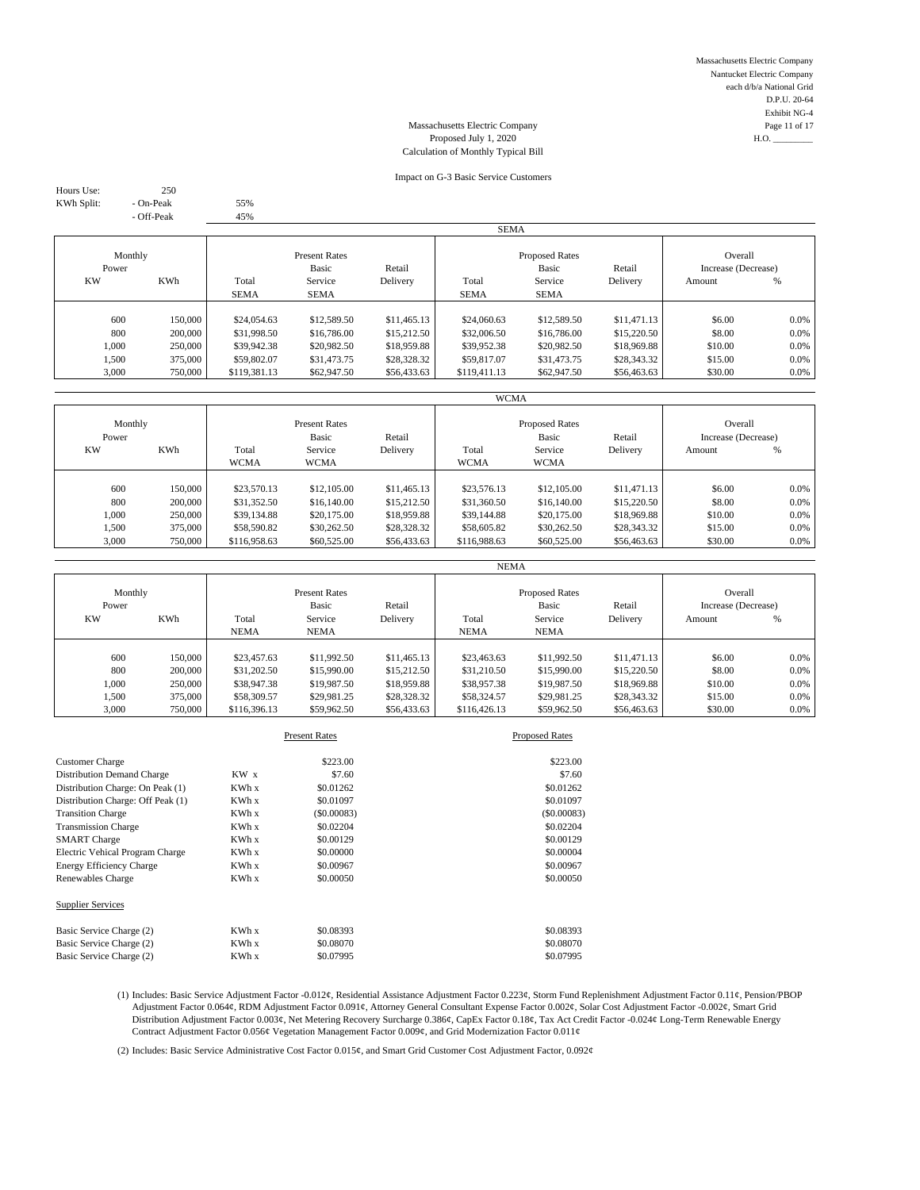Massachusetts Electric Company
Nantucket Electric Company
each d/b/a National Grid
D.P.U. 20-64
Exhibit NG-4
Page 11 of 17
H.O. _________

# Massachusetts Electric Company
Proposed July 1, 2020
Calculation of Monthly Typical Bill

## Impact on G-3 Basic Service Customers

Hours Use: 250
KWh Split: - On-Peak 55%
- Off-Peak 45%

### SEMA

| Monthly Power KW | KWh | Present Rates Total SEMA | Present Rates Basic Service SEMA | Present Rates Retail Delivery | Proposed Rates Total SEMA | Proposed Rates Basic Service SEMA | Proposed Rates Retail Delivery | Overall Increase (Decrease) Amount | % |
|---|---|---|---|---|---|---|---|---|---|
| 600 | 150,000 | $24,054.63 | $12,589.50 | $11,465.13 | $24,060.63 | $12,589.50 | $11,471.13 | $6.00 | 0.0% |
| 800 | 200,000 | $31,998.50 | $16,786.00 | $15,212.50 | $32,006.50 | $16,786.00 | $15,220.50 | $8.00 | 0.0% |
| 1,000 | 250,000 | $39,942.38 | $20,982.50 | $18,959.88 | $39,952.38 | $20,982.50 | $18,969.88 | $10.00 | 0.0% |
| 1,500 | 375,000 | $59,802.07 | $31,473.75 | $28,328.32 | $59,817.07 | $31,473.75 | $28,343.32 | $15.00 | 0.0% |
| 3,000 | 750,000 | $119,381.13 | $62,947.50 | $56,433.63 | $119,411.13 | $62,947.50 | $56,463.63 | $30.00 | 0.0% |

### WCMA

| Monthly Power KW | KWh | Present Rates Total WCMA | Present Rates Basic Service WCMA | Present Rates Retail Delivery | Proposed Rates Total WCMA | Proposed Rates Basic Service WCMA | Proposed Rates Retail Delivery | Overall Increase (Decrease) Amount | % |
|---|---|---|---|---|---|---|---|---|---|
| 600 | 150,000 | $23,570.13 | $12,105.00 | $11,465.13 | $23,576.13 | $12,105.00 | $11,471.13 | $6.00 | 0.0% |
| 800 | 200,000 | $31,352.50 | $16,140.00 | $15,212.50 | $31,360.50 | $16,140.00 | $15,220.50 | $8.00 | 0.0% |
| 1,000 | 250,000 | $39,134.88 | $20,175.00 | $18,959.88 | $39,144.88 | $20,175.00 | $18,969.88 | $10.00 | 0.0% |
| 1,500 | 375,000 | $58,590.82 | $30,262.50 | $28,328.32 | $58,605.82 | $30,262.50 | $28,343.32 | $15.00 | 0.0% |
| 3,000 | 750,000 | $116,958.63 | $60,525.00 | $56,433.63 | $116,988.63 | $60,525.00 | $56,463.63 | $30.00 | 0.0% |

### NEMA

| Monthly Power KW | KWh | Present Rates Total NEMA | Present Rates Basic Service NEMA | Present Rates Retail Delivery | Proposed Rates Total NEMA | Proposed Rates Basic Service NEMA | Proposed Rates Retail Delivery | Overall Increase (Decrease) Amount | % |
|---|---|---|---|---|---|---|---|---|---|
| 600 | 150,000 | $23,457.63 | $11,992.50 | $11,465.13 | $23,463.63 | $11,992.50 | $11,471.13 | $6.00 | 0.0% |
| 800 | 200,000 | $31,202.50 | $15,990.00 | $15,212.50 | $31,210.50 | $15,990.00 | $15,220.50 | $8.00 | 0.0% |
| 1,000 | 250,000 | $38,947.38 | $19,987.50 | $18,959.88 | $38,957.38 | $19,987.50 | $18,969.88 | $10.00 | 0.0% |
| 1,500 | 375,000 | $58,309.57 | $29,981.25 | $28,328.32 | $58,324.57 | $29,981.25 | $28,343.32 | $15.00 | 0.0% |
| 3,000 | 750,000 | $116,396.13 | $59,962.50 | $56,433.63 | $116,426.13 | $59,962.50 | $56,463.63 | $30.00 | 0.0% |

| | | Present Rates | Proposed Rates |
|---|---|---|---|
| Customer Charge | | $223.00 | $223.00 |
| Distribution Demand Charge | KW x | $7.60 | $7.60 |
| Distribution Charge: On Peak (1) | KWh x | $0.01262 | $0.01262 |
| Distribution Charge: Off Peak (1) | KWh x | $0.01097 | $0.01097 |
| Transition Charge | KWh x | ($0.00083) | ($0.00083) |
| Transmission Charge | KWh x | $0.02204 | $0.02204 |
| SMART Charge | KWh x | $0.00129 | $0.00129 |
| Electric Vehical Program Charge | KWh x | $0.00000 | $0.00004 |
| Energy Efficiency Charge | KWh x | $0.00967 | $0.00967 |
| Renewables Charge | KWh x | $0.00050 | $0.00050 |
| Supplier Services | | | |
| Basic Service Charge (2) | KWh x | $0.08393 | $0.08393 |
| Basic Service Charge (2) | KWh x | $0.08070 | $0.08070 |
| Basic Service Charge (2) | KWh x | $0.07995 | $0.07995 |

(1) Includes: Basic Service Adjustment Factor -0.012¢, Residential Assistance Adjustment Factor 0.223¢, Storm Fund Replenishment Adjustment Factor 0.11¢, Pension/PBOP Adjustment Factor 0.064¢, RDM Adjustment Factor 0.091¢, Attorney General Consultant Expense Factor 0.002¢, Solar Cost Adjustment Factor -0.002¢, Smart Grid Distribution Adjustment Factor 0.003¢, Net Metering Recovery Surcharge 0.386¢, CapEx Factor 0.18¢, Tax Act Credit Factor -0.024¢ Long-Term Renewable Energy Contract Adjustment Factor 0.056¢ Vegetation Management Factor 0.009¢, and Grid Modernization Factor 0.011¢

(2) Includes: Basic Service Administrative Cost Factor 0.015¢, and Smart Grid Customer Cost Adjustment Factor, 0.092¢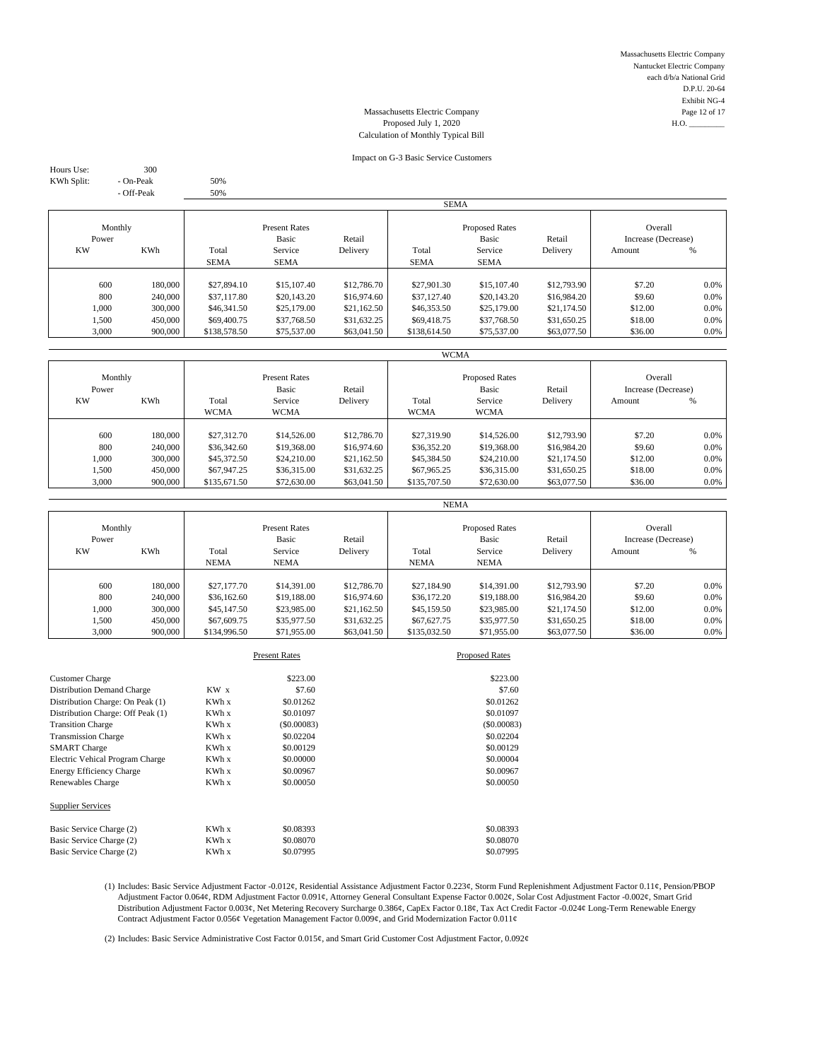Massachusetts Electric Company
Nantucket Electric Company
each d/b/a National Grid
D.P.U. 20-64
Exhibit NG-4
Page 12 of 17
H.O. _________

Massachusetts Electric Company
Proposed July 1, 2020
Calculation of Monthly Typical Bill

Impact on G-3 Basic Service Customers

Hours Use: 300
KWh Split: - On-Peak 50%
- Off-Peak 50%

**SEMA**

| Monthly Power KW | KWh | Present Rates Total SEMA | Present Rates Basic Service SEMA | Present Rates Retail Delivery | Proposed Rates Total SEMA | Proposed Rates Basic Service SEMA | Proposed Rates Retail Delivery | Overall Increase (Decrease) Amount | % |
|---|---|---|---|---|---|---|---|---|---|
| 600 | 180,000 | $27,894.10 | $15,107.40 | $12,786.70 | $27,901.30 | $15,107.40 | $12,793.90 | $7.20 | 0.0% |
| 800 | 240,000 | $37,117.80 | $20,143.20 | $16,974.60 | $37,127.40 | $20,143.20 | $16,984.20 | $9.60 | 0.0% |
| 1,000 | 300,000 | $46,341.50 | $25,179.00 | $21,162.50 | $46,353.50 | $25,179.00 | $21,174.50 | $12.00 | 0.0% |
| 1,500 | 450,000 | $69,400.75 | $37,768.50 | $31,632.25 | $69,418.75 | $37,768.50 | $31,650.25 | $18.00 | 0.0% |
| 3,000 | 900,000 | $138,578.50 | $75,537.00 | $63,041.50 | $138,614.50 | $75,537.00 | $63,077.50 | $36.00 | 0.0% |

**WCMA**

| Monthly Power KW | KWh | Present Rates Total WCMA | Present Rates Basic Service WCMA | Present Rates Retail Delivery | Proposed Rates Total WCMA | Proposed Rates Basic Service WCMA | Proposed Rates Retail Delivery | Overall Increase (Decrease) Amount | % |
|---|---|---|---|---|---|---|---|---|---|
| 600 | 180,000 | $27,312.70 | $14,526.00 | $12,786.70 | $27,319.90 | $14,526.00 | $12,793.90 | $7.20 | 0.0% |
| 800 | 240,000 | $36,342.60 | $19,368.00 | $16,974.60 | $36,352.20 | $19,368.00 | $16,984.20 | $9.60 | 0.0% |
| 1,000 | 300,000 | $45,372.50 | $24,210.00 | $21,162.50 | $45,384.50 | $24,210.00 | $21,174.50 | $12.00 | 0.0% |
| 1,500 | 450,000 | $67,947.25 | $36,315.00 | $31,632.25 | $67,965.25 | $36,315.00 | $31,650.25 | $18.00 | 0.0% |
| 3,000 | 900,000 | $135,671.50 | $72,630.00 | $63,041.50 | $135,707.50 | $72,630.00 | $63,077.50 | $36.00 | 0.0% |

**NEMA**

| Monthly Power KW | KWh | Present Rates Total NEMA | Present Rates Basic Service NEMA | Present Rates Retail Delivery | Proposed Rates Total NEMA | Proposed Rates Basic Service NEMA | Proposed Rates Retail Delivery | Overall Increase (Decrease) Amount | % |
|---|---|---|---|---|---|---|---|---|---|
| 600 | 180,000 | $27,177.70 | $14,391.00 | $12,786.70 | $27,184.90 | $14,391.00 | $12,793.90 | $7.20 | 0.0% |
| 800 | 240,000 | $36,162.60 | $19,188.00 | $16,974.60 | $36,172.20 | $19,188.00 | $16,984.20 | $9.60 | 0.0% |
| 1,000 | 300,000 | $45,147.50 | $23,985.00 | $21,162.50 | $45,159.50 | $23,985.00 | $21,174.50 | $12.00 | 0.0% |
| 1,500 | 450,000 | $67,609.75 | $35,977.50 | $31,632.25 | $67,627.75 | $35,977.50 | $31,650.25 | $18.00 | 0.0% |
| 3,000 | 900,000 | $134,996.50 | $71,955.00 | $63,041.50 | $135,032.50 | $71,955.00 | $63,077.50 | $36.00 | 0.0% |

| | | Present Rates | Proposed Rates |
|---|---|---|---|
| Customer Charge | | $223.00 | $223.00 |
| Distribution Demand Charge | KW x | $7.60 | $7.60 |
| Distribution Charge: On Peak (1) | KWh x | $0.01262 | $0.01262 |
| Distribution Charge: Off Peak (1) | KWh x | $0.01097 | $0.01097 |
| Transition Charge | KWh x | ($0.00083) | ($0.00083) |
| Transmission Charge | KWh x | $0.02204 | $0.02204 |
| SMART Charge | KWh x | $0.00129 | $0.00129 |
| Electric Vehical Program Charge | KWh x | $0.00000 | $0.00004 |
| Energy Efficiency Charge | KWh x | $0.00967 | $0.00967 |
| Renewables Charge | KWh x | $0.00050 | $0.00050 |
| Supplier Services | | | |
| Basic Service Charge (2) | KWh x | $0.08393 | $0.08393 |
| Basic Service Charge (2) | KWh x | $0.08070 | $0.08070 |
| Basic Service Charge (2) | KWh x | $0.07995 | $0.07995 |

(1) Includes: Basic Service Adjustment Factor -0.012¢, Residential Assistance Adjustment Factor 0.223¢, Storm Fund Replenishment Adjustment Factor 0.11¢, Pension/PBOP Adjustment Factor 0.064¢, RDM Adjustment Factor 0.091¢, Attorney General Consultant Expense Factor 0.002¢, Solar Cost Adjustment Factor -0.002¢, Smart Grid Distribution Adjustment Factor 0.003¢, Net Metering Recovery Surcharge 0.386¢, CapEx Factor 0.18¢, Tax Act Credit Factor -0.024¢ Long-Term Renewable Energy Contract Adjustment Factor 0.056¢ Vegetation Management Factor 0.009¢, and Grid Modernization Factor 0.011¢

(2) Includes: Basic Service Administrative Cost Factor 0.015¢, and Smart Grid Customer Cost Adjustment Factor, 0.092¢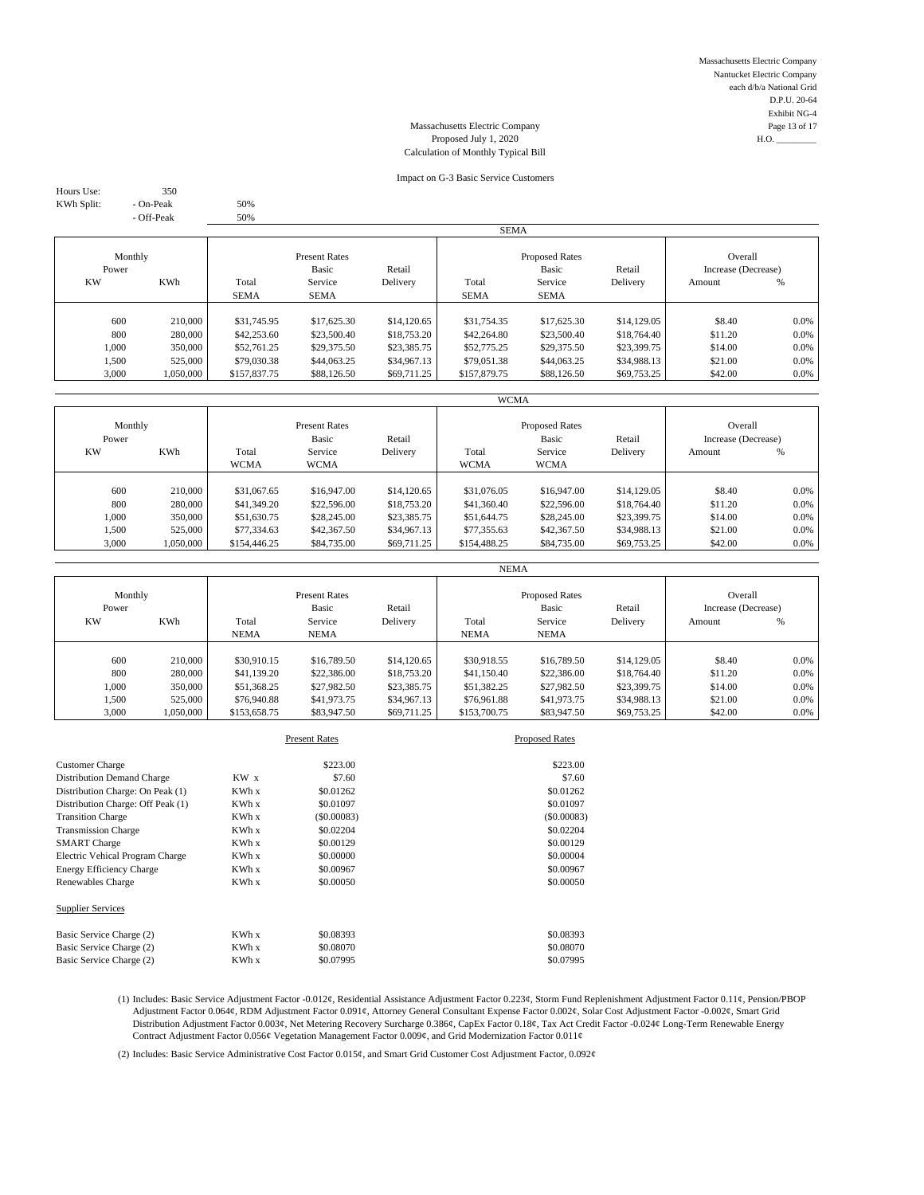Massachusetts Electric Company
Nantucket Electric Company
each d/b/a National Grid
D.P.U. 20-64
Exhibit NG-4
H.O. _________

Massachusetts Electric Company
Proposed July 1, 2020
Calculation of Monthly Typical Bill

Impact on G-3 Basic Service Customers

Hours Use: 350
KWh Split: - On-Peak 50%
- Off-Peak 50%

**SEMA**

| Monthly Power KW | KWh | Present Rates Total SEMA | Present Rates Basic Service SEMA | Present Rates Retail Delivery | Proposed Rates Total SEMA | Proposed Rates Basic Service SEMA | Proposed Rates Retail Delivery | Overall Increase (Decrease) Amount | % |
|---|---|---|---|---|---|---|---|---|---|
| 600 | 210,000 | $31,745.95 | $17,625.30 | $14,120.65 | $31,754.35 | $17,625.30 | $14,129.05 | $8.40 | 0.0% |
| 800 | 280,000 | $42,253.60 | $23,500.40 | $18,753.20 | $42,264.80 | $23,500.40 | $18,764.40 | $11.20 | 0.0% |
| 1,000 | 350,000 | $52,761.25 | $29,375.50 | $23,385.75 | $52,775.25 | $29,375.50 | $23,399.75 | $14.00 | 0.0% |
| 1,500 | 525,000 | $79,030.38 | $44,063.25 | $34,967.13 | $79,051.38 | $44,063.25 | $34,988.13 | $21.00 | 0.0% |
| 3,000 | 1,050,000 | $157,837.75 | $88,126.50 | $69,711.25 | $157,879.75 | $88,126.50 | $69,753.25 | $42.00 | 0.0% |

**WCMA**

| Monthly Power KW | KWh | Present Rates Total WCMA | Present Rates Basic Service WCMA | Present Rates Retail Delivery | Proposed Rates Total WCMA | Proposed Rates Basic Service WCMA | Proposed Rates Retail Delivery | Overall Increase (Decrease) Amount | % |
|---|---|---|---|---|---|---|---|---|---|
| 600 | 210,000 | $31,067.65 | $16,947.00 | $14,120.65 | $31,076.05 | $16,947.00 | $14,129.05 | $8.40 | 0.0% |
| 800 | 280,000 | $41,349.20 | $22,596.00 | $18,753.20 | $41,360.40 | $22,596.00 | $18,764.40 | $11.20 | 0.0% |
| 1,000 | 350,000 | $51,630.75 | $28,245.00 | $23,385.75 | $51,644.75 | $28,245.00 | $23,399.75 | $14.00 | 0.0% |
| 1,500 | 525,000 | $77,334.63 | $42,367.50 | $34,967.13 | $77,355.63 | $42,367.50 | $34,988.13 | $21.00 | 0.0% |
| 3,000 | 1,050,000 | $154,446.25 | $84,735.00 | $69,711.25 | $154,488.25 | $84,735.00 | $69,753.25 | $42.00 | 0.0% |

**NEMA**

| Monthly Power KW | KWh | Present Rates Total NEMA | Present Rates Basic Service NEMA | Present Rates Retail Delivery | Proposed Rates Total NEMA | Proposed Rates Basic Service NEMA | Proposed Rates Retail Delivery | Overall Increase (Decrease) Amount | % |
|---|---|---|---|---|---|---|---|---|---|
| 600 | 210,000 | $30,910.15 | $16,789.50 | $14,120.65 | $30,918.55 | $16,789.50 | $14,129.05 | $8.40 | 0.0% |
| 800 | 280,000 | $41,139.20 | $22,386.00 | $18,753.20 | $41,150.40 | $22,386.00 | $18,764.40 | $11.20 | 0.0% |
| 1,000 | 350,000 | $51,368.25 | $27,982.50 | $23,385.75 | $51,382.25 | $27,982.50 | $23,399.75 | $14.00 | 0.0% |
| 1,500 | 525,000 | $76,940.88 | $41,973.75 | $34,967.13 | $76,961.88 | $41,973.75 | $34,988.13 | $21.00 | 0.0% |
| 3,000 | 1,050,000 | $153,658.75 | $83,947.50 | $69,711.25 | $153,700.75 | $83,947.50 | $69,753.25 | $42.00 | 0.0% |

| | | Present Rates | Proposed Rates |
|---|---|---|---|
| Customer Charge | | $223.00 | $223.00 |
| Distribution Demand Charge | KW x | $7.60 | $7.60 |
| Distribution Charge: On Peak (1) | KWh x | $0.01262 | $0.01262 |
| Distribution Charge: Off Peak (1) | KWh x | $0.01097 | $0.01097 |
| Transition Charge | KWh x | ($0.00083) | ($0.00083) |
| Transmission Charge | KWh x | $0.02204 | $0.02204 |
| SMART Charge | KWh x | $0.00129 | $0.00129 |
| Electric Vehical Program Charge | KWh x | $0.00000 | $0.00004 |
| Energy Efficiency Charge | KWh x | $0.00967 | $0.00967 |
| Renewables Charge | KWh x | $0.00050 | $0.00050 |
| Supplier Services | | | |
| Basic Service Charge (2) | KWh x | $0.08393 | $0.08393 |
| Basic Service Charge (2) | KWh x | $0.08070 | $0.08070 |
| Basic Service Charge (2) | KWh x | $0.07995 | $0.07995 |

(1) Includes: Basic Service Adjustment Factor -0.012¢, Residential Assistance Adjustment Factor 0.223¢, Storm Fund Replenishment Adjustment Factor 0.11¢, Pension/PBOP Adjustment Factor 0.064¢, RDM Adjustment Factor 0.091¢, Attorney General Consultant Expense Factor 0.002¢, Solar Cost Adjustment Factor -0.002¢, Smart Grid Distribution Adjustment Factor 0.003¢, Net Metering Recovery Surcharge 0.386¢, CapEx Factor 0.18¢, Tax Act Credit Factor -0.024¢ Long-Term Renewable Energy Contract Adjustment Factor 0.056¢ Vegetation Management Factor 0.009¢, and Grid Modernization Factor 0.011¢

(2) Includes: Basic Service Administrative Cost Factor 0.015¢, and Smart Grid Customer Cost Adjustment Factor, 0.092¢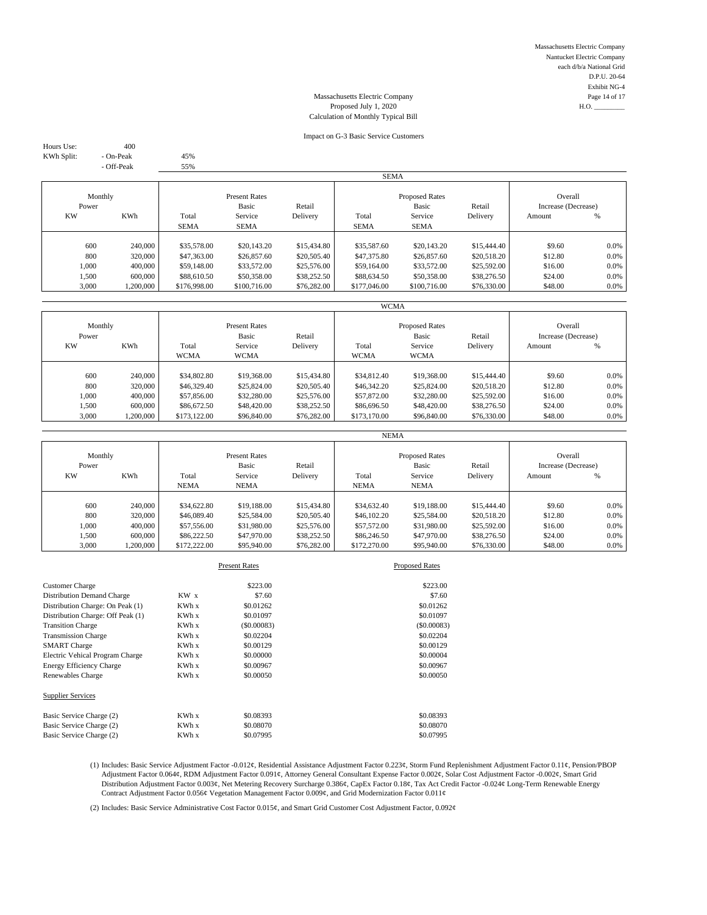Massachusetts Electric Company
Nantucket Electric Company
each d/b/a National Grid
D.P.U. 20-64
Exhibit NG-4
H.O. _________

## Massachusetts Electric Company
## Proposed July 1, 2020
## Calculation of Monthly Typical Bill

### Impact on G-3 Basic Service Customers

Hours Use: 400
KWh Split: - On-Peak 45%
- Off-Peak 55%

**SEMA**

| Monthly Power KW | KWh | Present Rates Total SEMA | Present Rates Basic Service SEMA | Present Rates Retail Delivery | Proposed Rates Total SEMA | Proposed Rates Basic Service SEMA | Proposed Rates Retail Delivery | Overall Increase (Decrease) Amount | % |
|---|---|---|---|---|---|---|---|---|---|
| 600 | 240,000 | $35,578.00 | $20,143.20 | $15,434.80 | $35,587.60 | $20,143.20 | $15,444.40 | $9.60 | 0.0% |
| 800 | 320,000 | $47,363.00 | $26,857.60 | $20,505.40 | $47,375.80 | $26,857.60 | $20,518.20 | $12.80 | 0.0% |
| 1,000 | 400,000 | $59,148.00 | $33,572.00 | $25,576.00 | $59,164.00 | $33,572.00 | $25,592.00 | $16.00 | 0.0% |
| 1,500 | 600,000 | $88,610.50 | $50,358.00 | $38,252.50 | $88,634.50 | $50,358.00 | $38,276.50 | $24.00 | 0.0% |
| 3,000 | 1,200,000 | $176,998.00 | $100,716.00 | $76,282.00 | $177,046.00 | $100,716.00 | $76,330.00 | $48.00 | 0.0% |

**WCMA**

| Monthly Power KW | KWh | Present Rates Total WCMA | Present Rates Basic Service WCMA | Present Rates Retail Delivery | Proposed Rates Total WCMA | Proposed Rates Basic Service WCMA | Proposed Rates Retail Delivery | Overall Increase (Decrease) Amount | % |
|---|---|---|---|---|---|---|---|---|---|
| 600 | 240,000 | $34,802.80 | $19,368.00 | $15,434.80 | $34,812.40 | $19,368.00 | $15,444.40 | $9.60 | 0.0% |
| 800 | 320,000 | $46,329.40 | $25,824.00 | $20,505.40 | $46,342.20 | $25,824.00 | $20,518.20 | $12.80 | 0.0% |
| 1,000 | 400,000 | $57,856.00 | $32,280.00 | $25,576.00 | $57,872.00 | $32,280.00 | $25,592.00 | $16.00 | 0.0% |
| 1,500 | 600,000 | $86,672.50 | $48,420.00 | $38,252.50 | $86,696.50 | $48,420.00 | $38,276.50 | $24.00 | 0.0% |
| 3,000 | 1,200,000 | $173,122.00 | $96,840.00 | $76,282.00 | $173,170.00 | $96,840.00 | $76,330.00 | $48.00 | 0.0% |

**NEMA**

| Monthly Power KW | KWh | Present Rates Total NEMA | Present Rates Basic Service NEMA | Present Rates Retail Delivery | Proposed Rates Total NEMA | Proposed Rates Basic Service NEMA | Proposed Rates Retail Delivery | Overall Increase (Decrease) Amount | % |
|---|---|---|---|---|---|---|---|---|---|
| 600 | 240,000 | $34,622.80 | $19,188.00 | $15,434.80 | $34,632.40 | $19,188.00 | $15,444.40 | $9.60 | 0.0% |
| 800 | 320,000 | $46,089.40 | $25,584.00 | $20,505.40 | $46,102.20 | $25,584.00 | $20,518.20 | $12.80 | 0.0% |
| 1,000 | 400,000 | $57,556.00 | $31,980.00 | $25,576.00 | $57,572.00 | $31,980.00 | $25,592.00 | $16.00 | 0.0% |
| 1,500 | 600,000 | $86,222.50 | $47,970.00 | $38,252.50 | $86,246.50 | $47,970.00 | $38,276.50 | $24.00 | 0.0% |
| 3,000 | 1,200,000 | $172,222.00 | $95,940.00 | $76,282.00 | $172,270.00 | $95,940.00 | $76,330.00 | $48.00 | 0.0% |

| | | Present Rates | Proposed Rates |
|---|---|---|---|
| Customer Charge | | $223.00 | $223.00 |
| Distribution Demand Charge | KW x | $7.60 | $7.60 |
| Distribution Charge: On Peak (1) | KWh x | $0.01262 | $0.01262 |
| Distribution Charge: Off Peak (1) | KWh x | $0.01097 | $0.01097 |
| Transition Charge | KWh x | ($0.00083) | ($0.00083) |
| Transmission Charge | KWh x | $0.02204 | $0.02204 |
| SMART Charge | KWh x | $0.00129 | $0.00129 |
| Electric Vehical Program Charge | KWh x | $0.00000 | $0.00004 |
| Energy Efficiency Charge | KWh x | $0.00967 | $0.00967 |
| Renewables Charge | KWh x | $0.00050 | $0.00050 |
| Supplier Services | | | |
| Basic Service Charge (2) | KWh x | $0.08393 | $0.08393 |
| Basic Service Charge (2) | KWh x | $0.08070 | $0.08070 |
| Basic Service Charge (2) | KWh x | $0.07995 | $0.07995 |

(1) Includes: Basic Service Adjustment Factor -0.012¢, Residential Assistance Adjustment Factor 0.223¢, Storm Fund Replenishment Adjustment Factor 0.11¢, Pension/PBOP Adjustment Factor 0.064¢, RDM Adjustment Factor 0.091¢, Attorney General Consultant Expense Factor 0.002¢, Solar Cost Adjustment Factor -0.002¢, Smart Grid Distribution Adjustment Factor 0.003¢, Net Metering Recovery Surcharge 0.386¢, CapEx Factor 0.18¢, Tax Act Credit Factor -0.024¢ Long-Term Renewable Energy Contract Adjustment Factor 0.056¢ Vegetation Management Factor 0.009¢, and Grid Modernization Factor 0.011¢

(2) Includes: Basic Service Administrative Cost Factor 0.015¢, and Smart Grid Customer Cost Adjustment Factor, 0.092¢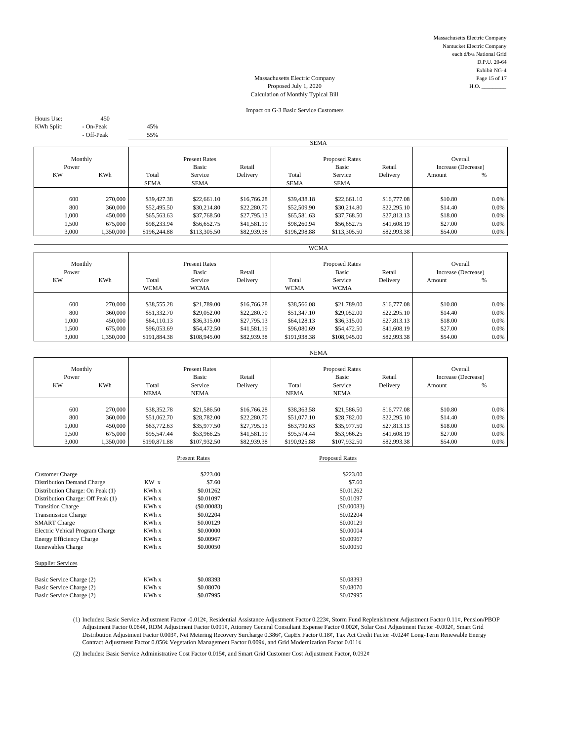Massachusetts Electric Company
Nantucket Electric Company
each d/b/a National Grid
D.P.U. 20-64
Exhibit NG-4
H.O. _________

# Massachusetts Electric Company
## Proposed July 1, 2020
## Calculation of Monthly Typical Bill

### Impact on G-3 Basic Service Customers

Hours Use: 450
KWh Split: - On-Peak 45%
- Off-Peak 55%

**SEMA**

| Monthly Power KW | KWh | Present Rates Total SEMA | Present Rates Basic Service SEMA | Present Rates Retail Delivery | Proposed Rates Total SEMA | Proposed Rates Basic Service SEMA | Proposed Rates Retail Delivery | Overall Increase (Decrease) Amount | % |
|---|---|---|---|---|---|---|---|---|---|
| 600 | 270,000 | $39,427.38 | $22,661.10 | $16,766.28 | $39,438.18 | $22,661.10 | $16,777.08 | $10.80 | 0.0% |
| 800 | 360,000 | $52,495.50 | $30,214.80 | $22,280.70 | $52,509.90 | $30,214.80 | $22,295.10 | $14.40 | 0.0% |
| 1,000 | 450,000 | $65,563.63 | $37,768.50 | $27,795.13 | $65,581.63 | $37,768.50 | $27,813.13 | $18.00 | 0.0% |
| 1,500 | 675,000 | $98,233.94 | $56,652.75 | $41,581.19 | $98,260.94 | $56,652.75 | $41,608.19 | $27.00 | 0.0% |
| 3,000 | 1,350,000 | $196,244.88 | $113,305.50 | $82,939.38 | $196,298.88 | $113,305.50 | $82,993.38 | $54.00 | 0.0% |

**WCMA**

| Monthly Power KW | KWh | Present Rates Total WCMA | Present Rates Basic Service WCMA | Present Rates Retail Delivery | Proposed Rates Total WCMA | Proposed Rates Basic Service WCMA | Proposed Rates Retail Delivery | Overall Increase (Decrease) Amount | % |
|---|---|---|---|---|---|---|---|---|---|
| 600 | 270,000 | $38,555.28 | $21,789.00 | $16,766.28 | $38,566.08 | $21,789.00 | $16,777.08 | $10.80 | 0.0% |
| 800 | 360,000 | $51,332.70 | $29,052.00 | $22,280.70 | $51,347.10 | $29,052.00 | $22,295.10 | $14.40 | 0.0% |
| 1,000 | 450,000 | $64,110.13 | $36,315.00 | $27,795.13 | $64,128.13 | $36,315.00 | $27,813.13 | $18.00 | 0.0% |
| 1,500 | 675,000 | $96,053.69 | $54,472.50 | $41,581.19 | $96,080.69 | $54,472.50 | $41,608.19 | $27.00 | 0.0% |
| 3,000 | 1,350,000 | $191,884.38 | $108,945.00 | $82,939.38 | $191,938.38 | $108,945.00 | $82,993.38 | $54.00 | 0.0% |

**NEMA**

| Monthly Power KW | KWh | Present Rates Total NEMA | Present Rates Basic Service NEMA | Present Rates Retail Delivery | Proposed Rates Total NEMA | Proposed Rates Basic Service NEMA | Proposed Rates Retail Delivery | Overall Increase (Decrease) Amount | % |
|---|---|---|---|---|---|---|---|---|---|
| 600 | 270,000 | $38,352.78 | $21,586.50 | $16,766.28 | $38,363.58 | $21,586.50 | $16,777.08 | $10.80 | 0.0% |
| 800 | 360,000 | $51,062.70 | $28,782.00 | $22,280.70 | $51,077.10 | $28,782.00 | $22,295.10 | $14.40 | 0.0% |
| 1,000 | 450,000 | $63,772.63 | $35,977.50 | $27,795.13 | $63,790.63 | $35,977.50 | $27,813.13 | $18.00 | 0.0% |
| 1,500 | 675,000 | $95,547.44 | $53,966.25 | $41,581.19 | $95,574.44 | $53,966.25 | $41,608.19 | $27.00 | 0.0% |
| 3,000 | 1,350,000 | $190,871.88 | $107,932.50 | $82,939.38 | $190,925.88 | $107,932.50 | $82,993.38 | $54.00 | 0.0% |

| | | Present Rates | Proposed Rates |
|---|---|---|---|
| Customer Charge | | $223.00 | $223.00 |
| Distribution Demand Charge | KW x | $7.60 | $7.60 |
| Distribution Charge: On Peak (1) | KWh x | $0.01262 | $0.01262 |
| Distribution Charge: Off Peak (1) | KWh x | $0.01097 | $0.01097 |
| Transition Charge | KWh x | ($0.00083) | ($0.00083) |
| Transmission Charge | KWh x | $0.02204 | $0.02204 |
| SMART Charge | KWh x | $0.00129 | $0.00129 |
| Electric Vehical Program Charge | KWh x | $0.00000 | $0.00004 |
| Energy Efficiency Charge | KWh x | $0.00967 | $0.00967 |
| Renewables Charge | KWh x | $0.00050 | $0.00050 |
| Supplier Services | | | |
| Basic Service Charge (2) | KWh x | $0.08393 | $0.08393 |
| Basic Service Charge (2) | KWh x | $0.08070 | $0.08070 |
| Basic Service Charge (2) | KWh x | $0.07995 | $0.07995 |

(1) Includes: Basic Service Adjustment Factor -0.012¢, Residential Assistance Adjustment Factor 0.223¢, Storm Fund Replenishment Adjustment Factor 0.11¢, Pension/PBOP Adjustment Factor 0.064¢, RDM Adjustment Factor 0.091¢, Attorney General Consultant Expense Factor 0.002¢, Solar Cost Adjustment Factor -0.002¢, Smart Grid Distribution Adjustment Factor 0.003¢, Net Metering Recovery Surcharge 0.386¢, CapEx Factor 0.18¢, Tax Act Credit Factor -0.024¢ Long-Term Renewable Energy Contract Adjustment Factor 0.056¢ Vegetation Management Factor 0.009¢, and Grid Modernization Factor 0.011¢

(2) Includes: Basic Service Administrative Cost Factor 0.015¢, and Smart Grid Customer Cost Adjustment Factor, 0.092¢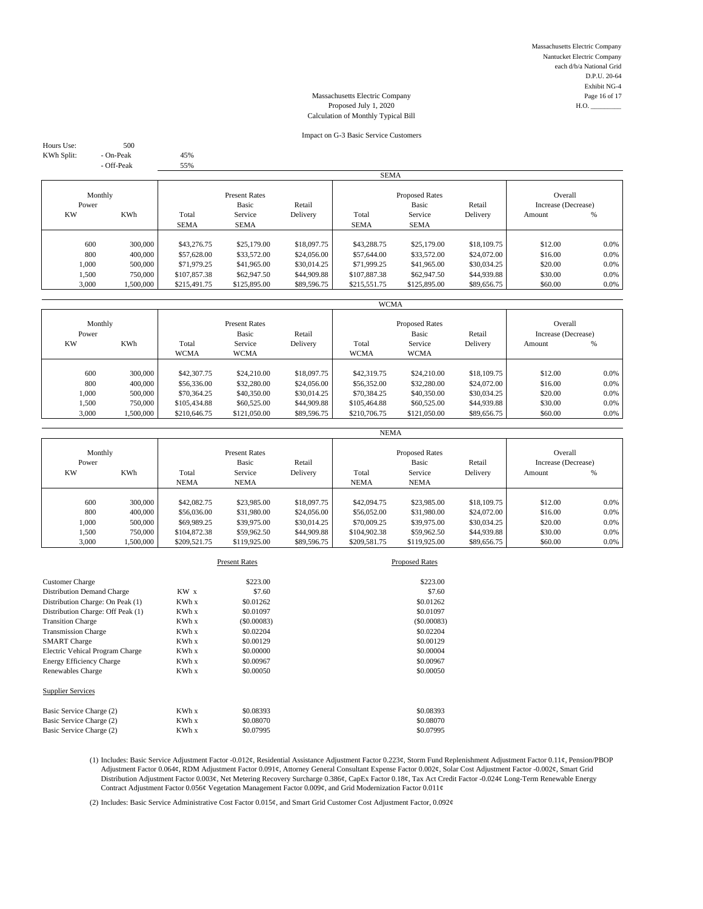Massachusetts Electric Company
Nantucket Electric Company
each d/b/a National Grid
D.P.U. 20-64
Exhibit NG-4
H.O. _________

# Massachusetts Electric Company
## Proposed July 1, 2020
## Calculation of Monthly Typical Bill

### Impact on G-3 Basic Service Customers

Hours Use: 500
KWh Split: - On-Peak 45%
- Off-Peak 55%

**SEMA**

| Monthly Power KW | KWh | Present Rates Total SEMA | Present Rates Basic Service SEMA | Present Rates Retail Delivery | Proposed Rates Total SEMA | Proposed Rates Basic Service SEMA | Proposed Rates Retail Delivery | Overall Increase (Decrease) Amount | % |
|---|---|---|---|---|---|---|---|---|---|
| 600 | 300,000 | $43,276.75 | $25,179.00 | $18,097.75 | $43,288.75 | $25,179.00 | $18,109.75 | $12.00 | 0.0% |
| 800 | 400,000 | $57,628.00 | $33,572.00 | $24,056.00 | $57,644.00 | $33,572.00 | $24,072.00 | $16.00 | 0.0% |
| 1,000 | 500,000 | $71,979.25 | $41,965.00 | $30,014.25 | $71,999.25 | $41,965.00 | $30,034.25 | $20.00 | 0.0% |
| 1,500 | 750,000 | $107,857.38 | $62,947.50 | $44,909.88 | $107,887.38 | $62,947.50 | $44,939.88 | $30.00 | 0.0% |
| 3,000 | 1,500,000 | $215,491.75 | $125,895.00 | $89,596.75 | $215,551.75 | $125,895.00 | $89,656.75 | $60.00 | 0.0% |

**WCMA**

| Monthly Power KW | KWh | Present Rates Total WCMA | Present Rates Basic Service WCMA | Present Rates Retail Delivery | Proposed Rates Total WCMA | Proposed Rates Basic Service WCMA | Proposed Rates Retail Delivery | Overall Increase (Decrease) Amount | % |
|---|---|---|---|---|---|---|---|---|---|
| 600 | 300,000 | $42,307.75 | $24,210.00 | $18,097.75 | $42,319.75 | $24,210.00 | $18,109.75 | $12.00 | 0.0% |
| 800 | 400,000 | $56,336.00 | $32,280.00 | $24,056.00 | $56,352.00 | $32,280.00 | $24,072.00 | $16.00 | 0.0% |
| 1,000 | 500,000 | $70,364.25 | $40,350.00 | $30,014.25 | $70,384.25 | $40,350.00 | $30,034.25 | $20.00 | 0.0% |
| 1,500 | 750,000 | $105,434.88 | $60,525.00 | $44,909.88 | $105,464.88 | $60,525.00 | $44,939.88 | $30.00 | 0.0% |
| 3,000 | 1,500,000 | $210,646.75 | $121,050.00 | $89,596.75 | $210,706.75 | $121,050.00 | $89,656.75 | $60.00 | 0.0% |

**NEMA**

| Monthly Power KW | KWh | Present Rates Total NEMA | Present Rates Basic Service NEMA | Present Rates Retail Delivery | Proposed Rates Total NEMA | Proposed Rates Basic Service NEMA | Proposed Rates Retail Delivery | Overall Increase (Decrease) Amount | % |
|---|---|---|---|---|---|---|---|---|---|
| 600 | 300,000 | $42,082.75 | $23,985.00 | $18,097.75 | $42,094.75 | $23,985.00 | $18,109.75 | $12.00 | 0.0% |
| 800 | 400,000 | $56,036.00 | $31,980.00 | $24,056.00 | $56,052.00 | $31,980.00 | $24,072.00 | $16.00 | 0.0% |
| 1,000 | 500,000 | $69,989.25 | $39,975.00 | $30,014.25 | $70,009.25 | $39,975.00 | $30,034.25 | $20.00 | 0.0% |
| 1,500 | 750,000 | $104,872.38 | $59,962.50 | $44,909.88 | $104,902.38 | $59,962.50 | $44,939.88 | $30.00 | 0.0% |
| 3,000 | 1,500,000 | $209,521.75 | $119,925.00 | $89,596.75 | $209,581.75 | $119,925.00 | $89,656.75 | $60.00 | 0.0% |

| | | Present Rates | Proposed Rates |
|---|---|---|---|
| Customer Charge | | $223.00 | $223.00 |
| Distribution Demand Charge | KW x | $7.60 | $7.60 |
| Distribution Charge: On Peak (1) | KWh x | $0.01262 | $0.01262 |
| Distribution Charge: Off Peak (1) | KWh x | $0.01097 | $0.01097 |
| Transition Charge | KWh x | ($0.00083) | ($0.00083) |
| Transmission Charge | KWh x | $0.02204 | $0.02204 |
| SMART Charge | KWh x | $0.00129 | $0.00129 |
| Electric Vehical Program Charge | KWh x | $0.00000 | $0.00004 |
| Energy Efficiency Charge | KWh x | $0.00967 | $0.00967 |
| Renewables Charge | KWh x | $0.00050 | $0.00050 |
| **Supplier Services** | | | |
| Basic Service Charge (2) | KWh x | $0.08393 | $0.08393 |
| Basic Service Charge (2) | KWh x | $0.08070 | $0.08070 |
| Basic Service Charge (2) | KWh x | $0.07995 | $0.07995 |

(1) Includes: Basic Service Adjustment Factor -0.012¢, Residential Assistance Adjustment Factor 0.223¢, Storm Fund Replenishment Adjustment Factor 0.11¢, Pension/PBOP Adjustment Factor 0.064¢, RDM Adjustment Factor 0.091¢, Attorney General Consultant Expense Factor 0.002¢, Solar Cost Adjustment Factor -0.002¢, Smart Grid Distribution Adjustment Factor 0.003¢, Net Metering Recovery Surcharge 0.386¢, CapEx Factor 0.18¢, Tax Act Credit Factor -0.024¢ Long-Term Renewable Energy Contract Adjustment Factor 0.056¢ Vegetation Management Factor 0.009¢, and Grid Modernization Factor 0.011¢

(2) Includes: Basic Service Administrative Cost Factor 0.015¢, and Smart Grid Customer Cost Adjustment Factor, 0.092¢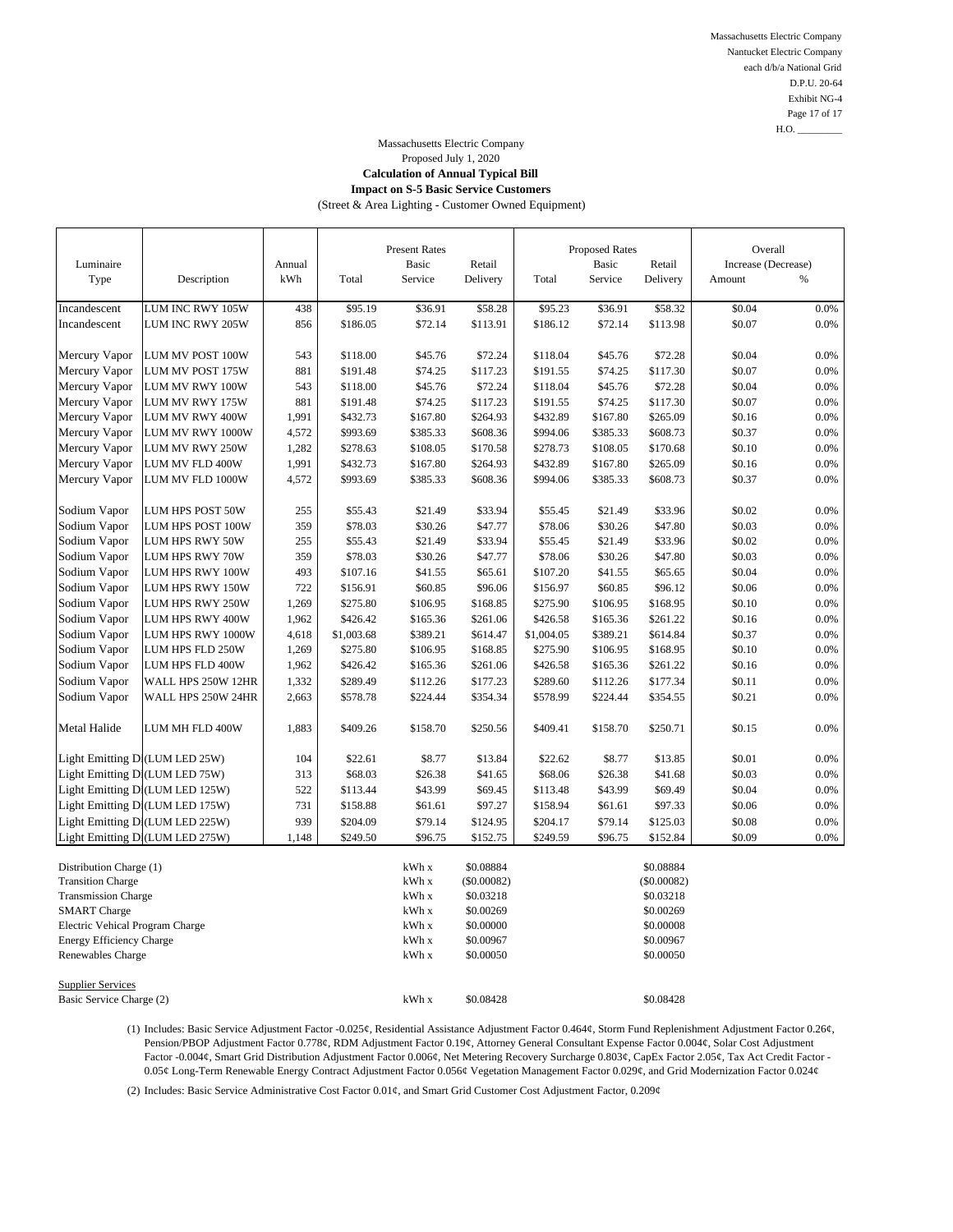Massachusetts Electric Company
Nantucket Electric Company
each d/b/a National Grid
D.P.U. 20-64
Exhibit NG-4
H.O. _________

Massachusetts Electric Company
Proposed July 1, 2020

**Calculation of Annual Typical Bill**

**Impact on S-5 Basic Service Customers**

(Street & Area Lighting - Customer Owned Equipment)

| Luminaire Type | Description | Annual kWh | Present Rates Total | Present Rates Basic Service | Present Rates Retail Delivery | Proposed Rates Total | Proposed Rates Basic Service | Proposed Rates Retail Delivery | Overall Increase (Decrease) Amount | Overall Increase (Decrease) % |
|---|---|---|---|---|---|---|---|---|---|---|
| Incandescent | LUM INC RWY 105W | 438 | $95.19 | $36.91 | $58.28 | $95.23 | $36.91 | $58.32 | $0.04 | 0.0% |
| Incandescent | LUM INC RWY 205W | 856 | $186.05 | $72.14 | $113.91 | $186.12 | $72.14 | $113.98 | $0.07 | 0.0% |
| Mercury Vapor | LUM MV POST 100W | 543 | $118.00 | $45.76 | $72.24 | $118.04 | $45.76 | $72.28 | $0.04 | 0.0% |
| Mercury Vapor | LUM MV POST 175W | 881 | $191.48 | $74.25 | $117.23 | $191.55 | $74.25 | $117.30 | $0.07 | 0.0% |
| Mercury Vapor | LUM MV RWY 100W | 543 | $118.00 | $45.76 | $72.24 | $118.04 | $45.76 | $72.28 | $0.04 | 0.0% |
| Mercury Vapor | LUM MV RWY 175W | 881 | $191.48 | $74.25 | $117.23 | $191.55 | $74.25 | $117.30 | $0.07 | 0.0% |
| Mercury Vapor | LUM MV RWY 400W | 1,991 | $432.73 | $167.80 | $264.93 | $432.89 | $167.80 | $265.09 | $0.16 | 0.0% |
| Mercury Vapor | LUM MV RWY 1000W | 4,572 | $993.69 | $385.33 | $608.36 | $994.06 | $385.33 | $608.73 | $0.37 | 0.0% |
| Mercury Vapor | LUM MV RWY 250W | 1,282 | $278.63 | $108.05 | $170.58 | $278.73 | $108.05 | $170.68 | $0.10 | 0.0% |
| Mercury Vapor | LUM MV FLD 400W | 1,991 | $432.73 | $167.80 | $264.93 | $432.89 | $167.80 | $265.09 | $0.16 | 0.0% |
| Mercury Vapor | LUM MV FLD 1000W | 4,572 | $993.69 | $385.33 | $608.36 | $994.06 | $385.33 | $608.73 | $0.37 | 0.0% |
| Sodium Vapor | LUM HPS POST 50W | 255 | $55.43 | $21.49 | $33.94 | $55.45 | $21.49 | $33.96 | $0.02 | 0.0% |
| Sodium Vapor | LUM HPS POST 100W | 359 | $78.03 | $30.26 | $47.77 | $78.06 | $30.26 | $47.80 | $0.03 | 0.0% |
| Sodium Vapor | LUM HPS RWY 50W | 255 | $55.43 | $21.49 | $33.94 | $55.45 | $21.49 | $33.96 | $0.02 | 0.0% |
| Sodium Vapor | LUM HPS RWY 70W | 359 | $78.03 | $30.26 | $47.77 | $78.06 | $30.26 | $47.80 | $0.03 | 0.0% |
| Sodium Vapor | LUM HPS RWY 100W | 493 | $107.16 | $41.55 | $65.61 | $107.20 | $41.55 | $65.65 | $0.04 | 0.0% |
| Sodium Vapor | LUM HPS RWY 150W | 722 | $156.91 | $60.85 | $96.06 | $156.97 | $60.85 | $96.12 | $0.06 | 0.0% |
| Sodium Vapor | LUM HPS RWY 250W | 1,269 | $275.80 | $106.95 | $168.85 | $275.90 | $106.95 | $168.95 | $0.10 | 0.0% |
| Sodium Vapor | LUM HPS RWY 400W | 1,962 | $426.42 | $165.36 | $261.06 | $426.58 | $165.36 | $261.22 | $0.16 | 0.0% |
| Sodium Vapor | LUM HPS RWY 1000W | 4,618 | $1,003.68 | $389.21 | $614.47 | $1,004.05 | $389.21 | $614.84 | $0.37 | 0.0% |
| Sodium Vapor | LUM HPS FLD 250W | 1,269 | $275.80 | $106.95 | $168.85 | $275.90 | $106.95 | $168.95 | $0.10 | 0.0% |
| Sodium Vapor | LUM HPS FLD 400W | 1,962 | $426.42 | $165.36 | $261.06 | $426.58 | $165.36 | $261.22 | $0.16 | 0.0% |
| Sodium Vapor | WALL HPS 250W 12HR | 1,332 | $289.49 | $112.26 | $177.23 | $289.60 | $112.26 | $177.34 | $0.11 | 0.0% |
| Sodium Vapor | WALL HPS 250W 24HR | 2,663 | $578.78 | $224.44 | $354.34 | $578.99 | $224.44 | $354.55 | $0.21 | 0.0% |
| Metal Halide | LUM MH FLD 400W | 1,883 | $409.26 | $158.70 | $250.56 | $409.41 | $158.70 | $250.71 | $0.15 | 0.0% |
| Light Emitting D | (LUM LED 25W) | 104 | $22.61 | $8.77 | $13.84 | $22.62 | $8.77 | $13.85 | $0.01 | 0.0% |
| Light Emitting D | (LUM LED 75W) | 313 | $68.03 | $26.38 | $41.65 | $68.06 | $26.38 | $41.68 | $0.03 | 0.0% |
| Light Emitting D | (LUM LED 125W) | 522 | $113.44 | $43.99 | $69.45 | $113.48 | $43.99 | $69.49 | $0.04 | 0.0% |
| Light Emitting D | (LUM LED 175W) | 731 | $158.88 | $61.61 | $97.27 | $158.94 | $61.61 | $97.33 | $0.06 | 0.0% |
| Light Emitting D | (LUM LED 225W) | 939 | $204.09 | $79.14 | $124.95 | $204.17 | $79.14 | $125.03 | $0.08 | 0.0% |
| Light Emitting D | (LUM LED 275W) | 1,148 | $249.50 | $96.75 | $152.75 | $249.59 | $96.75 | $152.84 | $0.09 | 0.0% |

| Charge | | Present | Proposed |
|---|---|---|---|
| Distribution Charge (1) | kWh x | $0.08884 | $0.08884 |
| Transition Charge | kWh x | ($0.00082) | ($0.00082) |
| Transmission Charge | kWh x | $0.03218 | $0.03218 |
| SMART Charge | kWh x | $0.00269 | $0.00269 |
| Electric Vehical Program Charge | kWh x | $0.00000 | $0.00008 |
| Energy Efficiency Charge | kWh x | $0.00967 | $0.00967 |
| Renewables Charge | kWh x | $0.00050 | $0.00050 |
| Supplier Services | | | |
| Basic Service Charge (2) | kWh x | $0.08428 | $0.08428 |

(1) Includes: Basic Service Adjustment Factor -0.025¢, Residential Assistance Adjustment Factor 0.464¢, Storm Fund Replenishment Adjustment Factor 0.26¢, Pension/PBOP Adjustment Factor 0.778¢, RDM Adjustment Factor 0.19¢, Attorney General Consultant Expense Factor 0.004¢, Solar Cost Adjustment Factor -0.004¢, Smart Grid Distribution Adjustment Factor 0.006¢, Net Metering Recovery Surcharge 0.803¢, CapEx Factor 2.05¢, Tax Act Credit Factor - 0.05¢ Long-Term Renewable Energy Contract Adjustment Factor 0.056¢ Vegetation Management Factor 0.029¢, and Grid Modernization Factor 0.024¢

(2) Includes: Basic Service Administrative Cost Factor 0.01¢, and Smart Grid Customer Cost Adjustment Factor, 0.209¢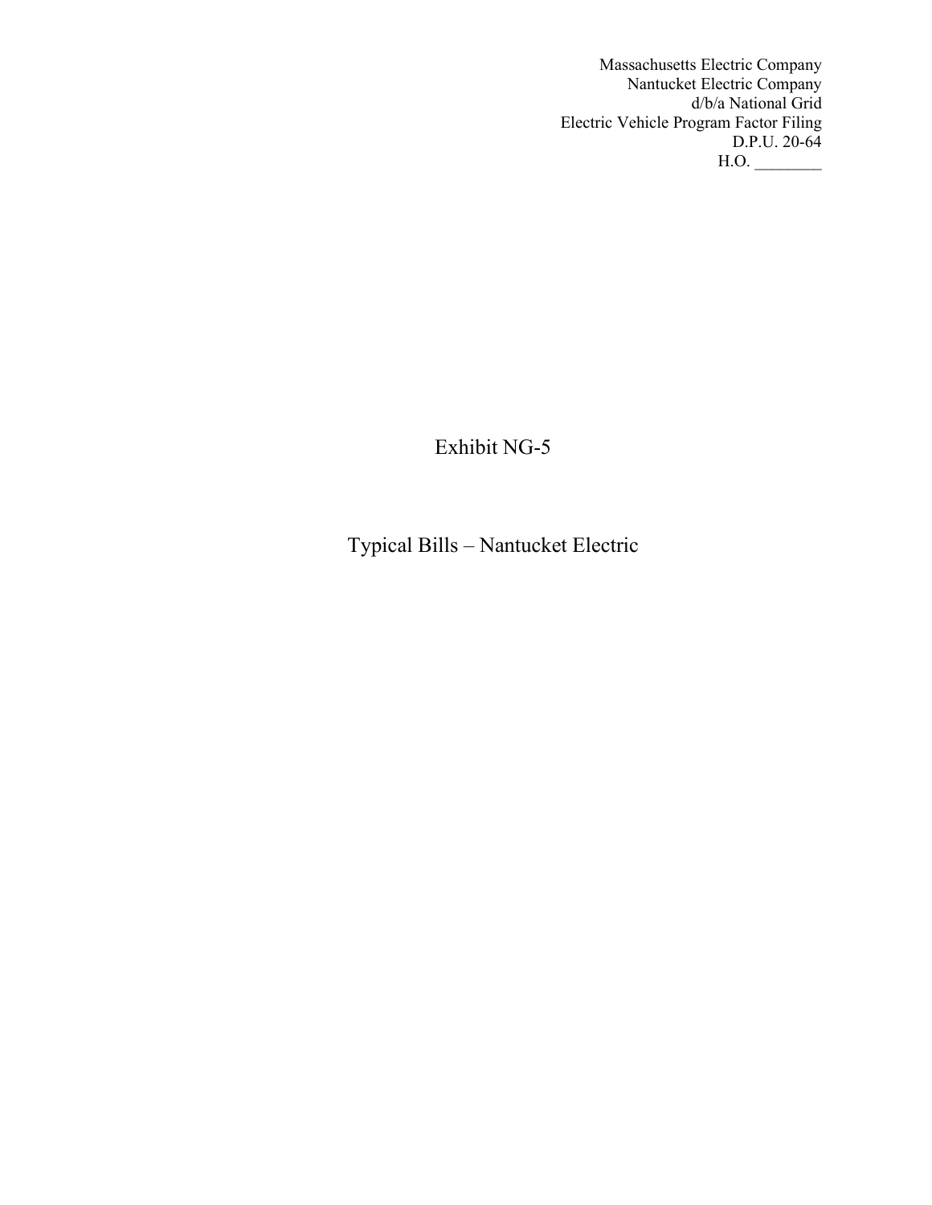Massachusetts Electric Company
Nantucket Electric Company
d/b/a National Grid
Electric Vehicle Program Factor Filing
D.P.U. 20-64
H.O. ________

# Exhibit NG-5

## Typical Bills – Nantucket Electric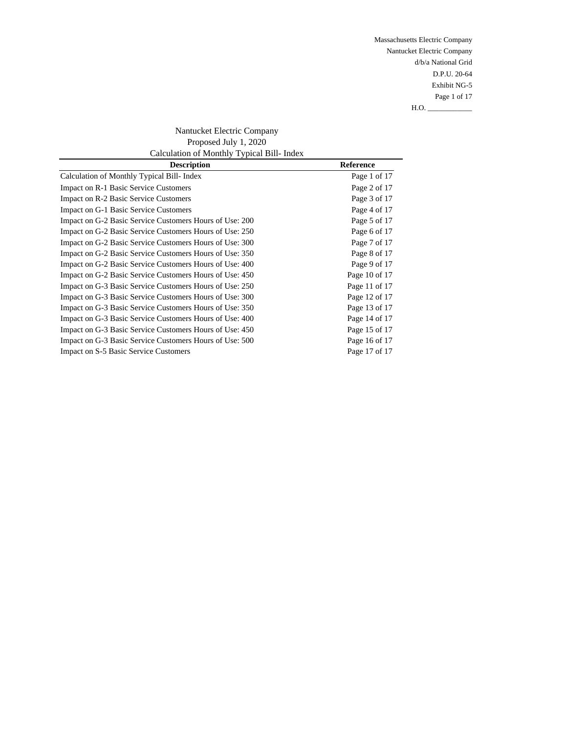Massachusetts Electric Company
Nantucket Electric Company
d/b/a National Grid
D.P.U. 20-64
Exhibit NG-5
H.O. ____________

## Nantucket Electric Company
## Proposed July 1, 2020
## Calculation of Monthly Typical Bill- Index

| Description | Reference |
|---|---|
| Calculation of Monthly Typical Bill- Index | Page 1 of 17 |
| Impact on R-1 Basic Service Customers | Page 2 of 17 |
| Impact on R-2 Basic Service Customers | Page 3 of 17 |
| Impact on G-1 Basic Service Customers | Page 4 of 17 |
| Impact on G-2 Basic Service Customers Hours of Use: 200 | Page 5 of 17 |
| Impact on G-2 Basic Service Customers Hours of Use: 250 | Page 6 of 17 |
| Impact on G-2 Basic Service Customers Hours of Use: 300 | Page 7 of 17 |
| Impact on G-2 Basic Service Customers Hours of Use: 350 | Page 8 of 17 |
| Impact on G-2 Basic Service Customers Hours of Use: 400 | Page 9 of 17 |
| Impact on G-2 Basic Service Customers Hours of Use: 450 | Page 10 of 17 |
| Impact on G-3 Basic Service Customers Hours of Use: 250 | Page 11 of 17 |
| Impact on G-3 Basic Service Customers Hours of Use: 300 | Page 12 of 17 |
| Impact on G-3 Basic Service Customers Hours of Use: 350 | Page 13 of 17 |
| Impact on G-3 Basic Service Customers Hours of Use: 400 | Page 14 of 17 |
| Impact on G-3 Basic Service Customers Hours of Use: 450 | Page 15 of 17 |
| Impact on G-3 Basic Service Customers Hours of Use: 500 | Page 16 of 17 |
| Impact on S-5 Basic Service Customers | Page 17 of 17 |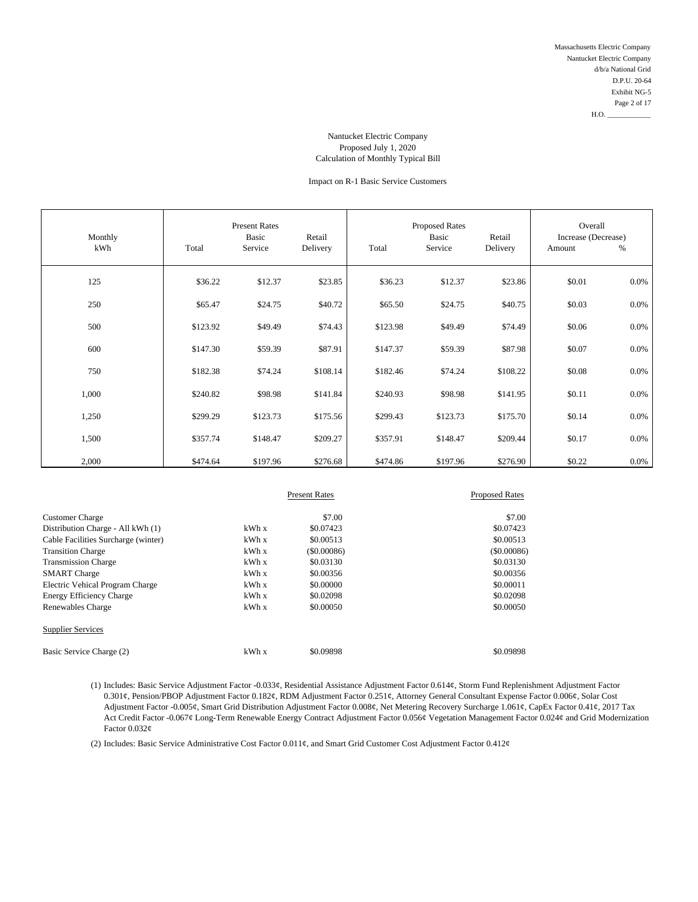Massachusetts Electric Company
Nantucket Electric Company
d/b/a National Grid
D.P.U. 20-64
Exhibit NG-5
Page 2 of 17
H.O. ____________

Nantucket Electric Company
Proposed July 1, 2020
Calculation of Monthly Typical Bill

Impact on R-1 Basic Service Customers

| Monthly kWh | Present Rates | | | Proposed Rates | | | Overall Increase (Decrease) | |
|---|---|---|---|---|---|---|---|---|
| | Total | Basic Service | Retail Delivery | Total | Basic Service | Retail Delivery | Amount | % |
| 125 | $36.22 | $12.37 | $23.85 | $36.23 | $12.37 | $23.86 | $0.01 | 0.0% |
| 250 | $65.47 | $24.75 | $40.72 | $65.50 | $24.75 | $40.75 | $0.03 | 0.0% |
| 500 | $123.92 | $49.49 | $74.43 | $123.98 | $49.49 | $74.49 | $0.06 | 0.0% |
| 600 | $147.30 | $59.39 | $87.91 | $147.37 | $59.39 | $87.98 | $0.07 | 0.0% |
| 750 | $182.38 | $74.24 | $108.14 | $182.46 | $74.24 | $108.22 | $0.08 | 0.0% |
| 1,000 | $240.82 | $98.98 | $141.84 | $240.93 | $98.98 | $141.95 | $0.11 | 0.0% |
| 1,250 | $299.29 | $123.73 | $175.56 | $299.43 | $123.73 | $175.70 | $0.14 | 0.0% |
| 1,500 | $357.74 | $148.47 | $209.27 | $357.91 | $148.47 | $209.44 | $0.17 | 0.0% |
| 2,000 | $474.64 | $197.96 | $276.68 | $474.86 | $197.96 | $276.90 | $0.22 | 0.0% |

| | | Present Rates | Proposed Rates |
|---|---|---|---|
| Customer Charge | | $7.00 | $7.00 |
| Distribution Charge - All kWh (1) | kWh x | $0.07423 | $0.07423 |
| Cable Facilities Surcharge (winter) | kWh x | $0.00513 | $0.00513 |
| Transition Charge | kWh x | ($0.00086) | ($0.00086) |
| Transmission Charge | kWh x | $0.03130 | $0.03130 |
| SMART Charge | kWh x | $0.00356 | $0.00356 |
| Electric Vehical Program Charge | kWh x | $0.00000 | $0.00011 |
| Energy Efficiency Charge | kWh x | $0.02098 | $0.02098 |
| Renewables Charge | kWh x | $0.00050 | $0.00050 |
| Supplier Services | | | |
| Basic Service Charge (2) | kWh x | $0.09898 | $0.09898 |

(1) Includes: Basic Service Adjustment Factor -0.033¢, Residential Assistance Adjustment Factor 0.614¢, Storm Fund Replenishment Adjustment Factor 0.301¢, Pension/PBOP Adjustment Factor 0.182¢, RDM Adjustment Factor 0.251¢, Attorney General Consultant Expense Factor 0.006¢, Solar Cost Adjustment Factor -0.005¢, Smart Grid Distribution Adjustment Factor 0.008¢, Net Metering Recovery Surcharge 1.061¢, CapEx Factor 0.41¢, 2017 Tax Act Credit Factor -0.067¢ Long-Term Renewable Energy Contract Adjustment Factor 0.056¢ Vegetation Management Factor 0.024¢ and Grid Modernization Factor 0.032¢

(2) Includes: Basic Service Administrative Cost Factor 0.011¢, and Smart Grid Customer Cost Adjustment Factor 0.412¢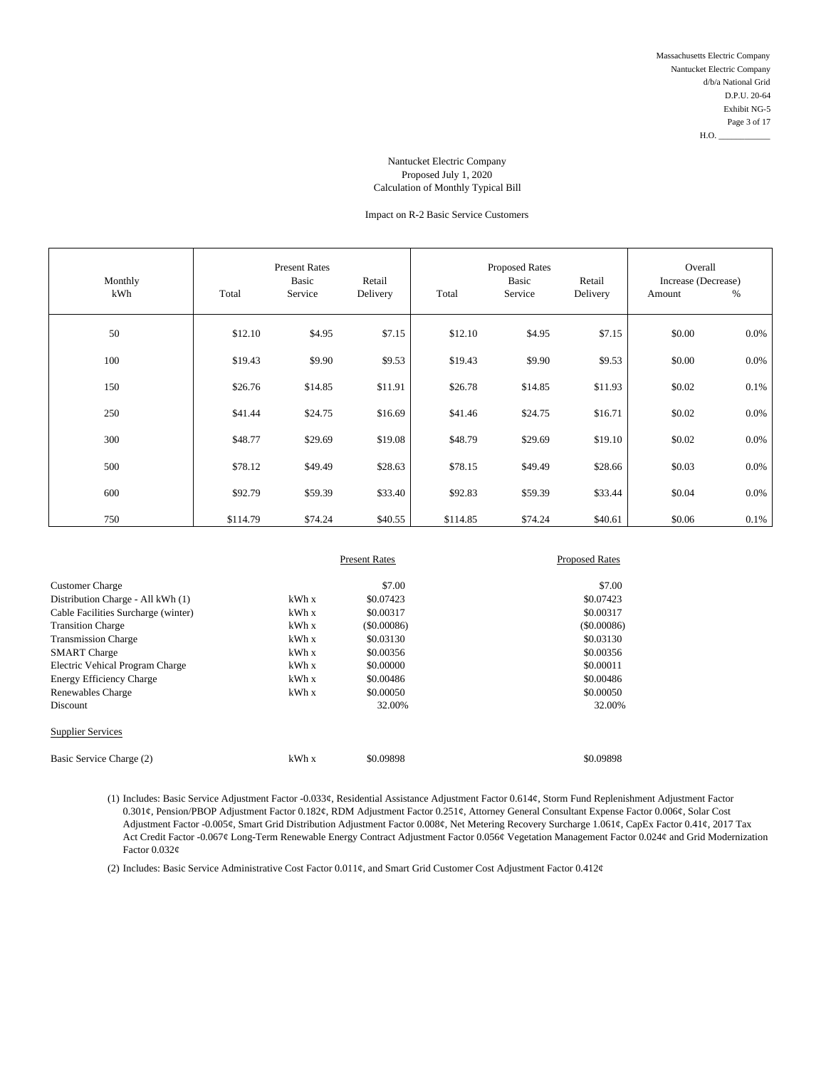Massachusetts Electric Company
Nantucket Electric Company
d/b/a National Grid
D.P.U. 20-64
Exhibit NG-5
Page 3 of 17
H.O. ____________

## Nantucket Electric Company
## Proposed July 1, 2020
## Calculation of Monthly Typical Bill

### Impact on R-2 Basic Service Customers

| Monthly kWh | Present Rates Total | Present Rates Basic Service | Present Rates Retail Delivery | Proposed Rates Total | Proposed Rates Basic Service | Proposed Rates Retail Delivery | Overall Increase (Decrease) Amount | Overall Increase (Decrease) % |
|---|---|---|---|---|---|---|---|---|
| 50 | $12.10 | $4.95 | $7.15 | $12.10 | $4.95 | $7.15 | $0.00 | 0.0% |
| 100 | $19.43 | $9.90 | $9.53 | $19.43 | $9.90 | $9.53 | $0.00 | 0.0% |
| 150 | $26.76 | $14.85 | $11.91 | $26.78 | $14.85 | $11.93 | $0.02 | 0.1% |
| 250 | $41.44 | $24.75 | $16.69 | $41.46 | $24.75 | $16.71 | $0.02 | 0.0% |
| 300 | $48.77 | $29.69 | $19.08 | $48.79 | $29.69 | $19.10 | $0.02 | 0.0% |
| 500 | $78.12 | $49.49 | $28.63 | $78.15 | $49.49 | $28.66 | $0.03 | 0.0% |
| 600 | $92.79 | $59.39 | $33.40 | $92.83 | $59.39 | $33.44 | $0.04 | 0.0% |
| 750 | $114.79 | $74.24 | $40.55 | $114.85 | $74.24 | $40.61 | $0.06 | 0.1% |

| | | Present Rates | Proposed Rates |
|---|---|---|---|
| Customer Charge | | $7.00 | $7.00 |
| Distribution Charge - All kWh (1) | kWh x | $0.07423 | $0.07423 |
| Cable Facilities Surcharge (winter) | kWh x | $0.00317 | $0.00317 |
| Transition Charge | kWh x | ($0.00086) | ($0.00086) |
| Transmission Charge | kWh x | $0.03130 | $0.03130 |
| SMART Charge | kWh x | $0.00356 | $0.00356 |
| Electric Vehical Program Charge | kWh x | $0.00000 | $0.00011 |
| Energy Efficiency Charge | kWh x | $0.00486 | $0.00486 |
| Renewables Charge | kWh x | $0.00050 | $0.00050 |
| Discount | | 32.00% | 32.00% |
| Supplier Services | | | |
| Basic Service Charge (2) | kWh x | $0.09898 | $0.09898 |

(1) Includes: Basic Service Adjustment Factor -0.033¢, Residential Assistance Adjustment Factor 0.614¢, Storm Fund Replenishment Adjustment Factor 0.301¢, Pension/PBOP Adjustment Factor 0.182¢, RDM Adjustment Factor 0.251¢, Attorney General Consultant Expense Factor 0.006¢, Solar Cost Adjustment Factor -0.005¢, Smart Grid Distribution Adjustment Factor 0.008¢, Net Metering Recovery Surcharge 1.061¢, CapEx Factor 0.41¢, 2017 Tax Act Credit Factor -0.067¢ Long-Term Renewable Energy Contract Adjustment Factor 0.056¢ Vegetation Management Factor 0.024¢ and Grid Modernization Factor 0.032¢

(2) Includes: Basic Service Administrative Cost Factor 0.011¢, and Smart Grid Customer Cost Adjustment Factor 0.412¢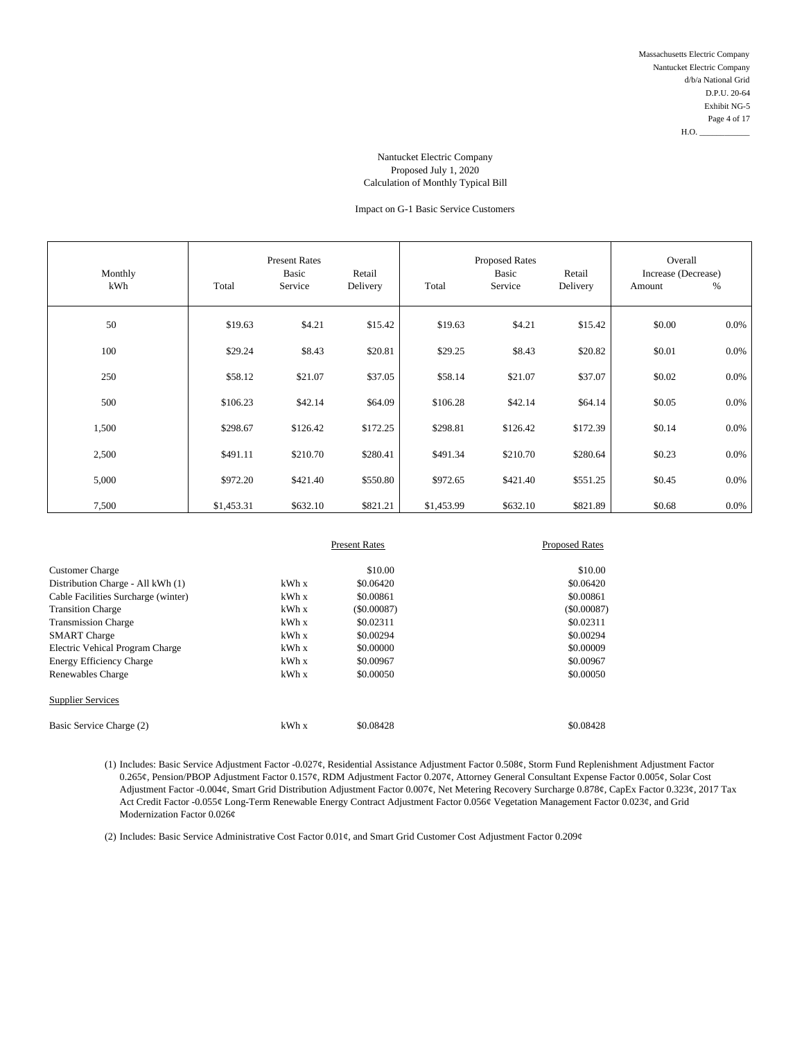Massachusetts Electric Company
Nantucket Electric Company
d/b/a National Grid
D.P.U. 20-64
Exhibit NG-5
Page 4 of 17
H.O. ____________

Nantucket Electric Company
Proposed July 1, 2020
Calculation of Monthly Typical Bill

Impact on G-1 Basic Service Customers

| Monthly kWh | Present Rates Total | Present Rates Basic Service | Present Rates Retail Delivery | Proposed Rates Total | Proposed Rates Basic Service | Proposed Rates Retail Delivery | Overall Increase (Decrease) Amount | Overall Increase (Decrease) % |
|---|---|---|---|---|---|---|---|---|
| 50 | $19.63 | $4.21 | $15.42 | $19.63 | $4.21 | $15.42 | $0.00 | 0.0% |
| 100 | $29.24 | $8.43 | $20.81 | $29.25 | $8.43 | $20.82 | $0.01 | 0.0% |
| 250 | $58.12 | $21.07 | $37.05 | $58.14 | $21.07 | $37.07 | $0.02 | 0.0% |
| 500 | $106.23 | $42.14 | $64.09 | $106.28 | $42.14 | $64.14 | $0.05 | 0.0% |
| 1,500 | $298.67 | $126.42 | $172.25 | $298.81 | $126.42 | $172.39 | $0.14 | 0.0% |
| 2,500 | $491.11 | $210.70 | $280.41 | $491.34 | $210.70 | $280.64 | $0.23 | 0.0% |
| 5,000 | $972.20 | $421.40 | $550.80 | $972.65 | $421.40 | $551.25 | $0.45 | 0.0% |
| 7,500 | $1,453.31 | $632.10 | $821.21 | $1,453.99 | $632.10 | $821.89 | $0.68 | 0.0% |

| | | Present Rates | Proposed Rates |
|---|---|---|---|
| Customer Charge | | $10.00 | $10.00 |
| Distribution Charge - All kWh (1) | kWh x | $0.06420 | $0.06420 |
| Cable Facilities Surcharge (winter) | kWh x | $0.00861 | $0.00861 |
| Transition Charge | kWh x | ($0.00087) | ($0.00087) |
| Transmission Charge | kWh x | $0.02311 | $0.02311 |
| SMART Charge | kWh x | $0.00294 | $0.00294 |
| Electric Vehical Program Charge | kWh x | $0.00000 | $0.00009 |
| Energy Efficiency Charge | kWh x | $0.00967 | $0.00967 |
| Renewables Charge | kWh x | $0.00050 | $0.00050 |
| Supplier Services | | | |
| Basic Service Charge (2) | kWh x | $0.08428 | $0.08428 |

(1) Includes: Basic Service Adjustment Factor -0.027¢, Residential Assistance Adjustment Factor 0.508¢, Storm Fund Replenishment Adjustment Factor 0.265¢, Pension/PBOP Adjustment Factor 0.157¢, RDM Adjustment Factor 0.207¢, Attorney General Consultant Expense Factor 0.005¢, Solar Cost Adjustment Factor -0.004¢, Smart Grid Distribution Adjustment Factor 0.007¢, Net Metering Recovery Surcharge 0.878¢, CapEx Factor 0.323¢, 2017 Tax Act Credit Factor -0.055¢ Long-Term Renewable Energy Contract Adjustment Factor 0.056¢ Vegetation Management Factor 0.023¢, and Grid Modernization Factor 0.026¢

(2) Includes: Basic Service Administrative Cost Factor 0.01¢, and Smart Grid Customer Cost Adjustment Factor 0.209¢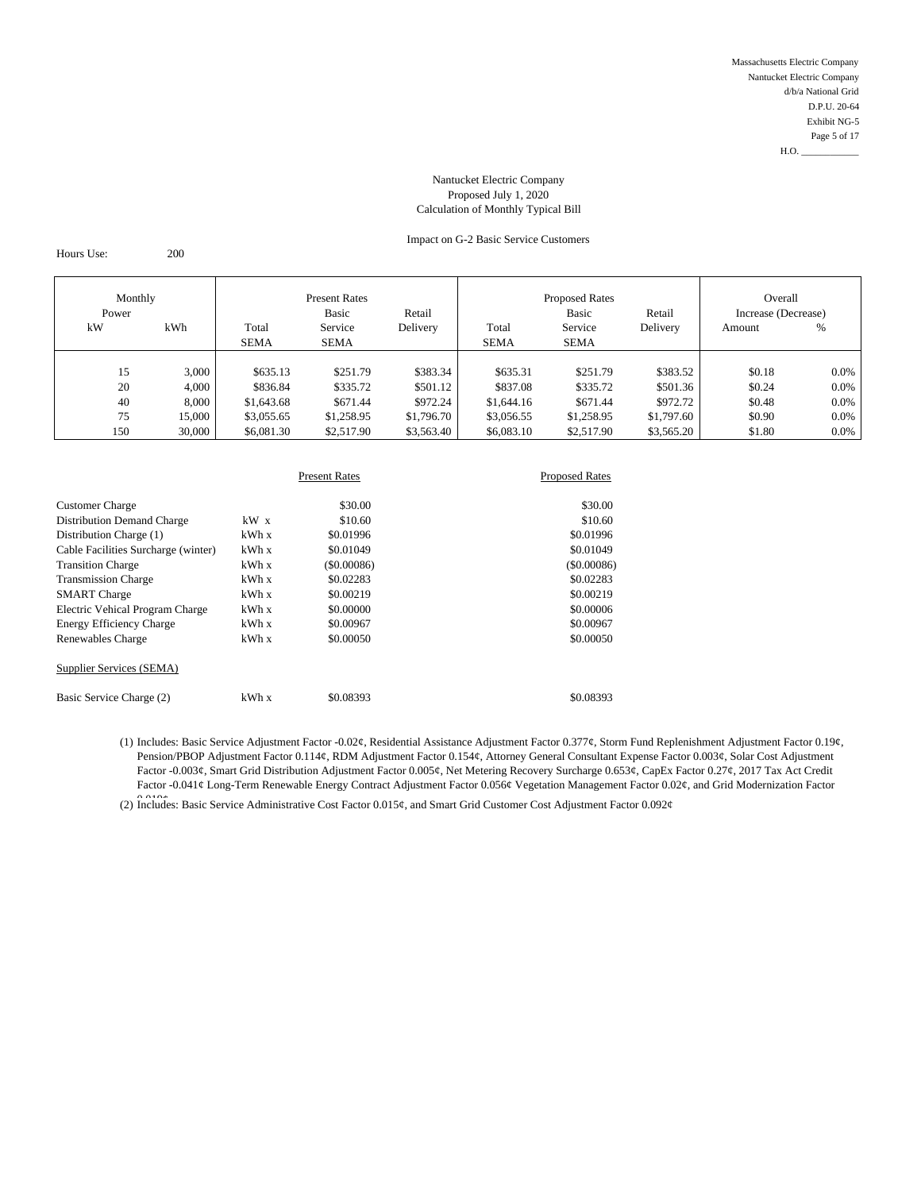Nantucket Electric Company
Proposed July 1, 2020
Calculation of Monthly Typical Bill

Impact on G-2 Basic Service Customers

Hours Use: 200

| Monthly Power | | Present Rates | | | Proposed Rates | | | Overall Increase (Decrease) | |
|---|---|---|---|---|---|---|---|---|---|
| kW | kWh | Total SEMA | Basic Service SEMA | Retail Delivery | Total SEMA | Basic Service SEMA | Retail Delivery | Amount | % |
| 15 | 3,000 | $635.13 | $251.79 | $383.34 | $635.31 | $251.79 | $383.52 | $0.18 | 0.0% |
| 20 | 4,000 | $836.84 | $335.72 | $501.12 | $837.08 | $335.72 | $501.36 | $0.24 | 0.0% |
| 40 | 8,000 | $1,643.68 | $671.44 | $972.24 | $1,644.16 | $671.44 | $972.72 | $0.48 | 0.0% |
| 75 | 15,000 | $3,055.65 | $1,258.95 | $1,796.70 | $3,056.55 | $1,258.95 | $1,797.60 | $0.90 | 0.0% |
| 150 | 30,000 | $6,081.30 | $2,517.90 | $3,563.40 | $6,083.10 | $2,517.90 | $3,565.20 | $1.80 | 0.0% |

| | | Present Rates | Proposed Rates |
|---|---|---|---|
| Customer Charge | | $30.00 | $30.00 |
| Distribution Demand Charge | kW x | $10.60 | $10.60 |
| Distribution Charge (1) | kWh x | $0.01996 | $0.01996 |
| Cable Facilities Surcharge (winter) | kWh x | $0.01049 | $0.01049 |
| Transition Charge | kWh x | ($0.00086) | ($0.00086) |
| Transmission Charge | kWh x | $0.02283 | $0.02283 |
| SMART Charge | kWh x | $0.00219 | $0.00219 |
| Electric Vehical Program Charge | kWh x | $0.00000 | $0.00006 |
| Energy Efficiency Charge | kWh x | $0.00967 | $0.00967 |
| Renewables Charge | kWh x | $0.00050 | $0.00050 |
| Supplier Services (SEMA) | | | |
| Basic Service Charge (2) | kWh x | $0.08393 | $0.08393 |

(1) Includes: Basic Service Adjustment Factor -0.02¢, Residential Assistance Adjustment Factor 0.377¢, Storm Fund Replenishment Adjustment Factor 0.19¢, Pension/PBOP Adjustment Factor 0.114¢, RDM Adjustment Factor 0.154¢, Attorney General Consultant Expense Factor 0.003¢, Solar Cost Adjustment Factor -0.003¢, Smart Grid Distribution Adjustment Factor 0.005¢, Net Metering Recovery Surcharge 0.653¢, CapEx Factor 0.27¢, 2017 Tax Act Credit Factor -0.041¢ Long-Term Renewable Energy Contract Adjustment Factor 0.056¢ Vegetation Management Factor 0.02¢, and Grid Modernization Factor 0.019¢

(2) Includes: Basic Service Administrative Cost Factor 0.015¢, and Smart Grid Customer Cost Adjustment Factor 0.092¢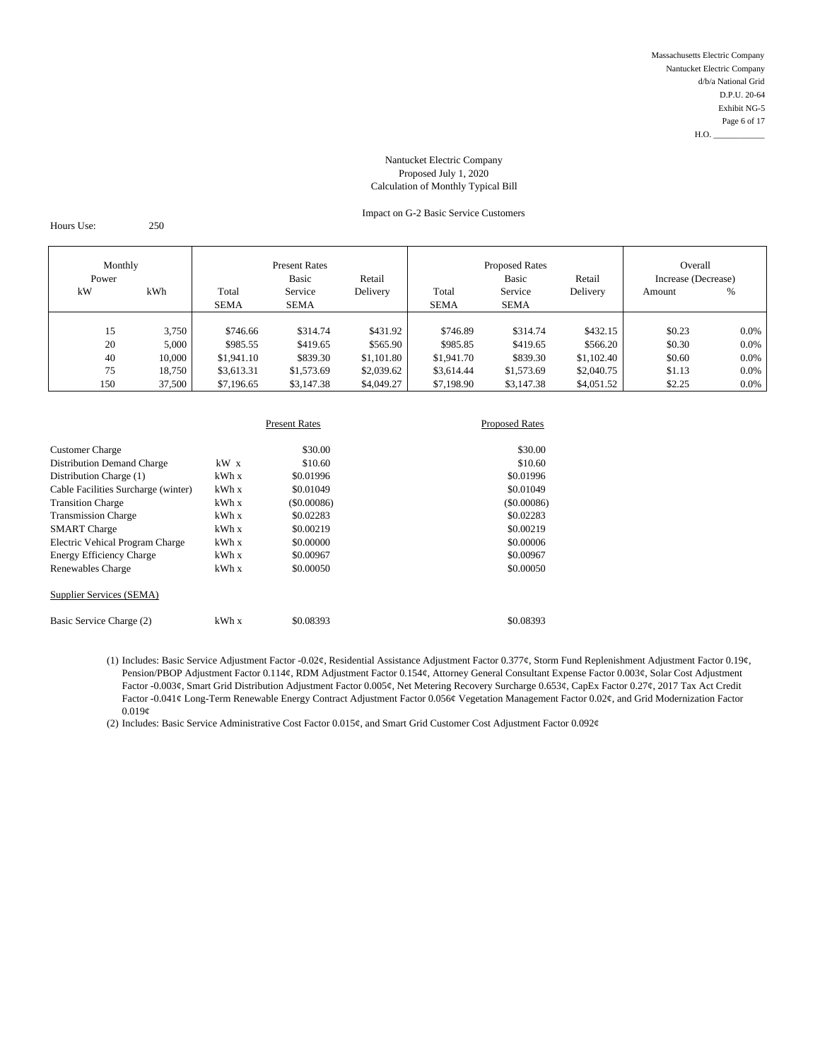Massachusetts Electric Company
Nantucket Electric Company
d/b/a National Grid
D.P.U. 20-64
Exhibit NG-5
H.O. ____________

## Nantucket Electric Company
## Proposed July 1, 2020
## Calculation of Monthly Typical Bill

### Impact on G-2 Basic Service Customers

Hours Use: 250

| Monthly Power kW | kWh | Present Rates Total SEMA | Present Rates Basic Service SEMA | Present Rates Retail Delivery | Proposed Rates Total SEMA | Proposed Rates Basic Service SEMA | Proposed Rates Retail Delivery | Overall Increase (Decrease) Amount | % |
|---|---|---|---|---|---|---|---|---|---|
| 15 | 3,750 | $746.66 | $314.74 | $431.92 | $746.89 | $314.74 | $432.15 | $0.23 | 0.0% |
| 20 | 5,000 | $985.55 | $419.65 | $565.90 | $985.85 | $419.65 | $566.20 | $0.30 | 0.0% |
| 40 | 10,000 | $1,941.10 | $839.30 | $1,101.80 | $1,941.70 | $839.30 | $1,102.40 | $0.60 | 0.0% |
| 75 | 18,750 | $3,613.31 | $1,573.69 | $2,039.62 | $3,614.44 | $1,573.69 | $2,040.75 | $1.13 | 0.0% |
| 150 | 37,500 | $7,196.65 | $3,147.38 | $4,049.27 | $7,198.90 | $3,147.38 | $4,051.52 | $2.25 | 0.0% |

| | | Present Rates | Proposed Rates |
|---|---|---|---|
| Customer Charge | | $30.00 | $30.00 |
| Distribution Demand Charge | kW x | $10.60 | $10.60 |
| Distribution Charge (1) | kWh x | $0.01996 | $0.01996 |
| Cable Facilities Surcharge (winter) | kWh x | $0.01049 | $0.01049 |
| Transition Charge | kWh x | ($0.00086) | ($0.00086) |
| Transmission Charge | kWh x | $0.02283 | $0.02283 |
| SMART Charge | kWh x | $0.00219 | $0.00219 |
| Electric Vehical Program Charge | kWh x | $0.00000 | $0.00006 |
| Energy Efficiency Charge | kWh x | $0.00967 | $0.00967 |
| Renewables Charge | kWh x | $0.00050 | $0.00050 |
| Supplier Services (SEMA) | | | |
| Basic Service Charge (2) | kWh x | $0.08393 | $0.08393 |

(1) Includes: Basic Service Adjustment Factor -0.02¢, Residential Assistance Adjustment Factor 0.377¢, Storm Fund Replenishment Adjustment Factor 0.19¢, Pension/PBOP Adjustment Factor 0.114¢, RDM Adjustment Factor 0.154¢, Attorney General Consultant Expense Factor 0.003¢, Solar Cost Adjustment Factor -0.003¢, Smart Grid Distribution Adjustment Factor 0.005¢, Net Metering Recovery Surcharge 0.653¢, CapEx Factor 0.27¢, 2017 Tax Act Credit Factor -0.041¢ Long-Term Renewable Energy Contract Adjustment Factor 0.056¢ Vegetation Management Factor 0.02¢, and Grid Modernization Factor 0.019¢

(2) Includes: Basic Service Administrative Cost Factor 0.015¢, and Smart Grid Customer Cost Adjustment Factor 0.092¢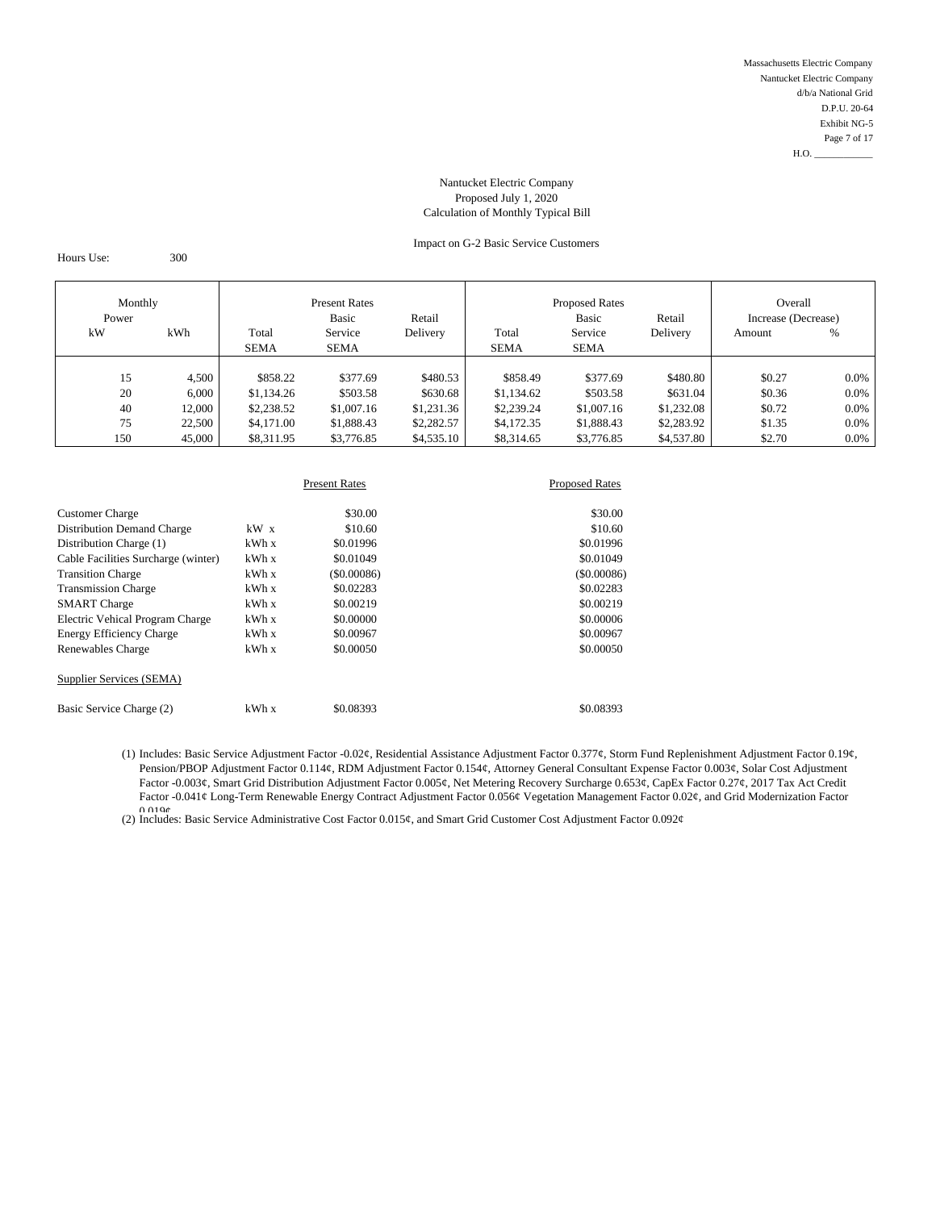Massachusetts Electric Company
Nantucket Electric Company
d/b/a National Grid
D.P.U. 20-64
Exhibit NG-5
Page 7 of 17
H.O. ____________

Nantucket Electric Company
Proposed July 1, 2020
Calculation of Monthly Typical Bill

Impact on G-2 Basic Service Customers

Hours Use: 300

| Monthly Power | | Present Rates | | | Proposed Rates | | | Overall Increase (Decrease) | |
|---|---|---|---|---|---|---|---|---|---|
| kW | kWh | Total SEMA | Basic Service SEMA | Retail Delivery | Total SEMA | Basic Service SEMA | Retail Delivery | Amount | % |
| 15 | 4,500 | $858.22 | $377.69 | $480.53 | $858.49 | $377.69 | $480.80 | $0.27 | 0.0% |
| 20 | 6,000 | $1,134.26 | $503.58 | $630.68 | $1,134.62 | $503.58 | $631.04 | $0.36 | 0.0% |
| 40 | 12,000 | $2,238.52 | $1,007.16 | $1,231.36 | $2,239.24 | $1,007.16 | $1,232.08 | $0.72 | 0.0% |
| 75 | 22,500 | $4,171.00 | $1,888.43 | $2,282.57 | $4,172.35 | $1,888.43 | $2,283.92 | $1.35 | 0.0% |
| 150 | 45,000 | $8,311.95 | $3,776.85 | $4,535.10 | $8,314.65 | $3,776.85 | $4,537.80 | $2.70 | 0.0% |

| | | Present Rates | Proposed Rates |
|---|---|---|---|
| Customer Charge | | $30.00 | $30.00 |
| Distribution Demand Charge | kW x | $10.60 | $10.60 |
| Distribution Charge (1) | kWh x | $0.01996 | $0.01996 |
| Cable Facilities Surcharge (winter) | kWh x | $0.01049 | $0.01049 |
| Transition Charge | kWh x | ($0.00086) | ($0.00086) |
| Transmission Charge | kWh x | $0.02283 | $0.02283 |
| SMART Charge | kWh x | $0.00219 | $0.00219 |
| Electric Vehical Program Charge | kWh x | $0.00000 | $0.00006 |
| Energy Efficiency Charge | kWh x | $0.00967 | $0.00967 |
| Renewables Charge | kWh x | $0.00050 | $0.00050 |
| Supplier Services (SEMA) | | | |
| Basic Service Charge (2) | kWh x | $0.08393 | $0.08393 |

(1) Includes: Basic Service Adjustment Factor -0.02¢, Residential Assistance Adjustment Factor 0.377¢, Storm Fund Replenishment Adjustment Factor 0.19¢, Pension/PBOP Adjustment Factor 0.114¢, RDM Adjustment Factor 0.154¢, Attorney General Consultant Expense Factor 0.003¢, Solar Cost Adjustment Factor -0.003¢, Smart Grid Distribution Adjustment Factor 0.005¢, Net Metering Recovery Surcharge 0.653¢, CapEx Factor 0.27¢, 2017 Tax Act Credit Factor -0.041¢ Long-Term Renewable Energy Contract Adjustment Factor 0.056¢ Vegetation Management Factor 0.02¢, and Grid Modernization Factor 0.019¢

(2) Includes: Basic Service Administrative Cost Factor 0.015¢, and Smart Grid Customer Cost Adjustment Factor 0.092¢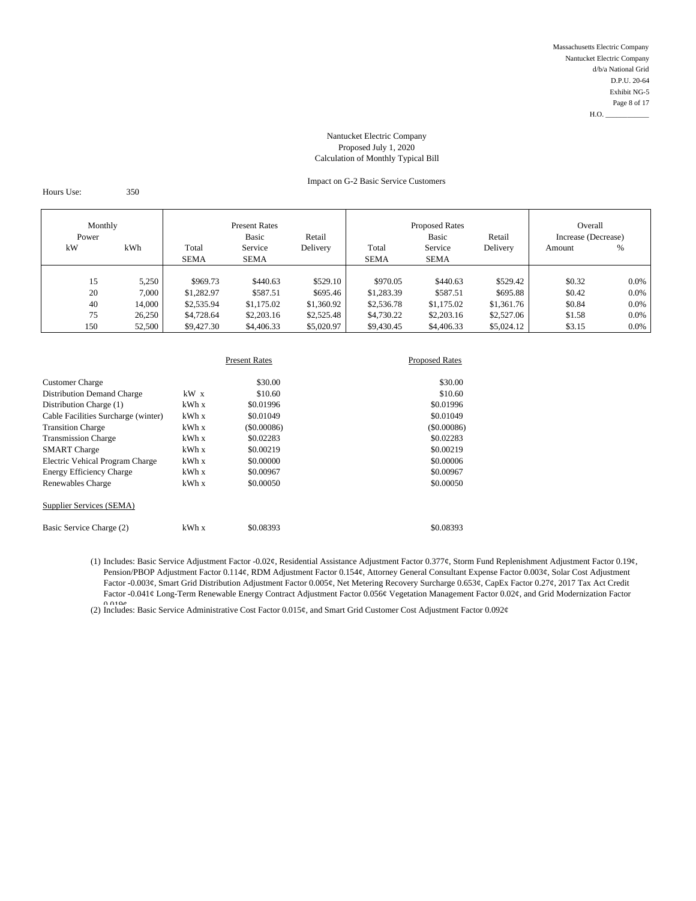Massachusetts Electric Company
Nantucket Electric Company
d/b/a National Grid
D.P.U. 20-64
Exhibit NG-5
Page 8 of 17
H.O. ____________

Nantucket Electric Company
Proposed July 1, 2020
Calculation of Monthly Typical Bill

Impact on G-2 Basic Service Customers

Hours Use: 350

| Monthly Power | | Present Rates | | | Proposed Rates | | | Overall Increase (Decrease) | |
|---|---|---|---|---|---|---|---|---|---|
| kW | kWh | Total SEMA | Basic Service SEMA | Retail Delivery | Total SEMA | Basic Service SEMA | Retail Delivery | Amount | % |
| 15 | 5,250 | $969.73 | $440.63 | $529.10 | $970.05 | $440.63 | $529.42 | $0.32 | 0.0% |
| 20 | 7,000 | $1,282.97 | $587.51 | $695.46 | $1,283.39 | $587.51 | $695.88 | $0.42 | 0.0% |
| 40 | 14,000 | $2,535.94 | $1,175.02 | $1,360.92 | $2,536.78 | $1,175.02 | $1,361.76 | $0.84 | 0.0% |
| 75 | 26,250 | $4,728.64 | $2,203.16 | $2,525.48 | $4,730.22 | $2,203.16 | $2,527.06 | $1.58 | 0.0% |
| 150 | 52,500 | $9,427.30 | $4,406.33 | $5,020.97 | $9,430.45 | $4,406.33 | $5,024.12 | $3.15 | 0.0% |

| | | Present Rates | Proposed Rates |
|---|---|---|---|
| Customer Charge | | $30.00 | $30.00 |
| Distribution Demand Charge | kW x | $10.60 | $10.60 |
| Distribution Charge (1) | kWh x | $0.01996 | $0.01996 |
| Cable Facilities Surcharge (winter) | kWh x | $0.01049 | $0.01049 |
| Transition Charge | kWh x | ($0.00086) | ($0.00086) |
| Transmission Charge | kWh x | $0.02283 | $0.02283 |
| SMART Charge | kWh x | $0.00219 | $0.00219 |
| Electric Vehical Program Charge | kWh x | $0.00000 | $0.00006 |
| Energy Efficiency Charge | kWh x | $0.00967 | $0.00967 |
| Renewables Charge | kWh x | $0.00050 | $0.00050 |
| Supplier Services (SEMA) | | | |
| Basic Service Charge (2) | kWh x | $0.08393 | $0.08393 |

(1) Includes: Basic Service Adjustment Factor -0.02¢, Residential Assistance Adjustment Factor 0.377¢, Storm Fund Replenishment Adjustment Factor 0.19¢, Pension/PBOP Adjustment Factor 0.114¢, RDM Adjustment Factor 0.154¢, Attorney General Consultant Expense Factor 0.003¢, Solar Cost Adjustment Factor -0.003¢, Smart Grid Distribution Adjustment Factor 0.005¢, Net Metering Recovery Surcharge 0.653¢, CapEx Factor 0.27¢, 2017 Tax Act Credit Factor -0.041¢ Long-Term Renewable Energy Contract Adjustment Factor 0.056¢ Vegetation Management Factor 0.02¢, and Grid Modernization Factor 0.019¢

(2) Includes: Basic Service Administrative Cost Factor 0.015¢, and Smart Grid Customer Cost Adjustment Factor 0.092¢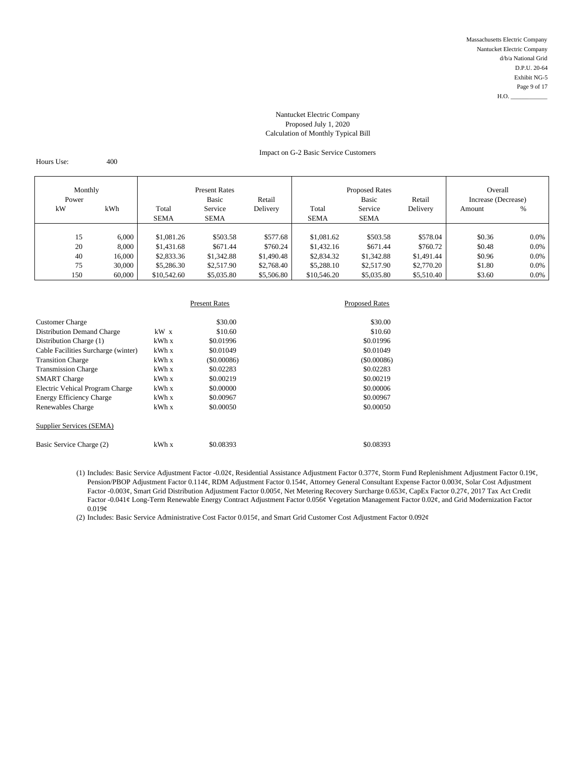Massachusetts Electric Company
Nantucket Electric Company
d/b/a National Grid
D.P.U. 20-64
Exhibit NG-5
Page 9 of 17
H.O. ____________

Nantucket Electric Company
Proposed July 1, 2020
Calculation of Monthly Typical Bill

Impact on G-2 Basic Service Customers

Hours Use: 400

| Monthly Power | | Present Rates | | | Proposed Rates | | | Overall Increase (Decrease) | |
|---|---|---|---|---|---|---|---|---|---|
| kW | kWh | Total SEMA | Basic Service SEMA | Retail Delivery | Total SEMA | Basic Service SEMA | Retail Delivery | Amount | % |
| 15 | 6,000 | $1,081.26 | $503.58 | $577.68 | $1,081.62 | $503.58 | $578.04 | $0.36 | 0.0% |
| 20 | 8,000 | $1,431.68 | $671.44 | $760.24 | $1,432.16 | $671.44 | $760.72 | $0.48 | 0.0% |
| 40 | 16,000 | $2,833.36 | $1,342.88 | $1,490.48 | $2,834.32 | $1,342.88 | $1,491.44 | $0.96 | 0.0% |
| 75 | 30,000 | $5,286.30 | $2,517.90 | $2,768.40 | $5,288.10 | $2,517.90 | $2,770.20 | $1.80 | 0.0% |
| 150 | 60,000 | $10,542.60 | $5,035.80 | $5,506.80 | $10,546.20 | $5,035.80 | $5,510.40 | $3.60 | 0.0% |

| | | Present Rates | Proposed Rates |
|---|---|---|---|
| Customer Charge | | $30.00 | $30.00 |
| Distribution Demand Charge | kW x | $10.60 | $10.60 |
| Distribution Charge (1) | kWh x | $0.01996 | $0.01996 |
| Cable Facilities Surcharge (winter) | kWh x | $0.01049 | $0.01049 |
| Transition Charge | kWh x | ($0.00086) | ($0.00086) |
| Transmission Charge | kWh x | $0.02283 | $0.02283 |
| SMART Charge | kWh x | $0.00219 | $0.00219 |
| Electric Vehical Program Charge | kWh x | $0.00000 | $0.00006 |
| Energy Efficiency Charge | kWh x | $0.00967 | $0.00967 |
| Renewables Charge | kWh x | $0.00050 | $0.00050 |
| Supplier Services (SEMA) | | | |
| Basic Service Charge (2) | kWh x | $0.08393 | $0.08393 |

(1) Includes: Basic Service Adjustment Factor -0.02¢, Residential Assistance Adjustment Factor 0.377¢, Storm Fund Replenishment Adjustment Factor 0.19¢, Pension/PBOP Adjustment Factor 0.114¢, RDM Adjustment Factor 0.154¢, Attorney General Consultant Expense Factor 0.003¢, Solar Cost Adjustment Factor -0.003¢, Smart Grid Distribution Adjustment Factor 0.005¢, Net Metering Recovery Surcharge 0.653¢, CapEx Factor 0.27¢, 2017 Tax Act Credit Factor -0.041¢ Long-Term Renewable Energy Contract Adjustment Factor 0.056¢ Vegetation Management Factor 0.02¢, and Grid Modernization Factor 0.019¢

(2) Includes: Basic Service Administrative Cost Factor 0.015¢, and Smart Grid Customer Cost Adjustment Factor 0.092¢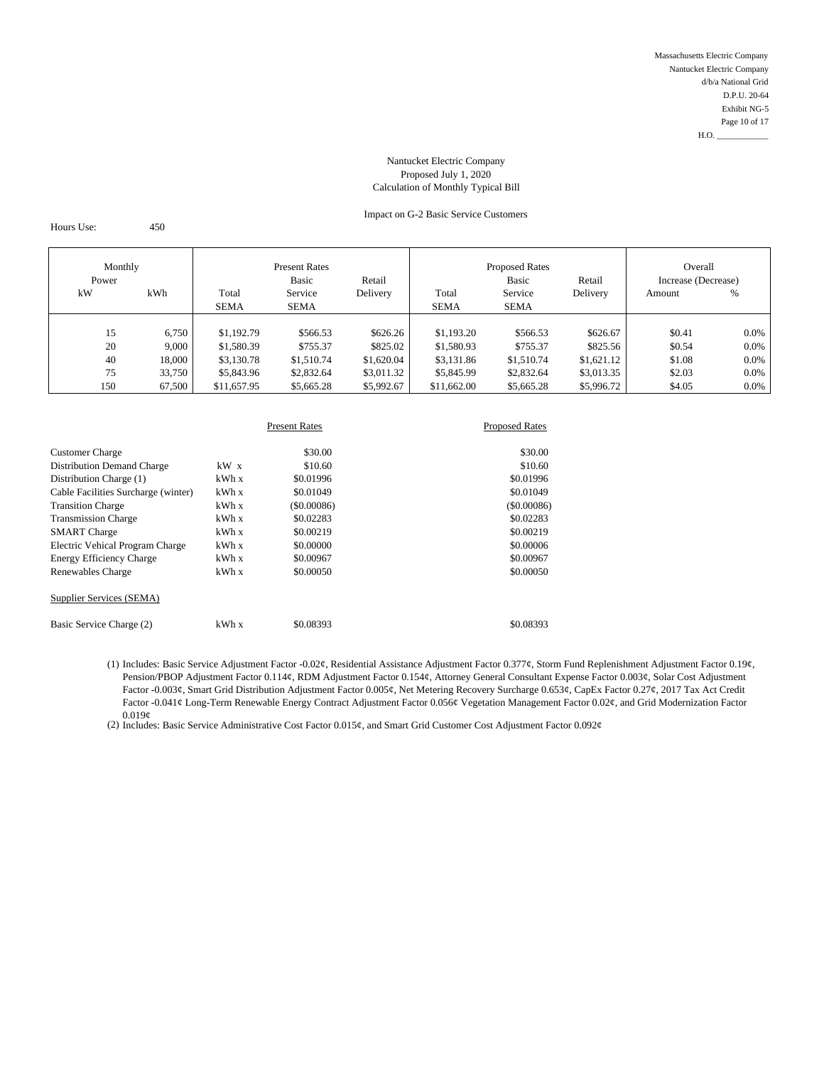Massachusetts Electric Company
Nantucket Electric Company
d/b/a National Grid
D.P.U. 20-64
Exhibit NG-5
Page 10 of 17
H.O. ____________

Nantucket Electric Company
Proposed July 1, 2020
Calculation of Monthly Typical Bill

Impact on G-2 Basic Service Customers

Hours Use: 450

| Monthly Power | | Present Rates | | | Proposed Rates | | | Overall Increase (Decrease) | |
|---|---|---|---|---|---|---|---|---|---|
| kW | kWh | Total SEMA | Basic Service SEMA | Retail Delivery | Total SEMA | Basic Service SEMA | Retail Delivery | Amount | % |
| 15 | 6,750 | $1,192.79 | $566.53 | $626.26 | $1,193.20 | $566.53 | $626.67 | $0.41 | 0.0% |
| 20 | 9,000 | $1,580.39 | $755.37 | $825.02 | $1,580.93 | $755.37 | $825.56 | $0.54 | 0.0% |
| 40 | 18,000 | $3,130.78 | $1,510.74 | $1,620.04 | $3,131.86 | $1,510.74 | $1,621.12 | $1.08 | 0.0% |
| 75 | 33,750 | $5,843.96 | $2,832.64 | $3,011.32 | $5,845.99 | $2,832.64 | $3,013.35 | $2.03 | 0.0% |
| 150 | 67,500 | $11,657.95 | $5,665.28 | $5,992.67 | $11,662.00 | $5,665.28 | $5,996.72 | $4.05 | 0.0% |

| | | Present Rates | Proposed Rates |
|---|---|---|---|
| Customer Charge | | $30.00 | $30.00 |
| Distribution Demand Charge | kW x | $10.60 | $10.60 |
| Distribution Charge (1) | kWh x | $0.01996 | $0.01996 |
| Cable Facilities Surcharge (winter) | kWh x | $0.01049 | $0.01049 |
| Transition Charge | kWh x | ($0.00086) | ($0.00086) |
| Transmission Charge | kWh x | $0.02283 | $0.02283 |
| SMART Charge | kWh x | $0.00219 | $0.00219 |
| Electric Vehical Program Charge | kWh x | $0.00000 | $0.00006 |
| Energy Efficiency Charge | kWh x | $0.00967 | $0.00967 |
| Renewables Charge | kWh x | $0.00050 | $0.00050 |
| Supplier Services (SEMA) | | | |
| Basic Service Charge (2) | kWh x | $0.08393 | $0.08393 |

(1) Includes: Basic Service Adjustment Factor -0.02¢, Residential Assistance Adjustment Factor 0.377¢, Storm Fund Replenishment Adjustment Factor 0.19¢, Pension/PBOP Adjustment Factor 0.114¢, RDM Adjustment Factor 0.154¢, Attorney General Consultant Expense Factor 0.003¢, Solar Cost Adjustment Factor -0.003¢, Smart Grid Distribution Adjustment Factor 0.005¢, Net Metering Recovery Surcharge 0.653¢, CapEx Factor 0.27¢, 2017 Tax Act Credit Factor -0.041¢ Long-Term Renewable Energy Contract Adjustment Factor 0.056¢ Vegetation Management Factor 0.02¢, and Grid Modernization Factor 0.019¢

(2) Includes: Basic Service Administrative Cost Factor 0.015¢, and Smart Grid Customer Cost Adjustment Factor 0.092¢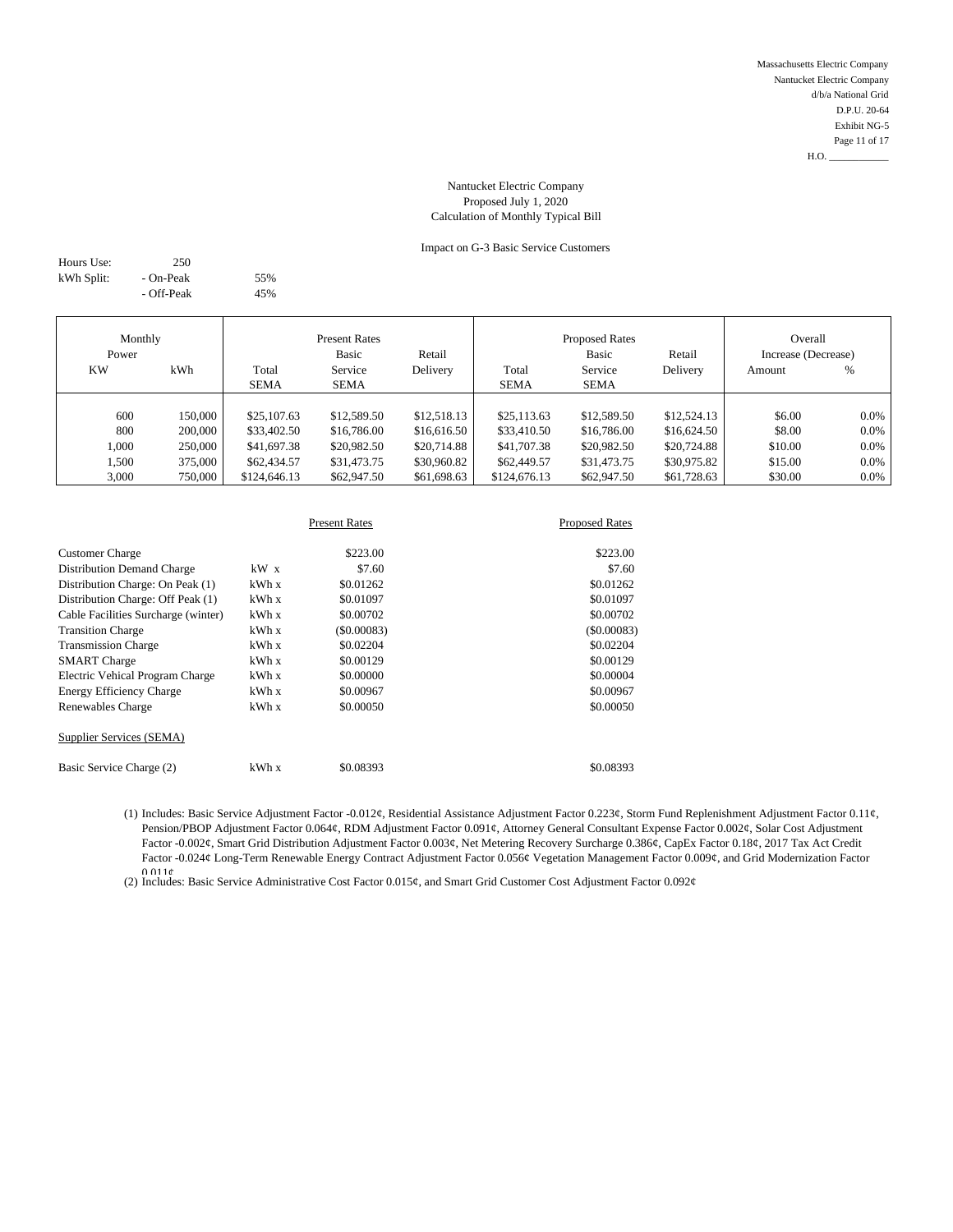Massachusetts Electric Company
Nantucket Electric Company
d/b/a National Grid
D.P.U. 20-64
Exhibit NG-5
Page 11 of 17
H.O. ____________

Nantucket Electric Company
Proposed July 1, 2020
Calculation of Monthly Typical Bill

Impact on G-3 Basic Service Customers

Hours Use: 250
kWh Split: - On-Peak 55%
- Off-Peak 45%

| Monthly Power | | Present Rates | | | Proposed Rates | | | Overall Increase (Decrease) | |
|---|---|---|---|---|---|---|---|---|---|
| KW | kWh | Total SEMA | Basic Service SEMA | Retail Delivery | Total SEMA | Basic Service SEMA | Retail Delivery | Amount | % |
| 600 | 150,000 | $25,107.63 | $12,589.50 | $12,518.13 | $25,113.63 | $12,589.50 | $12,524.13 | $6.00 | 0.0% |
| 800 | 200,000 | $33,402.50 | $16,786.00 | $16,616.50 | $33,410.50 | $16,786.00 | $16,624.50 | $8.00 | 0.0% |
| 1,000 | 250,000 | $41,697.38 | $20,982.50 | $20,714.88 | $41,707.38 | $20,982.50 | $20,724.88 | $10.00 | 0.0% |
| 1,500 | 375,000 | $62,434.57 | $31,473.75 | $30,960.82 | $62,449.57 | $31,473.75 | $30,975.82 | $15.00 | 0.0% |
| 3,000 | 750,000 | $124,646.13 | $62,947.50 | $61,698.63 | $124,676.13 | $62,947.50 | $61,728.63 | $30.00 | 0.0% |

| | | Present Rates | Proposed Rates |
|---|---|---|---|
| Customer Charge | | $223.00 | $223.00 |
| Distribution Demand Charge | kW x | $7.60 | $7.60 |
| Distribution Charge: On Peak (1) | kWh x | $0.01262 | $0.01262 |
| Distribution Charge: Off Peak (1) | kWh x | $0.01097 | $0.01097 |
| Cable Facilities Surcharge (winter) | kWh x | $0.00702 | $0.00702 |
| Transition Charge | kWh x | ($0.00083) | ($0.00083) |
| Transmission Charge | kWh x | $0.02204 | $0.02204 |
| SMART Charge | kWh x | $0.00129 | $0.00129 |
| Electric Vehical Program Charge | kWh x | $0.00000 | $0.00004 |
| Energy Efficiency Charge | kWh x | $0.00967 | $0.00967 |
| Renewables Charge | kWh x | $0.00050 | $0.00050 |
| Supplier Services (SEMA) | | | |
| Basic Service Charge (2) | kWh x | $0.08393 | $0.08393 |

(1) Includes: Basic Service Adjustment Factor -0.012¢, Residential Assistance Adjustment Factor 0.223¢, Storm Fund Replenishment Adjustment Factor 0.11¢, Pension/PBOP Adjustment Factor 0.064¢, RDM Adjustment Factor 0.091¢, Attorney General Consultant Expense Factor 0.002¢, Solar Cost Adjustment Factor -0.002¢, Smart Grid Distribution Adjustment Factor 0.003¢, Net Metering Recovery Surcharge 0.386¢, CapEx Factor 0.18¢, 2017 Tax Act Credit Factor -0.024¢ Long-Term Renewable Energy Contract Adjustment Factor 0.056¢ Vegetation Management Factor 0.009¢, and Grid Modernization Factor 0.011¢

(2) Includes: Basic Service Administrative Cost Factor 0.015¢, and Smart Grid Customer Cost Adjustment Factor 0.092¢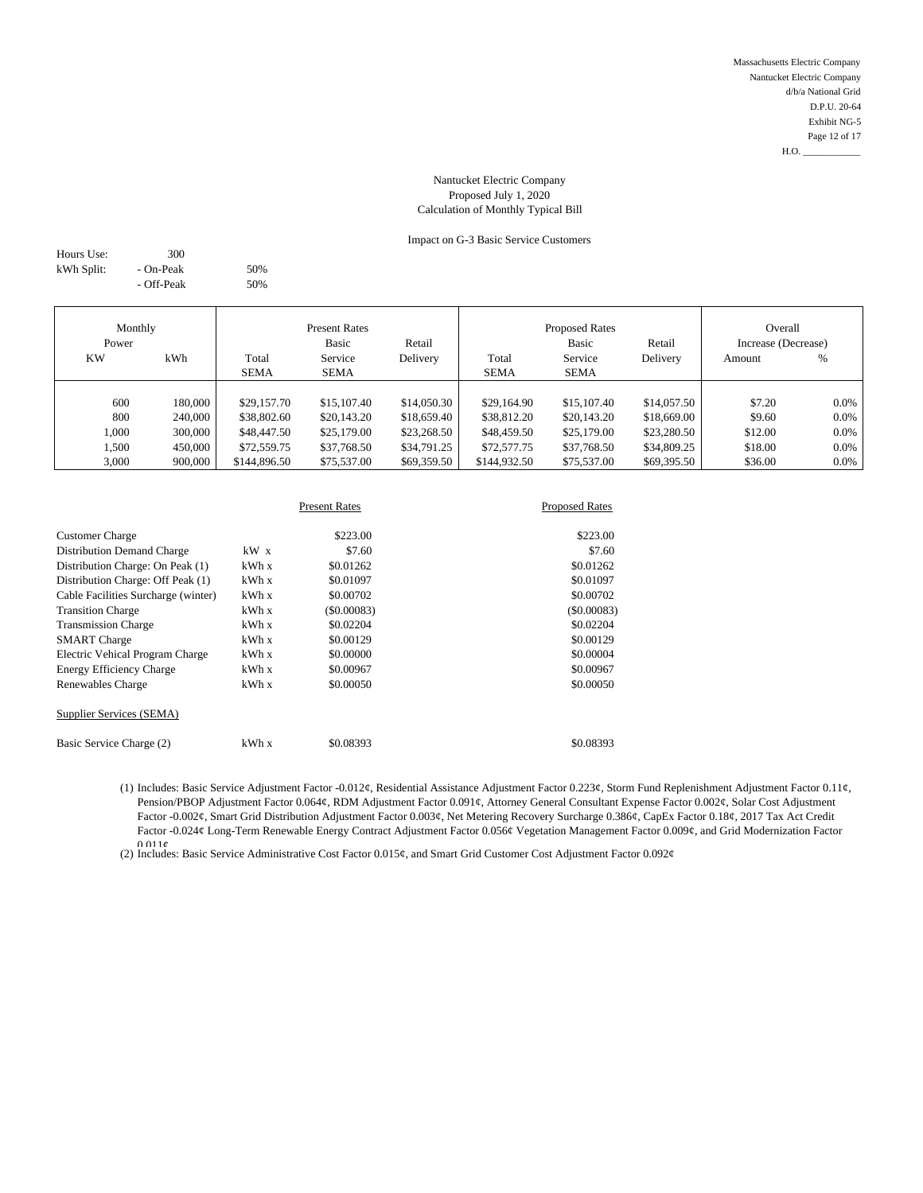Massachusetts Electric Company
Nantucket Electric Company
d/b/a National Grid
D.P.U. 20-64
Exhibit NG-5
Page 12 of 17
H.O. ____________

Nantucket Electric Company
Proposed July 1, 2020
Calculation of Monthly Typical Bill

Impact on G-3 Basic Service Customers

| | | |
|---|---|---|
| Hours Use: | 300 | |
| kWh Split: | - On-Peak | 50% |
| | - Off-Peak | 50% |

| Monthly Power | | Present Rates | | | Proposed Rates | | | Overall Increase (Decrease) | |
|---|---|---|---|---|---|---|---|---|---|
| KW | kWh | Total SEMA | Basic Service SEMA | Retail Delivery | Total SEMA | Basic Service SEMA | Retail Delivery | Amount | % |
| 600 | 180,000 | $29,157.70 | $15,107.40 | $14,050.30 | $29,164.90 | $15,107.40 | $14,057.50 | $7.20 | 0.0% |
| 800 | 240,000 | $38,802.60 | $20,143.20 | $18,659.40 | $38,812.20 | $20,143.20 | $18,669.00 | $9.60 | 0.0% |
| 1,000 | 300,000 | $48,447.50 | $25,179.00 | $23,268.50 | $48,459.50 | $25,179.00 | $23,280.50 | $12.00 | 0.0% |
| 1,500 | 450,000 | $72,559.75 | $37,768.50 | $34,791.25 | $72,577.75 | $37,768.50 | $34,809.25 | $18.00 | 0.0% |
| 3,000 | 900,000 | $144,896.50 | $75,537.00 | $69,359.50 | $144,932.50 | $75,537.00 | $69,395.50 | $36.00 | 0.0% |

| | | Present Rates | Proposed Rates |
|---|---|---|---|
| Customer Charge | | $223.00 | $223.00 |
| Distribution Demand Charge | kW x | $7.60 | $7.60 |
| Distribution Charge: On Peak (1) | kWh x | $0.01262 | $0.01262 |
| Distribution Charge: Off Peak (1) | kWh x | $0.01097 | $0.01097 |
| Cable Facilities Surcharge (winter) | kWh x | $0.00702 | $0.00702 |
| Transition Charge | kWh x | ($0.00083) | ($0.00083) |
| Transmission Charge | kWh x | $0.02204 | $0.02204 |
| SMART Charge | kWh x | $0.00129 | $0.00129 |
| Electric Vehical Program Charge | kWh x | $0.00000 | $0.00004 |
| Energy Efficiency Charge | kWh x | $0.00967 | $0.00967 |
| Renewables Charge | kWh x | $0.00050 | $0.00050 |
| Supplier Services (SEMA) | | | |
| Basic Service Charge (2) | kWh x | $0.08393 | $0.08393 |

(1) Includes: Basic Service Adjustment Factor -0.012¢, Residential Assistance Adjustment Factor 0.223¢, Storm Fund Replenishment Adjustment Factor 0.11¢, Pension/PBOP Adjustment Factor 0.064¢, RDM Adjustment Factor 0.091¢, Attorney General Consultant Expense Factor 0.002¢, Solar Cost Adjustment Factor -0.002¢, Smart Grid Distribution Adjustment Factor 0.003¢, Net Metering Recovery Surcharge 0.386¢, CapEx Factor 0.18¢, 2017 Tax Act Credit Factor -0.024¢ Long-Term Renewable Energy Contract Adjustment Factor 0.056¢ Vegetation Management Factor 0.009¢, and Grid Modernization Factor 0.011¢

(2) Includes: Basic Service Administrative Cost Factor 0.015¢, and Smart Grid Customer Cost Adjustment Factor 0.092¢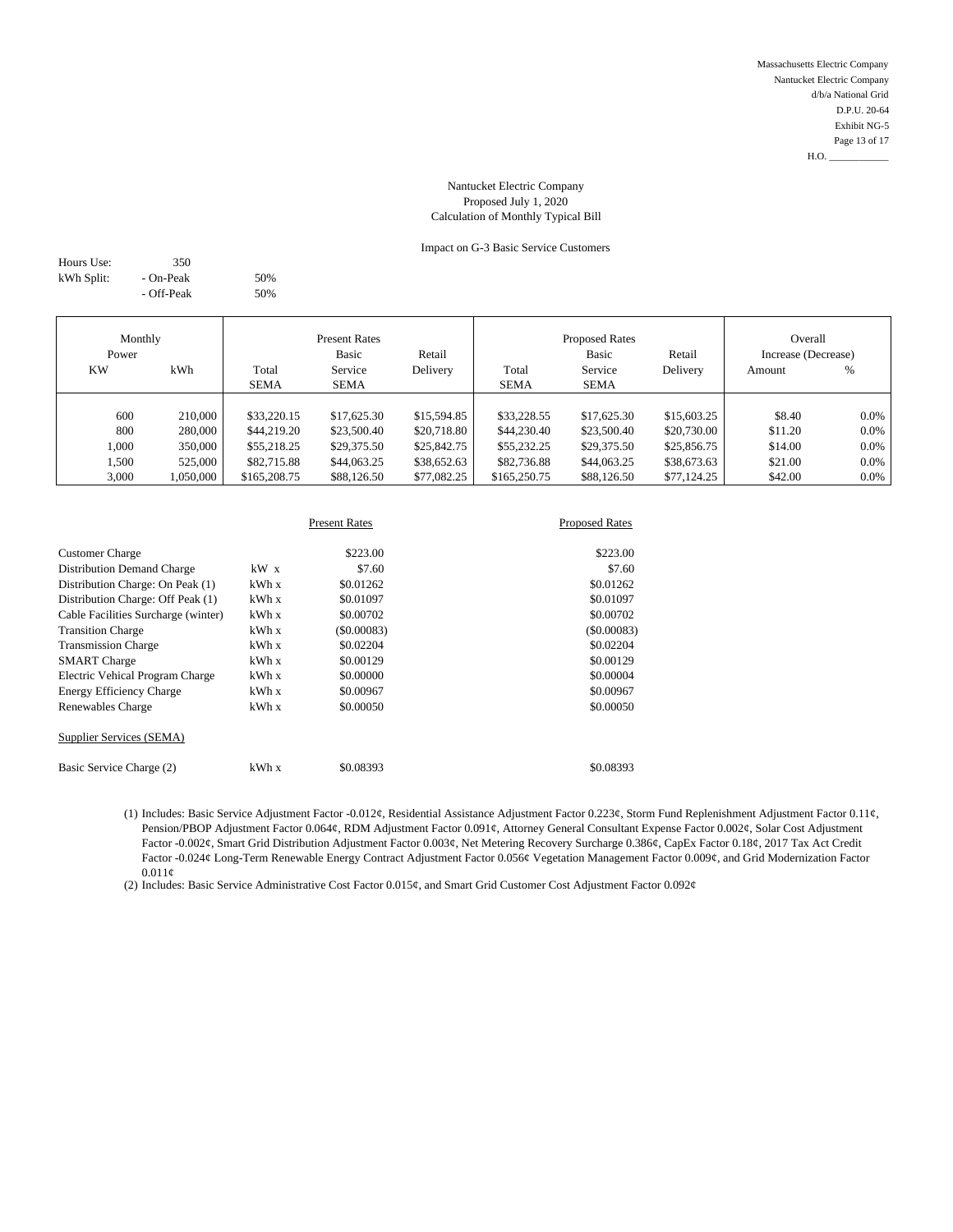Massachusetts Electric Company
Nantucket Electric Company
d/b/a National Grid
D.P.U. 20-64
Exhibit NG-5
Page 13 of 17
H.O. ____________

Nantucket Electric Company
Proposed July 1, 2020
Calculation of Monthly Typical Bill

Impact on G-3 Basic Service Customers

Hours Use: 350
kWh Split: - On-Peak 50%
- Off-Peak 50%

| Monthly Power | | Present Rates | | | Proposed Rates | | | Overall Increase (Decrease) | |
|---|---|---|---|---|---|---|---|---|---|
| KW | kWh | Total SEMA | Basic Service SEMA | Retail Delivery | Total SEMA | Basic Service SEMA | Retail Delivery | Amount | % |
| 600 | 210,000 | $33,220.15 | $17,625.30 | $15,594.85 | $33,228.55 | $17,625.30 | $15,603.25 | $8.40 | 0.0% |
| 800 | 280,000 | $44,219.20 | $23,500.40 | $20,718.80 | $44,230.40 | $23,500.40 | $20,730.00 | $11.20 | 0.0% |
| 1,000 | 350,000 | $55,218.25 | $29,375.50 | $25,842.75 | $55,232.25 | $29,375.50 | $25,856.75 | $14.00 | 0.0% |
| 1,500 | 525,000 | $82,715.88 | $44,063.25 | $38,652.63 | $82,736.88 | $44,063.25 | $38,673.63 | $21.00 | 0.0% |
| 3,000 | 1,050,000 | $165,208.75 | $88,126.50 | $77,082.25 | $165,250.75 | $88,126.50 | $77,124.25 | $42.00 | 0.0% |

| | | Present Rates | Proposed Rates |
|---|---|---|---|
| Customer Charge | | $223.00 | $223.00 |
| Distribution Demand Charge | kW x | $7.60 | $7.60 |
| Distribution Charge: On Peak (1) | kWh x | $0.01262 | $0.01262 |
| Distribution Charge: Off Peak (1) | kWh x | $0.01097 | $0.01097 |
| Cable Facilities Surcharge (winter) | kWh x | $0.00702 | $0.00702 |
| Transition Charge | kWh x | ($0.00083) | ($0.00083) |
| Transmission Charge | kWh x | $0.02204 | $0.02204 |
| SMART Charge | kWh x | $0.00129 | $0.00129 |
| Electric Vehical Program Charge | kWh x | $0.00000 | $0.00004 |
| Energy Efficiency Charge | kWh x | $0.00967 | $0.00967 |
| Renewables Charge | kWh x | $0.00050 | $0.00050 |
| Supplier Services (SEMA) | | | |
| Basic Service Charge (2) | kWh x | $0.08393 | $0.08393 |

(1) Includes: Basic Service Adjustment Factor -0.012¢, Residential Assistance Adjustment Factor 0.223¢, Storm Fund Replenishment Adjustment Factor 0.11¢, Pension/PBOP Adjustment Factor 0.064¢, RDM Adjustment Factor 0.091¢, Attorney General Consultant Expense Factor 0.002¢, Solar Cost Adjustment Factor -0.002¢, Smart Grid Distribution Adjustment Factor 0.003¢, Net Metering Recovery Surcharge 0.386¢, CapEx Factor 0.18¢, 2017 Tax Act Credit Factor -0.024¢ Long-Term Renewable Energy Contract Adjustment Factor 0.056¢ Vegetation Management Factor 0.009¢, and Grid Modernization Factor 0.011¢

(2) Includes: Basic Service Administrative Cost Factor 0.015¢, and Smart Grid Customer Cost Adjustment Factor 0.092¢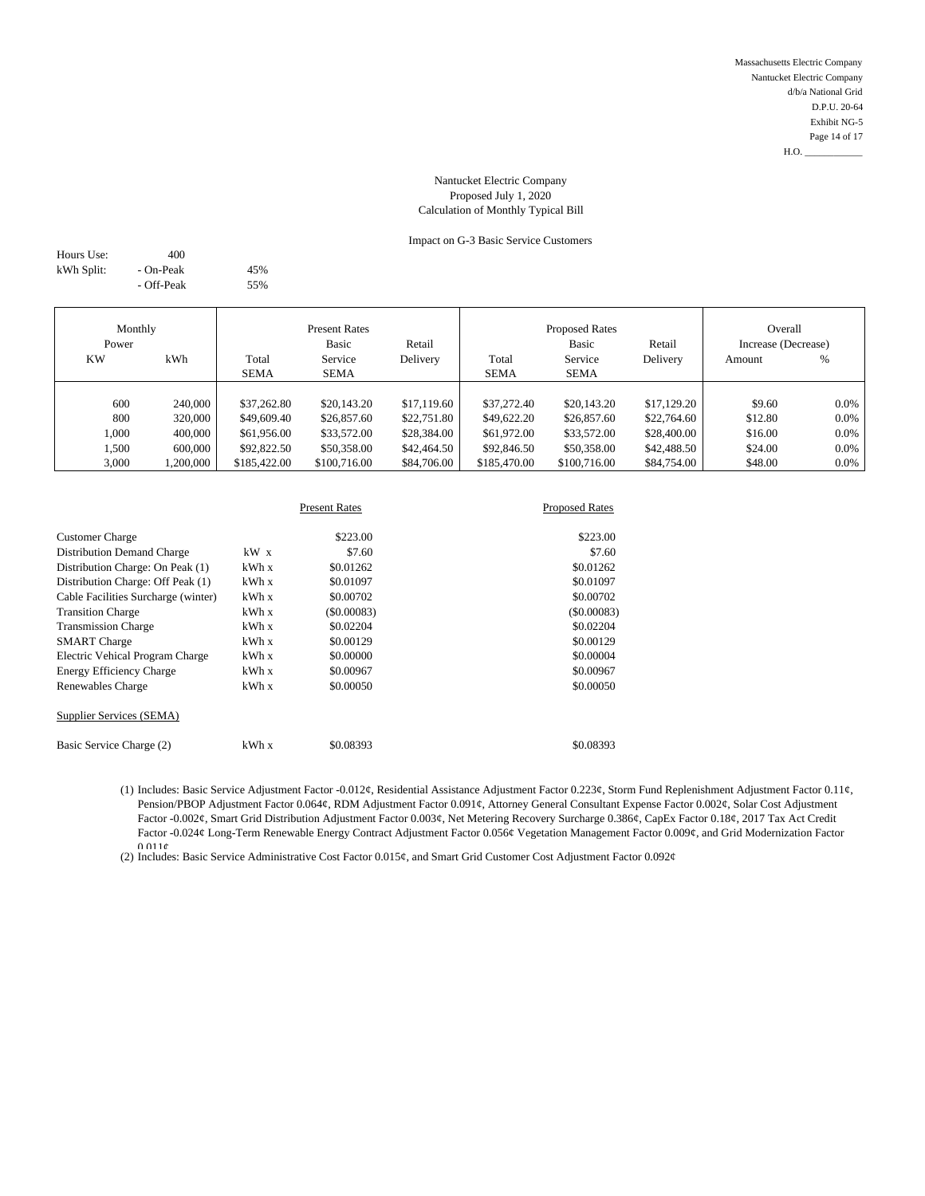Massachusetts Electric Company
Nantucket Electric Company
d/b/a National Grid
D.P.U. 20-64
Exhibit NG-5
Page 14 of 17
H.O. ____________

## Nantucket Electric Company
## Proposed July 1, 2020
## Calculation of Monthly Typical Bill

### Impact on G-3 Basic Service Customers

| Hours Use: | 400 | |
|---|---|---|
| kWh Split: | - On-Peak | 45% |
| | - Off-Peak | 55% |

| Monthly Power | | Present Rates | | | Proposed Rates | | | Overall Increase (Decrease) | |
|---|---|---|---|---|---|---|---|---|---|
| KW | kWh | Total SEMA | Basic Service SEMA | Retail Delivery | Total SEMA | Basic Service SEMA | Retail Delivery | Amount | % |
| 600 | 240,000 | $37,262.80 | $20,143.20 | $17,119.60 | $37,272.40 | $20,143.20 | $17,129.20 | $9.60 | 0.0% |
| 800 | 320,000 | $49,609.40 | $26,857.60 | $22,751.80 | $49,622.20 | $26,857.60 | $22,764.60 | $12.80 | 0.0% |
| 1,000 | 400,000 | $61,956.00 | $33,572.00 | $28,384.00 | $61,972.00 | $33,572.00 | $28,400.00 | $16.00 | 0.0% |
| 1,500 | 600,000 | $92,822.50 | $50,358.00 | $42,464.50 | $92,846.50 | $50,358.00 | $42,488.50 | $24.00 | 0.0% |
| 3,000 | 1,200,000 | $185,422.00 | $100,716.00 | $84,706.00 | $185,470.00 | $100,716.00 | $84,754.00 | $48.00 | 0.0% |

| | | Present Rates | Proposed Rates |
|---|---|---|---|
| Customer Charge | | $223.00 | $223.00 |
| Distribution Demand Charge | kW x | $7.60 | $7.60 |
| Distribution Charge: On Peak (1) | kWh x | $0.01262 | $0.01262 |
| Distribution Charge: Off Peak (1) | kWh x | $0.01097 | $0.01097 |
| Cable Facilities Surcharge (winter) | kWh x | $0.00702 | $0.00702 |
| Transition Charge | kWh x | ($0.00083) | ($0.00083) |
| Transmission Charge | kWh x | $0.02204 | $0.02204 |
| SMART Charge | kWh x | $0.00129 | $0.00129 |
| Electric Vehical Program Charge | kWh x | $0.00000 | $0.00004 |
| Energy Efficiency Charge | kWh x | $0.00967 | $0.00967 |
| Renewables Charge | kWh x | $0.00050 | $0.00050 |
| Supplier Services (SEMA) | | | |
| Basic Service Charge (2) | kWh x | $0.08393 | $0.08393 |

(1) Includes: Basic Service Adjustment Factor -0.012¢, Residential Assistance Adjustment Factor 0.223¢, Storm Fund Replenishment Adjustment Factor 0.11¢, Pension/PBOP Adjustment Factor 0.064¢, RDM Adjustment Factor 0.091¢, Attorney General Consultant Expense Factor 0.002¢, Solar Cost Adjustment Factor -0.002¢, Smart Grid Distribution Adjustment Factor 0.003¢, Net Metering Recovery Surcharge 0.386¢, CapEx Factor 0.18¢, 2017 Tax Act Credit Factor -0.024¢ Long-Term Renewable Energy Contract Adjustment Factor 0.056¢ Vegetation Management Factor 0.009¢, and Grid Modernization Factor 0.011¢

(2) Includes: Basic Service Administrative Cost Factor 0.015¢, and Smart Grid Customer Cost Adjustment Factor 0.092¢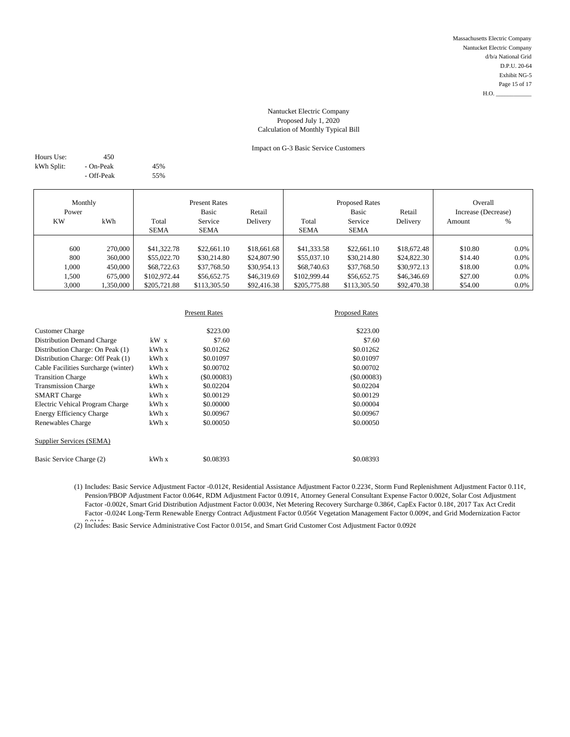Massachusetts Electric Company
Nantucket Electric Company
d/b/a National Grid
D.P.U. 20-64
Exhibit NG-5
Page 15 of 17
H.O. ____________

Nantucket Electric Company
Proposed July 1, 2020
Calculation of Monthly Typical Bill

Impact on G-3 Basic Service Customers

Hours Use: 450
kWh Split: - On-Peak 45%
- Off-Peak 55%

| Monthly Power | | Present Rates | | | Proposed Rates | | | Overall Increase (Decrease) | |
|---|---|---|---|---|---|---|---|---|---|
| KW | kWh | Total SEMA | Basic Service SEMA | Retail Delivery | Total SEMA | Basic Service SEMA | Retail Delivery | Amount | % |
| 600 | 270,000 | $41,322.78 | $22,661.10 | $18,661.68 | $41,333.58 | $22,661.10 | $18,672.48 | $10.80 | 0.0% |
| 800 | 360,000 | $55,022.70 | $30,214.80 | $24,807.90 | $55,037.10 | $30,214.80 | $24,822.30 | $14.40 | 0.0% |
| 1,000 | 450,000 | $68,722.63 | $37,768.50 | $30,954.13 | $68,740.63 | $37,768.50 | $30,972.13 | $18.00 | 0.0% |
| 1,500 | 675,000 | $102,972.44 | $56,652.75 | $46,319.69 | $102,999.44 | $56,652.75 | $46,346.69 | $27.00 | 0.0% |
| 3,000 | 1,350,000 | $205,721.88 | $113,305.50 | $92,416.38 | $205,775.88 | $113,305.50 | $92,470.38 | $54.00 | 0.0% |

| | | Present Rates | Proposed Rates |
|---|---|---|---|
| Customer Charge | | $223.00 | $223.00 |
| Distribution Demand Charge | kW x | $7.60 | $7.60 |
| Distribution Charge: On Peak (1) | kWh x | $0.01262 | $0.01262 |
| Distribution Charge: Off Peak (1) | kWh x | $0.01097 | $0.01097 |
| Cable Facilities Surcharge (winter) | kWh x | $0.00702 | $0.00702 |
| Transition Charge | kWh x | ($0.00083) | ($0.00083) |
| Transmission Charge | kWh x | $0.02204 | $0.02204 |
| SMART Charge | kWh x | $0.00129 | $0.00129 |
| Electric Vehical Program Charge | kWh x | $0.00000 | $0.00004 |
| Energy Efficiency Charge | kWh x | $0.00967 | $0.00967 |
| Renewables Charge | kWh x | $0.00050 | $0.00050 |
| Supplier Services (SEMA) | | | |
| Basic Service Charge (2) | kWh x | $0.08393 | $0.08393 |

(1) Includes: Basic Service Adjustment Factor -0.012¢, Residential Assistance Adjustment Factor 0.223¢, Storm Fund Replenishment Adjustment Factor 0.11¢, Pension/PBOP Adjustment Factor 0.064¢, RDM Adjustment Factor 0.091¢, Attorney General Consultant Expense Factor 0.002¢, Solar Cost Adjustment Factor -0.002¢, Smart Grid Distribution Adjustment Factor 0.003¢, Net Metering Recovery Surcharge 0.386¢, CapEx Factor 0.18¢, 2017 Tax Act Credit Factor -0.024¢ Long-Term Renewable Energy Contract Adjustment Factor 0.056¢ Vegetation Management Factor 0.009¢, and Grid Modernization Factor 0.011¢

(2) Includes: Basic Service Administrative Cost Factor 0.015¢, and Smart Grid Customer Cost Adjustment Factor 0.092¢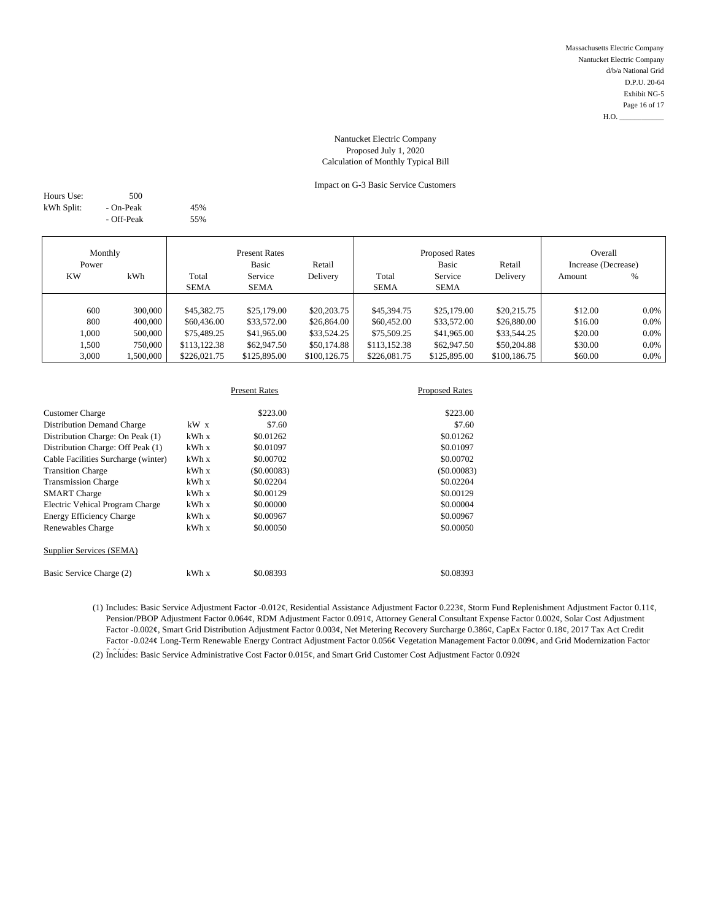Massachusetts Electric Company
Nantucket Electric Company
d/b/a National Grid
D.P.U. 20-64
Exhibit NG-5
Page 16 of 17
H.O. ____________

Nantucket Electric Company
Proposed July 1, 2020
Calculation of Monthly Typical Bill

Impact on G-3 Basic Service Customers

Hours Use: 500
kWh Split: - On-Peak 45%
- Off-Peak 55%

| Monthly Power | | Present Rates | | | Proposed Rates | | | Overall Increase (Decrease) | |
|---|---|---|---|---|---|---|---|---|---|
| KW | kWh | Total SEMA | Basic Service SEMA | Retail Delivery | Total SEMA | Basic Service SEMA | Retail Delivery | Amount | % |
| 600 | 300,000 | $45,382.75 | $25,179.00 | $20,203.75 | $45,394.75 | $25,179.00 | $20,215.75 | $12.00 | 0.0% |
| 800 | 400,000 | $60,436.00 | $33,572.00 | $26,864.00 | $60,452.00 | $33,572.00 | $26,880.00 | $16.00 | 0.0% |
| 1,000 | 500,000 | $75,489.25 | $41,965.00 | $33,524.25 | $75,509.25 | $41,965.00 | $33,544.25 | $20.00 | 0.0% |
| 1,500 | 750,000 | $113,122.38 | $62,947.50 | $50,174.88 | $113,152.38 | $62,947.50 | $50,204.88 | $30.00 | 0.0% |
| 3,000 | 1,500,000 | $226,021.75 | $125,895.00 | $100,126.75 | $226,081.75 | $125,895.00 | $100,186.75 | $60.00 | 0.0% |

| | | Present Rates | Proposed Rates |
|---|---|---|---|
| Customer Charge | | $223.00 | $223.00 |
| Distribution Demand Charge | kW x | $7.60 | $7.60 |
| Distribution Charge: On Peak (1) | kWh x | $0.01262 | $0.01262 |
| Distribution Charge: Off Peak (1) | kWh x | $0.01097 | $0.01097 |
| Cable Facilities Surcharge (winter) | kWh x | $0.00702 | $0.00702 |
| Transition Charge | kWh x | ($0.00083) | ($0.00083) |
| Transmission Charge | kWh x | $0.02204 | $0.02204 |
| SMART Charge | kWh x | $0.00129 | $0.00129 |
| Electric Vehical Program Charge | kWh x | $0.00000 | $0.00004 |
| Energy Efficiency Charge | kWh x | $0.00967 | $0.00967 |
| Renewables Charge | kWh x | $0.00050 | $0.00050 |
| Supplier Services (SEMA) | | | |
| Basic Service Charge (2) | kWh x | $0.08393 | $0.08393 |

(1) Includes: Basic Service Adjustment Factor -0.012¢, Residential Assistance Adjustment Factor 0.223¢, Storm Fund Replenishment Adjustment Factor 0.11¢, Pension/PBOP Adjustment Factor 0.064¢, RDM Adjustment Factor 0.091¢, Attorney General Consultant Expense Factor 0.002¢, Solar Cost Adjustment Factor -0.002¢, Smart Grid Distribution Adjustment Factor 0.003¢, Net Metering Recovery Surcharge 0.386¢, CapEx Factor 0.18¢, 2017 Tax Act Credit Factor -0.024¢ Long-Term Renewable Energy Contract Adjustment Factor 0.056¢ Vegetation Management Factor 0.009¢, and Grid Modernization Factor 0.011¢

(2) Includes: Basic Service Administrative Cost Factor 0.015¢, and Smart Grid Customer Cost Adjustment Factor 0.092¢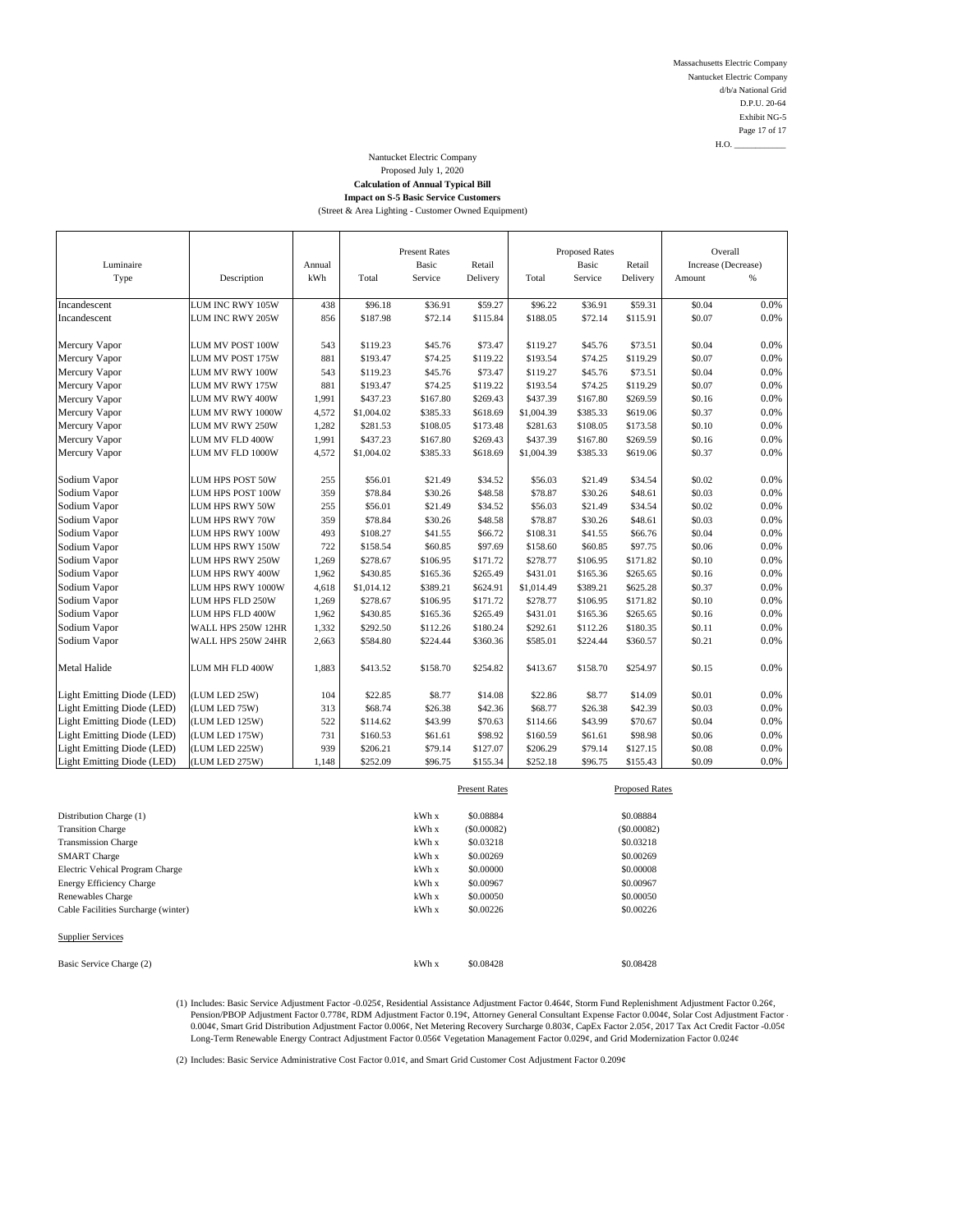Massachusetts Electric Company
Nantucket Electric Company
d/b/a National Grid
D.P.U. 20-64
Exhibit NG-5
Page 17 of 17
H.O. ____________

Nantucket Electric Company
Proposed July 1, 2020
**Calculation of Annual Typical Bill**
**Impact on S-5 Basic Service Customers**
(Street & Area Lighting - Customer Owned Equipment)

| Luminaire Type | Description | Annual kWh | Present Rates Total | Present Rates Basic Service | Present Rates Retail Delivery | Proposed Rates Total | Proposed Rates Basic Service | Proposed Rates Retail Delivery | Overall Increase (Decrease) Amount | Overall Increase (Decrease) % |
|---|---|---|---|---|---|---|---|---|---|---|
| Incandescent | LUM INC RWY 105W | 438 | $96.18 | $36.91 | $59.27 | $96.22 | $36.91 | $59.31 | $0.04 | 0.0% |
| Incandescent | LUM INC RWY 205W | 856 | $187.98 | $72.14 | $115.84 | $188.05 | $72.14 | $115.91 | $0.07 | 0.0% |
| Mercury Vapor | LUM MV POST 100W | 543 | $119.23 | $45.76 | $73.47 | $119.27 | $45.76 | $73.51 | $0.04 | 0.0% |
| Mercury Vapor | LUM MV POST 175W | 881 | $193.47 | $74.25 | $119.22 | $193.54 | $74.25 | $119.29 | $0.07 | 0.0% |
| Mercury Vapor | LUM MV RWY 100W | 543 | $119.23 | $45.76 | $73.47 | $119.27 | $45.76 | $73.51 | $0.04 | 0.0% |
| Mercury Vapor | LUM MV RWY 175W | 881 | $193.47 | $74.25 | $119.22 | $193.54 | $74.25 | $119.29 | $0.07 | 0.0% |
| Mercury Vapor | LUM MV RWY 400W | 1,991 | $437.23 | $167.80 | $269.43 | $437.39 | $167.80 | $269.59 | $0.16 | 0.0% |
| Mercury Vapor | LUM MV RWY 1000W | 4,572 | $1,004.02 | $385.33 | $618.69 | $1,004.39 | $385.33 | $619.06 | $0.37 | 0.0% |
| Mercury Vapor | LUM MV RWY 250W | 1,282 | $281.53 | $108.05 | $173.48 | $281.63 | $108.05 | $173.58 | $0.10 | 0.0% |
| Mercury Vapor | LUM MV FLD 400W | 1,991 | $437.23 | $167.80 | $269.43 | $437.39 | $167.80 | $269.59 | $0.16 | 0.0% |
| Mercury Vapor | LUM MV FLD 1000W | 4,572 | $1,004.02 | $385.33 | $618.69 | $1,004.39 | $385.33 | $619.06 | $0.37 | 0.0% |
| Sodium Vapor | LUM HPS POST 50W | 255 | $56.01 | $21.49 | $34.52 | $56.03 | $21.49 | $34.54 | $0.02 | 0.0% |
| Sodium Vapor | LUM HPS POST 100W | 359 | $78.84 | $30.26 | $48.58 | $78.87 | $30.26 | $48.61 | $0.03 | 0.0% |
| Sodium Vapor | LUM HPS RWY 50W | 255 | $56.01 | $21.49 | $34.52 | $56.03 | $21.49 | $34.54 | $0.02 | 0.0% |
| Sodium Vapor | LUM HPS RWY 70W | 359 | $78.84 | $30.26 | $48.58 | $78.87 | $30.26 | $48.61 | $0.03 | 0.0% |
| Sodium Vapor | LUM HPS RWY 100W | 493 | $108.27 | $41.55 | $66.72 | $108.31 | $41.55 | $66.76 | $0.04 | 0.0% |
| Sodium Vapor | LUM HPS RWY 150W | 722 | $158.54 | $60.85 | $97.69 | $158.60 | $60.85 | $97.75 | $0.06 | 0.0% |
| Sodium Vapor | LUM HPS RWY 250W | 1,269 | $278.67 | $106.95 | $171.72 | $278.77 | $106.95 | $171.82 | $0.10 | 0.0% |
| Sodium Vapor | LUM HPS RWY 400W | 1,962 | $430.85 | $165.36 | $265.49 | $431.01 | $165.36 | $265.65 | $0.16 | 0.0% |
| Sodium Vapor | LUM HPS RWY 1000W | 4,618 | $1,014.12 | $389.21 | $624.91 | $1,014.49 | $389.21 | $625.28 | $0.37 | 0.0% |
| Sodium Vapor | LUM HPS FLD 250W | 1,269 | $278.67 | $106.95 | $171.72 | $278.77 | $106.95 | $171.82 | $0.10 | 0.0% |
| Sodium Vapor | LUM HPS FLD 400W | 1,962 | $430.85 | $165.36 | $265.49 | $431.01 | $165.36 | $265.65 | $0.16 | 0.0% |
| Sodium Vapor | WALL HPS 250W 12HR | 1,332 | $292.50 | $112.26 | $180.24 | $292.61 | $112.26 | $180.35 | $0.11 | 0.0% |
| Sodium Vapor | WALL HPS 250W 24HR | 2,663 | $584.80 | $224.44 | $360.36 | $585.01 | $224.44 | $360.57 | $0.21 | 0.0% |
| Metal Halide | LUM MH FLD 400W | 1,883 | $413.52 | $158.70 | $254.82 | $413.67 | $158.70 | $254.97 | $0.15 | 0.0% |
| Light Emitting Diode (LED) | (LUM LED 25W) | 104 | $22.85 | $8.77 | $14.08 | $22.86 | $8.77 | $14.09 | $0.01 | 0.0% |
| Light Emitting Diode (LED) | (LUM LED 75W) | 313 | $68.74 | $26.38 | $42.36 | $68.77 | $26.38 | $42.39 | $0.03 | 0.0% |
| Light Emitting Diode (LED) | (LUM LED 125W) | 522 | $114.62 | $43.99 | $70.63 | $114.66 | $43.99 | $70.67 | $0.04 | 0.0% |
| Light Emitting Diode (LED) | (LUM LED 175W) | 731 | $160.53 | $61.61 | $98.92 | $160.59 | $61.61 | $98.98 | $0.06 | 0.0% |
| Light Emitting Diode (LED) | (LUM LED 225W) | 939 | $206.21 | $79.14 | $127.07 | $206.29 | $79.14 | $127.15 | $0.08 | 0.0% |
| Light Emitting Diode (LED) | (LUM LED 275W) | 1,148 | $252.09 | $96.75 | $155.34 | $252.18 | $96.75 | $155.43 | $0.09 | 0.0% |

| | | Present Rates | Proposed Rates |
|---|---|---|---|
| Distribution Charge (1) | kWh x | $0.08884 | $0.08884 |
| Transition Charge | kWh x | ($0.00082) | ($0.00082) |
| Transmission Charge | kWh x | $0.03218 | $0.03218 |
| SMART Charge | kWh x | $0.00269 | $0.00269 |
| Electric Vehical Program Charge | kWh x | $0.00000 | $0.00008 |
| Energy Efficiency Charge | kWh x | $0.00967 | $0.00967 |
| Renewables Charge | kWh x | $0.00050 | $0.00050 |
| Cable Facilities Surcharge (winter) | kWh x | $0.00226 | $0.00226 |
| Supplier Services | | | |
| Basic Service Charge (2) | kWh x | $0.08428 | $0.08428 |

(1) Includes: Basic Service Adjustment Factor -0.025¢, Residential Assistance Adjustment Factor 0.464¢, Storm Fund Replenishment Adjustment Factor 0.26¢, Pension/PBOP Adjustment Factor 0.778¢, RDM Adjustment Factor 0.19¢, Attorney General Consultant Expense Factor 0.004¢, Solar Cost Adjustment Factor - 0.004¢, Smart Grid Distribution Adjustment Factor 0.006¢, Net Metering Recovery Surcharge 0.803¢, CapEx Factor 2.05¢, 2017 Tax Act Credit Factor -0.05¢ Long-Term Renewable Energy Contract Adjustment Factor 0.056¢ Vegetation Management Factor 0.029¢, and Grid Modernization Factor 0.024¢

(2) Includes: Basic Service Administrative Cost Factor 0.01¢, and Smart Grid Customer Cost Adjustment Factor 0.209¢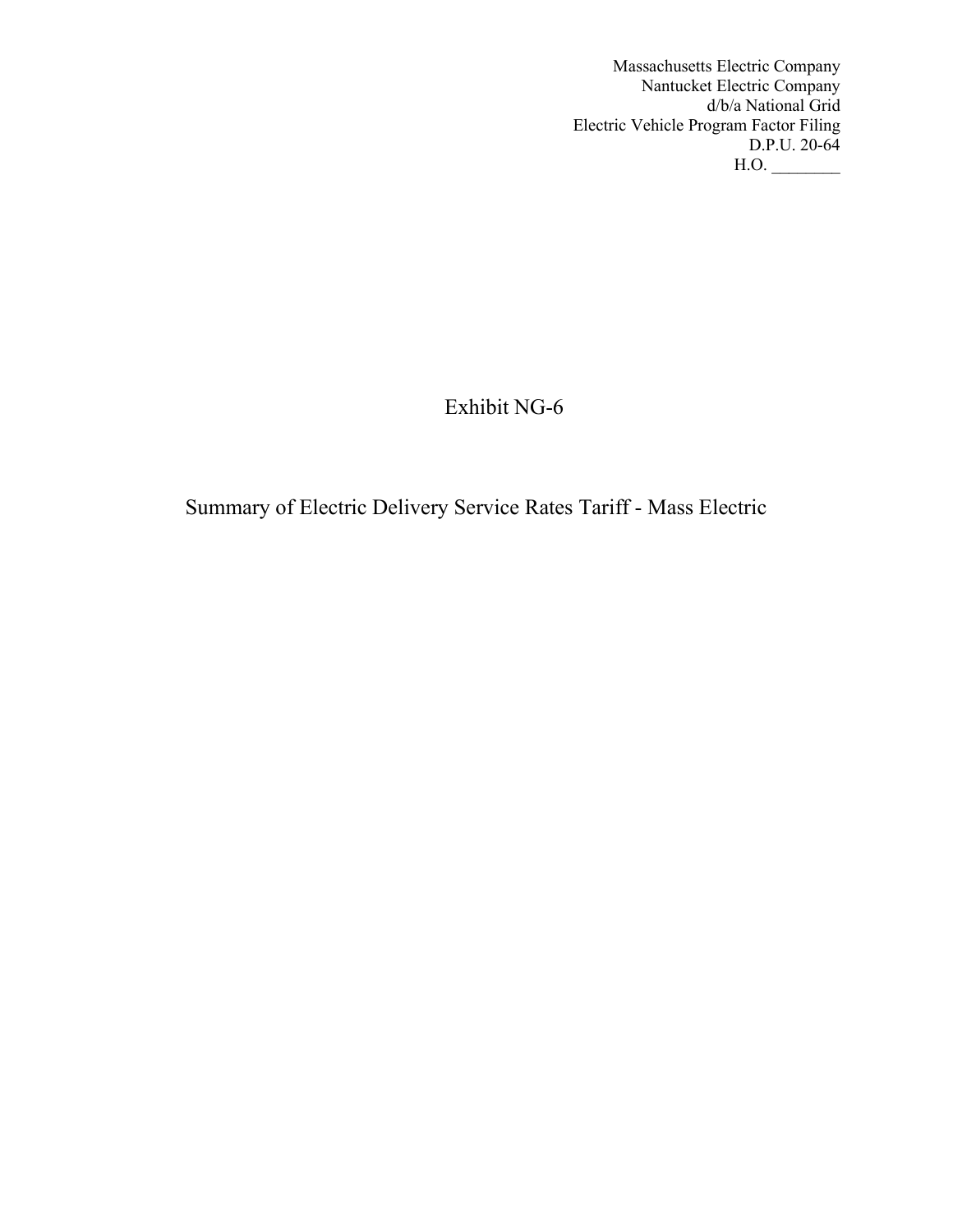Massachusetts Electric Company
Nantucket Electric Company
d/b/a National Grid
Electric Vehicle Program Factor Filing
D.P.U. 20-64
H.O. ________

# Exhibit NG-6

## Summary of Electric Delivery Service Rates Tariff - Mass Electric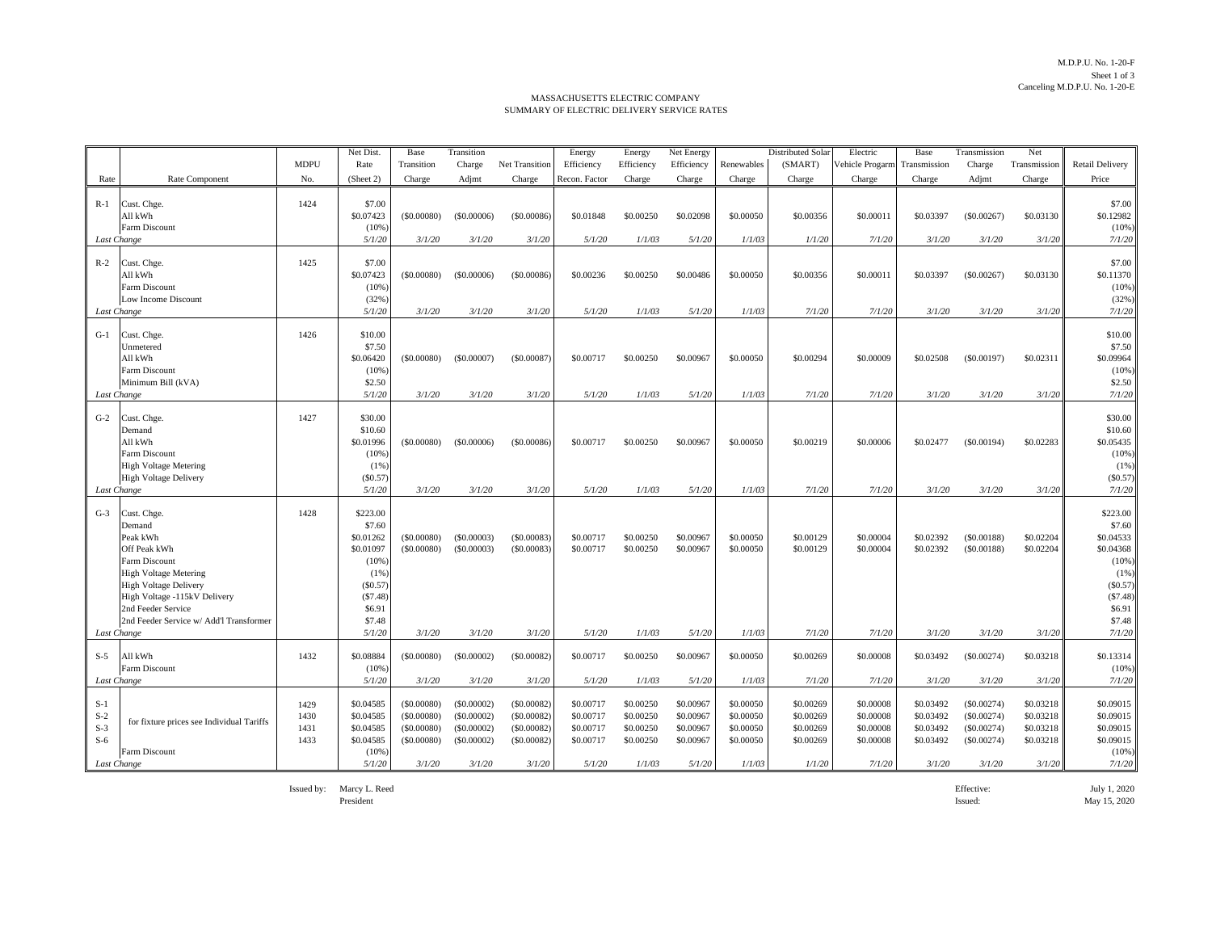M.D.P.U. No. 1-20-F
Sheet 1 of 3
Canceling M.D.P.U. No. 1-20-E

MASSACHUSETTS ELECTRIC COMPANY
SUMMARY OF ELECTRIC DELIVERY SERVICE RATES

| Rate | Rate Component | MDPU No. | Net Dist. Rate (Sheet 2) | Base Transition Charge | Transition Charge Adjmt | Net Transition Charge | Energy Efficiency Recon. Factor | Energy Efficiency Charge | Net Energy Efficiency Charge | Renewables Charge | Distributed Solar (SMART) Charge | Electric Vehicle Progarm Charge | Base Transmission Charge | Transmission Charge Adjmt | Net Transmission Charge | Retail Delivery Price |
|---|---|---|---|---|---|---|---|---|---|---|---|---|---|---|---|---|
| R-1 | Cust. Chge. | 1424 | $7.00 | | | | | | | | | | | | | $7.00 |
| | All kWh | | $0.07423 | ($0.00080) | ($0.00006) | ($0.00086) | $0.01848 | $0.00250 | $0.02098 | $0.00050 | $0.00356 | $0.00011 | $0.03397 | ($0.00267) | $0.03130 | $0.12982 |
| | Farm Discount | | (10%) | | | | | | | | | | | | | (10%) |
| *Last Change* | | | *5/1/20* | *3/1/20* | *3/1/20* | *3/1/20* | *5/1/20* | *1/1/03* | *5/1/20* | *1/1/03* | *1/1/20* | *7/1/20* | *3/1/20* | *3/1/20* | *3/1/20* | *7/1/20* |
| R-2 | Cust. Chge. | 1425 | $7.00 | | | | | | | | | | | | | $7.00 |
| | All kWh | | $0.07423 | ($0.00080) | ($0.00006) | ($0.00086) | $0.00236 | $0.00250 | $0.00486 | $0.00050 | $0.00356 | $0.00011 | $0.03397 | ($0.00267) | $0.03130 | $0.11370 |
| | Farm Discount | | (10%) | | | | | | | | | | | | | (10%) |
| | Low Income Discount | | (32%) | | | | | | | | | | | | | (32%) |
| *Last Change* | | | *5/1/20* | *3/1/20* | *3/1/20* | *3/1/20* | *5/1/20* | *1/1/03* | *5/1/20* | *1/1/03* | *7/1/20* | *7/1/20* | *3/1/20* | *3/1/20* | *3/1/20* | *7/1/20* |
| G-1 | Cust. Chge. | 1426 | $10.00 | | | | | | | | | | | | | $10.00 |
| | Unmetered | | $7.50 | | | | | | | | | | | | | $7.50 |
| | All kWh | | $0.06420 | ($0.00080) | ($0.00007) | ($0.00087) | $0.00717 | $0.00250 | $0.00967 | $0.00050 | $0.00294 | $0.00009 | $0.02508 | ($0.00197) | $0.02311 | $0.09964 |
| | Farm Discount | | (10%) | | | | | | | | | | | | | (10%) |
| | Minimum Bill (kVA) | | $2.50 | | | | | | | | | | | | | $2.50 |
| *Last Change* | | | *5/1/20* | *3/1/20* | *3/1/20* | *3/1/20* | *5/1/20* | *1/1/03* | *5/1/20* | *1/1/03* | *7/1/20* | *7/1/20* | *3/1/20* | *3/1/20* | *3/1/20* | *7/1/20* |
| G-2 | Cust. Chge. | 1427 | $30.00 | | | | | | | | | | | | | $30.00 |
| | Demand | | $10.60 | | | | | | | | | | | | | $10.60 |
| | All kWh | | $0.01996 | ($0.00080) | ($0.00006) | ($0.00086) | $0.00717 | $0.00250 | $0.00967 | $0.00050 | $0.00219 | $0.00006 | $0.02477 | ($0.00194) | $0.02283 | $0.05435 |
| | Farm Discount | | (10%) | | | | | | | | | | | | | (10%) |
| | High Voltage Metering | | (1%) | | | | | | | | | | | | | (1%) |
| | High Voltage Delivery | | ($0.57) | | | | | | | | | | | | | ($0.57) |
| *Last Change* | | | *5/1/20* | *3/1/20* | *3/1/20* | *3/1/20* | *5/1/20* | *1/1/03* | *5/1/20* | *1/1/03* | *7/1/20* | *7/1/20* | *3/1/20* | *3/1/20* | *3/1/20* | *7/1/20* |
| G-3 | Cust. Chge. | 1428 | $223.00 | | | | | | | | | | | | | $223.00 |
| | Demand | | $7.60 | | | | | | | | | | | | | $7.60 |
| | Peak kWh | | $0.01262 | ($0.00080) | ($0.00003) | ($0.00083) | $0.00717 | $0.00250 | $0.00967 | $0.00050 | $0.00129 | $0.00004 | $0.02392 | ($0.00188) | $0.02204 | $0.04533 |
| | Off Peak kWh | | $0.01097 | ($0.00080) | ($0.00003) | ($0.00083) | $0.00717 | $0.00250 | $0.00967 | $0.00050 | $0.00129 | $0.00004 | $0.02392 | ($0.00188) | $0.02204 | $0.04368 |
| | Farm Discount | | (10%) | | | | | | | | | | | | | (10%) |
| | High Voltage Metering | | (1%) | | | | | | | | | | | | | (1%) |
| | High Voltage Delivery | | ($0.57) | | | | | | | | | | | | | ($0.57) |
| | High Voltage -115kV Delivery | | ($7.48) | | | | | | | | | | | | | ($7.48) |
| | 2nd Feeder Service | | $6.91 | | | | | | | | | | | | | $6.91 |
| | 2nd Feeder Service w/ Add'l Transformer | | $7.48 | | | | | | | | | | | | | $7.48 |
| *Last Change* | | | *5/1/20* | *3/1/20* | *3/1/20* | *3/1/20* | *5/1/20* | *1/1/03* | *5/1/20* | *1/1/03* | *7/1/20* | *7/1/20* | *3/1/20* | *3/1/20* | *3/1/20* | *7/1/20* |
| S-5 | All kWh | 1432 | $0.08884 | ($0.00080) | ($0.00002) | ($0.00082) | $0.00717 | $0.00250 | $0.00967 | $0.00050 | $0.00269 | $0.00008 | $0.03492 | ($0.00274) | $0.03218 | $0.13314 |
| | Farm Discount | | (10%) | | | | | | | | | | | | | (10%) |
| *Last Change* | | | *5/1/20* | *3/1/20* | *3/1/20* | *3/1/20* | *5/1/20* | *1/1/03* | *5/1/20* | *1/1/03* | *7/1/20* | *7/1/20* | *3/1/20* | *3/1/20* | *3/1/20* | *7/1/20* |
| S-1 | for fixture prices see Individual Tariffs | 1429 | $0.04585 | ($0.00080) | ($0.00002) | ($0.00082) | $0.00717 | $0.00250 | $0.00967 | $0.00050 | $0.00269 | $0.00008 | $0.03492 | ($0.00274) | $0.03218 | $0.09015 |
| S-2 | | 1430 | $0.04585 | ($0.00080) | ($0.00002) | ($0.00082) | $0.00717 | $0.00250 | $0.00967 | $0.00050 | $0.00269 | $0.00008 | $0.03492 | ($0.00274) | $0.03218 | $0.09015 |
| S-3 | | 1431 | $0.04585 | ($0.00080) | ($0.00002) | ($0.00082) | $0.00717 | $0.00250 | $0.00967 | $0.00050 | $0.00269 | $0.00008 | $0.03492 | ($0.00274) | $0.03218 | $0.09015 |
| S-6 | | 1433 | $0.04585 | ($0.00080) | ($0.00002) | ($0.00082) | $0.00717 | $0.00250 | $0.00967 | $0.00050 | $0.00269 | $0.00008 | $0.03492 | ($0.00274) | $0.03218 | $0.09015 |
| | Farm Discount | | (10%) | | | | | | | | | | | | | (10%) |
| *Last Change* | | | *5/1/20* | *3/1/20* | *3/1/20* | *3/1/20* | *5/1/20* | *1/1/03* | *5/1/20* | *1/1/03* | *1/1/20* | *7/1/20* | *3/1/20* | *3/1/20* | *3/1/20* | *7/1/20* |

Issued by: Marcy L. Reed
President

Effective: July 1, 2020
Issued: May 15, 2020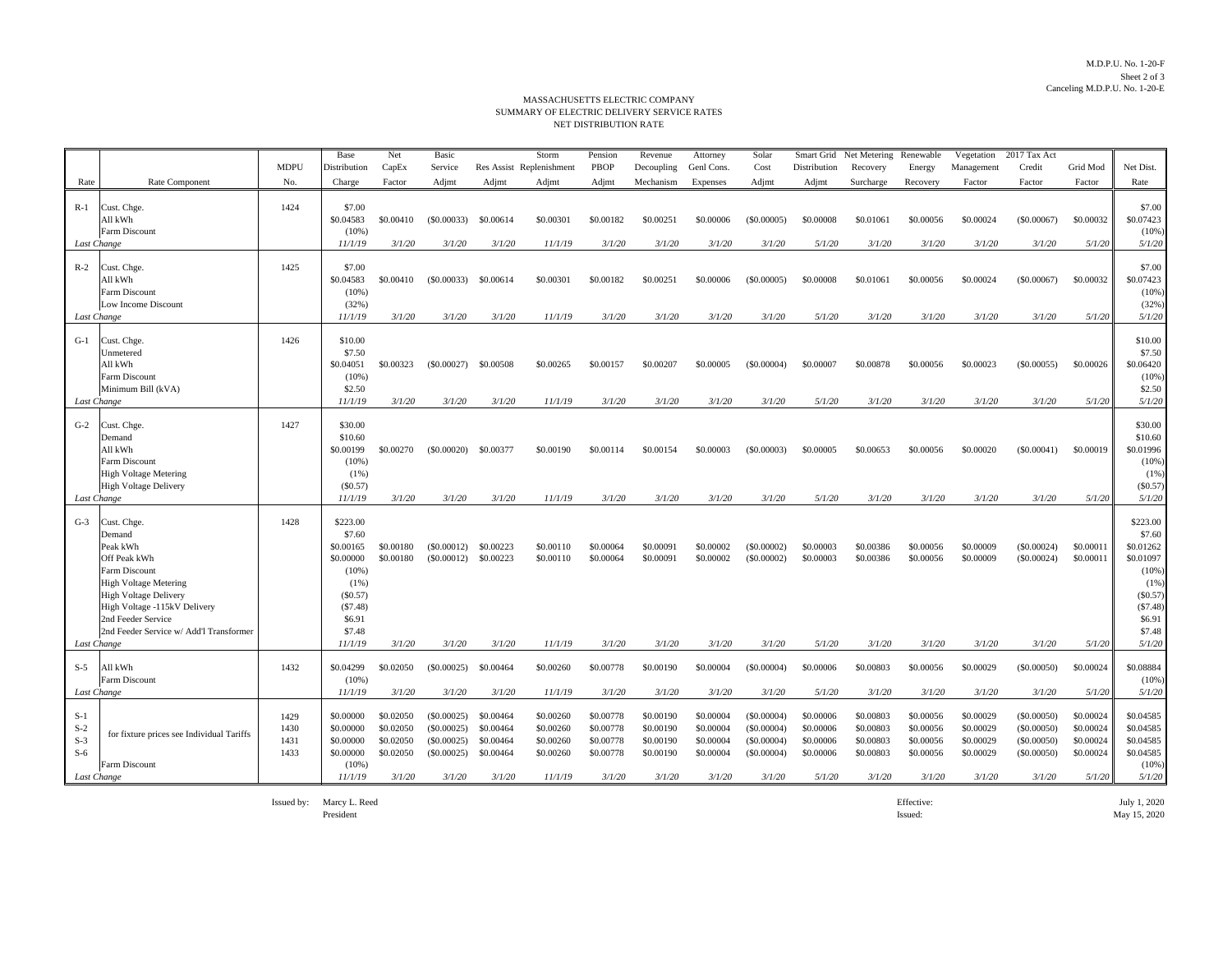M.D.P.U. No. 1-20-F
Sheet 2 of 3
Canceling M.D.P.U. No. 1-20-E

MASSACHUSETTS ELECTRIC COMPANY
SUMMARY OF ELECTRIC DELIVERY SERVICE RATES
NET DISTRIBUTION RATE

| Rate | Rate Component | MDPU No. | Base Distribution Charge | Net CapEx Factor | Basic Service Adjmt | Res Assist Adjmt | Storm Replenishment Adjmt | Pension PBOP Adjmt | Revenue Decoupling Mechanism | Attorney Genl Cons. Expenses | Solar Cost Adjmt | Smart Grid Distribution Adjmt | Net Metering Recovery Surcharge | Renewable Energy Recovery | Vegetation Management Factor | 2017 Tax Act Credit Factor | Grid Mod Factor | Net Dist. Rate |
|---|---|---|---|---|---|---|---|---|---|---|---|---|---|---|---|---|---|---|
| R-1 | Cust. Chge. | 1424 | $7.00 | | | | | | | | | | | | | | | $7.00 |
| | All kWh | | $0.04583 | $0.00410 | ($0.00033) | $0.00614 | $0.00301 | $0.00182 | $0.00251 | $0.00006 | ($0.00005) | $0.00008 | $0.01061 | $0.00056 | $0.00024 | ($0.00067) | $0.00032 | $0.07423 |
| | Farm Discount | | (10%) | | | | | | | | | | | | | | | (10%) |
| *Last Change* | | | *11/1/19* | *3/1/20* | *3/1/20* | *3/1/20* | *11/1/19* | *3/1/20* | *3/1/20* | *3/1/20* | *3/1/20* | *5/1/20* | *3/1/20* | *3/1/20* | *3/1/20* | *3/1/20* | *5/1/20* | *5/1/20* |
| R-2 | Cust. Chge. | 1425 | $7.00 | | | | | | | | | | | | | | | $7.00 |
| | All kWh | | $0.04583 | $0.00410 | ($0.00033) | $0.00614 | $0.00301 | $0.00182 | $0.00251 | $0.00006 | ($0.00005) | $0.00008 | $0.01061 | $0.00056 | $0.00024 | ($0.00067) | $0.00032 | $0.07423 |
| | Farm Discount | | (10%) | | | | | | | | | | | | | | | (10%) |
| | Low Income Discount | | (32%) | | | | | | | | | | | | | | | (32%) |
| *Last Change* | | | *11/1/19* | *3/1/20* | *3/1/20* | *3/1/20* | *11/1/19* | *3/1/20* | *3/1/20* | *3/1/20* | *3/1/20* | *5/1/20* | *3/1/20* | *3/1/20* | *3/1/20* | *3/1/20* | *5/1/20* | *5/1/20* |
| G-1 | Cust. Chge. | 1426 | $10.00 | | | | | | | | | | | | | | | $10.00 |
| | Unmetered | | $7.50 | | | | | | | | | | | | | | | $7.50 |
| | All kWh | | $0.04051 | $0.00323 | ($0.00027) | $0.00508 | $0.00265 | $0.00157 | $0.00207 | $0.00005 | ($0.00004) | $0.00007 | $0.00878 | $0.00056 | $0.00023 | ($0.00055) | $0.00026 | $0.06420 |
| | Farm Discount | | (10%) | | | | | | | | | | | | | | | (10%) |
| | Minimum Bill (kVA) | | $2.50 | | | | | | | | | | | | | | | $2.50 |
| *Last Change* | | | *11/1/19* | *3/1/20* | *3/1/20* | *3/1/20* | *11/1/19* | *3/1/20* | *3/1/20* | *3/1/20* | *3/1/20* | *5/1/20* | *3/1/20* | *3/1/20* | *3/1/20* | *3/1/20* | *5/1/20* | *5/1/20* |
| G-2 | Cust. Chge. | 1427 | $30.00 | | | | | | | | | | | | | | | $30.00 |
| | Demand | | $10.60 | | | | | | | | | | | | | | | $10.60 |
| | All kWh | | $0.00199 | $0.00270 | ($0.00020) | $0.00377 | $0.00190 | $0.00114 | $0.00154 | $0.00003 | ($0.00003) | $0.00005 | $0.00653 | $0.00056 | $0.00020 | ($0.00041) | $0.00019 | $0.01996 |
| | Farm Discount | | (10%) | | | | | | | | | | | | | | | (10%) |
| | High Voltage Metering | | (1%) | | | | | | | | | | | | | | | (1%) |
| | High Voltage Delivery | | ($0.57) | | | | | | | | | | | | | | | ($0.57) |
| *Last Change* | | | *11/1/19* | *3/1/20* | *3/1/20* | *3/1/20* | *11/1/19* | *3/1/20* | *3/1/20* | *3/1/20* | *3/1/20* | *5/1/20* | *3/1/20* | *3/1/20* | *3/1/20* | *3/1/20* | *5/1/20* | *5/1/20* |
| G-3 | Cust. Chge. | 1428 | $223.00 | | | | | | | | | | | | | | | $223.00 |
| | Demand | | $7.60 | | | | | | | | | | | | | | | $7.60 |
| | Peak kWh | | $0.00165 | $0.00180 | ($0.00012) | $0.00223 | $0.00110 | $0.00064 | $0.00091 | $0.00002 | ($0.00002) | $0.00003 | $0.00386 | $0.00056 | $0.00009 | ($0.00024) | $0.00011 | $0.01262 |
| | Off Peak kWh | | $0.00000 | $0.00180 | ($0.00012) | $0.00223 | $0.00110 | $0.00064 | $0.00091 | $0.00002 | ($0.00002) | $0.00003 | $0.00386 | $0.00056 | $0.00009 | ($0.00024) | $0.00011 | $0.01097 |
| | Farm Discount | | (10%) | | | | | | | | | | | | | | | (10%) |
| | High Voltage Metering | | (1%) | | | | | | | | | | | | | | | (1%) |
| | High Voltage Delivery | | ($0.57) | | | | | | | | | | | | | | | ($0.57) |
| | High Voltage -115kV Delivery | | ($7.48) | | | | | | | | | | | | | | | ($7.48) |
| | 2nd Feeder Service | | $6.91 | | | | | | | | | | | | | | | $6.91 |
| | 2nd Feeder Service w/ Add'l Transformer | | $7.48 | | | | | | | | | | | | | | | $7.48 |
| *Last Change* | | | *11/1/19* | *3/1/20* | *3/1/20* | *3/1/20* | *11/1/19* | *3/1/20* | *3/1/20* | *3/1/20* | *3/1/20* | *5/1/20* | *3/1/20* | *3/1/20* | *3/1/20* | *3/1/20* | *5/1/20* | *5/1/20* |
| S-5 | All kWh | 1432 | $0.04299 | $0.02050 | ($0.00025) | $0.00464 | $0.00260 | $0.00778 | $0.00190 | $0.00004 | ($0.00004) | $0.00006 | $0.00803 | $0.00056 | $0.00029 | ($0.00050) | $0.00024 | $0.08884 |
| | Farm Discount | | (10%) | | | | | | | | | | | | | | | (10%) |
| *Last Change* | | | *11/1/19* | *3/1/20* | *3/1/20* | *3/1/20* | *11/1/19* | *3/1/20* | *3/1/20* | *3/1/20* | *3/1/20* | *5/1/20* | *3/1/20* | *3/1/20* | *3/1/20* | *3/1/20* | *5/1/20* | *5/1/20* |
| S-1 | for fixture prices see Individual Tariffs | 1429 | $0.00000 | $0.02050 | ($0.00025) | $0.00464 | $0.00260 | $0.00778 | $0.00190 | $0.00004 | ($0.00004) | $0.00006 | $0.00803 | $0.00056 | $0.00029 | ($0.00050) | $0.00024 | $0.04585 |
| S-2 | | 1430 | $0.00000 | $0.02050 | ($0.00025) | $0.00464 | $0.00260 | $0.00778 | $0.00190 | $0.00004 | ($0.00004) | $0.00006 | $0.00803 | $0.00056 | $0.00029 | ($0.00050) | $0.00024 | $0.04585 |
| S-3 | | 1431 | $0.00000 | $0.02050 | ($0.00025) | $0.00464 | $0.00260 | $0.00778 | $0.00190 | $0.00004 | ($0.00004) | $0.00006 | $0.00803 | $0.00056 | $0.00029 | ($0.00050) | $0.00024 | $0.04585 |
| S-6 | | 1433 | $0.00000 | $0.02050 | ($0.00025) | $0.00464 | $0.00260 | $0.00778 | $0.00190 | $0.00004 | ($0.00004) | $0.00006 | $0.00803 | $0.00056 | $0.00029 | ($0.00050) | $0.00024 | $0.04585 |
| | Farm Discount | | (10%) | | | | | | | | | | | | | | | (10%) |
| *Last Change* | | | *11/1/19* | *3/1/20* | *3/1/20* | *3/1/20* | *11/1/19* | *3/1/20* | *3/1/20* | *3/1/20* | *3/1/20* | *5/1/20* | *3/1/20* | *3/1/20* | *3/1/20* | *3/1/20* | *5/1/20* | *5/1/20* |

Issued by: Marcy L. Reed
President

Effective: July 1, 2020
Issued: May 15, 2020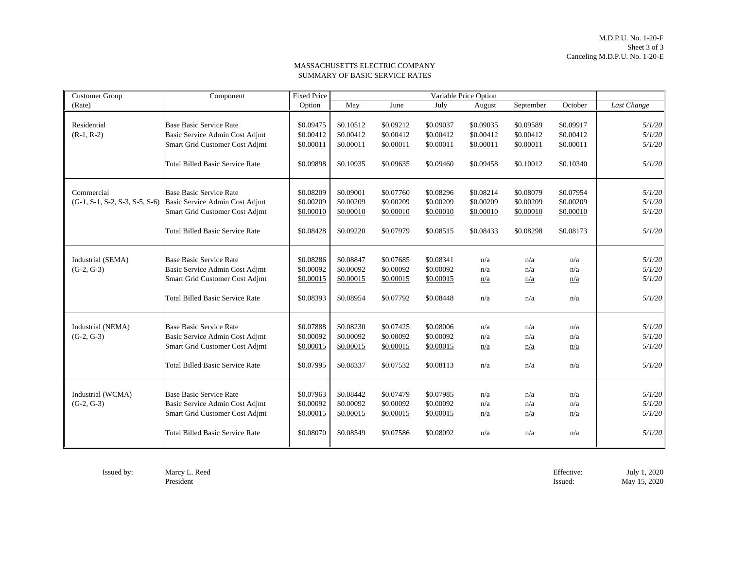M.D.P.U. No. 1-20-F
Sheet 3 of 3
Canceling M.D.P.U. No. 1-20-E

MASSACHUSETTS ELECTRIC COMPANY
SUMMARY OF BASIC SERVICE RATES

| Customer Group | Component | Fixed Price | Variable Price Option | | | | | | |
|---|---|---|---|---|---|---|---|---|---|
| (Rate) | | Option | May | June | July | August | September | October | *Last Change* |
| Residential | Base Basic Service Rate | $0.09475 | $0.10512 | $0.09212 | $0.09037 | $0.09035 | $0.09589 | $0.09917 | *5/1/20* |
| (R-1, R-2) | Basic Service Admin Cost Adjmt | $0.00412 | $0.00412 | $0.00412 | $0.00412 | $0.00412 | $0.00412 | $0.00412 | *5/1/20* |
| | Smart Grid Customer Cost Adjmt | $0.00011 | $0.00011 | $0.00011 | $0.00011 | $0.00011 | $0.00011 | $0.00011 | *5/1/20* |
| | Total Billed Basic Service Rate | $0.09898 | $0.10935 | $0.09635 | $0.09460 | $0.09458 | $0.10012 | $0.10340 | *5/1/20* |
| Commercial | Base Basic Service Rate | $0.08209 | $0.09001 | $0.07760 | $0.08296 | $0.08214 | $0.08079 | $0.07954 | *5/1/20* |
| (G-1, S-1, S-2, S-3, S-5, S-6) | Basic Service Admin Cost Adjmt | $0.00209 | $0.00209 | $0.00209 | $0.00209 | $0.00209 | $0.00209 | $0.00209 | *5/1/20* |
| | Smart Grid Customer Cost Adjmt | $0.00010 | $0.00010 | $0.00010 | $0.00010 | $0.00010 | $0.00010 | $0.00010 | *5/1/20* |
| | Total Billed Basic Service Rate | $0.08428 | $0.09220 | $0.07979 | $0.08515 | $0.08433 | $0.08298 | $0.08173 | *5/1/20* |
| Industrial (SEMA) | Base Basic Service Rate | $0.08286 | $0.08847 | $0.07685 | $0.08341 | n/a | n/a | n/a | *5/1/20* |
| (G-2, G-3) | Basic Service Admin Cost Adjmt | $0.00092 | $0.00092 | $0.00092 | $0.00092 | n/a | n/a | n/a | *5/1/20* |
| | Smart Grid Customer Cost Adjmt | $0.00015 | $0.00015 | $0.00015 | $0.00015 | n/a | n/a | n/a | *5/1/20* |
| | Total Billed Basic Service Rate | $0.08393 | $0.08954 | $0.07792 | $0.08448 | n/a | n/a | n/a | *5/1/20* |
| Industrial (NEMA) | Base Basic Service Rate | $0.07888 | $0.08230 | $0.07425 | $0.08006 | n/a | n/a | n/a | *5/1/20* |
| (G-2, G-3) | Basic Service Admin Cost Adjmt | $0.00092 | $0.00092 | $0.00092 | $0.00092 | n/a | n/a | n/a | *5/1/20* |
| | Smart Grid Customer Cost Adjmt | $0.00015 | $0.00015 | $0.00015 | $0.00015 | n/a | n/a | n/a | *5/1/20* |
| | Total Billed Basic Service Rate | $0.07995 | $0.08337 | $0.07532 | $0.08113 | n/a | n/a | n/a | *5/1/20* |
| Industrial (WCMA) | Base Basic Service Rate | $0.07963 | $0.08442 | $0.07479 | $0.07985 | n/a | n/a | n/a | *5/1/20* |
| (G-2, G-3) | Basic Service Admin Cost Adjmt | $0.00092 | $0.00092 | $0.00092 | $0.00092 | n/a | n/a | n/a | *5/1/20* |
| | Smart Grid Customer Cost Adjmt | $0.00015 | $0.00015 | $0.00015 | $0.00015 | n/a | n/a | n/a | *5/1/20* |
| | Total Billed Basic Service Rate | $0.08070 | $0.08549 | $0.07586 | $0.08092 | n/a | n/a | n/a | *5/1/20* |

Issued by: Marcy L. Reed
President

Effective: July 1, 2020
Issued: May 15, 2020